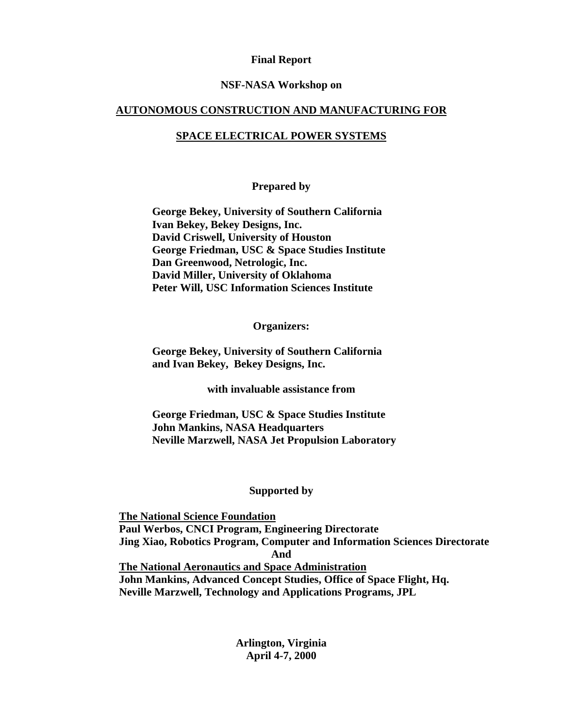**Final Report**

**NSF-NASA Workshop on**

# AUTONOMOUS CONSTRUCTION AND MANUFACTURING FOR SPACE ELECTRICAL POWER SYSTEMS

**Prepared by**

**George Bekey, University of Southern California**
**Ivan Bekey, Bekey Designs, Inc.**
**David Criswell, University of Houston**
**George Friedman, USC & Space Studies Institute**
**Dan Greenwood, Netrologic, Inc.**
**David Miller, University of Oklahoma**
**Peter Will, USC Information Sciences Institute**

**Organizers:**

**George Bekey, University of Southern California**
**and Ivan Bekey, Bekey Designs, Inc.**

**with invaluable assistance from**

**George Friedman, USC & Space Studies Institute**
**John Mankins, NASA Headquarters**
**Neville Marzwell, NASA Jet Propulsion Laboratory**

**Supported by**

**The National Science Foundation**
**Paul Werbos, CNCI Program, Engineering Directorate**
**Jing Xiao, Robotics Program, Computer and Information Sciences Directorate**
**And**
**The National Aeronautics and Space Administration**
**John Mankins, Advanced Concept Studies, Office of Space Flight, Hq.**
**Neville Marzwell, Technology and Applications Programs, JPL**

**Arlington, Virginia**
**April 4-7, 2000**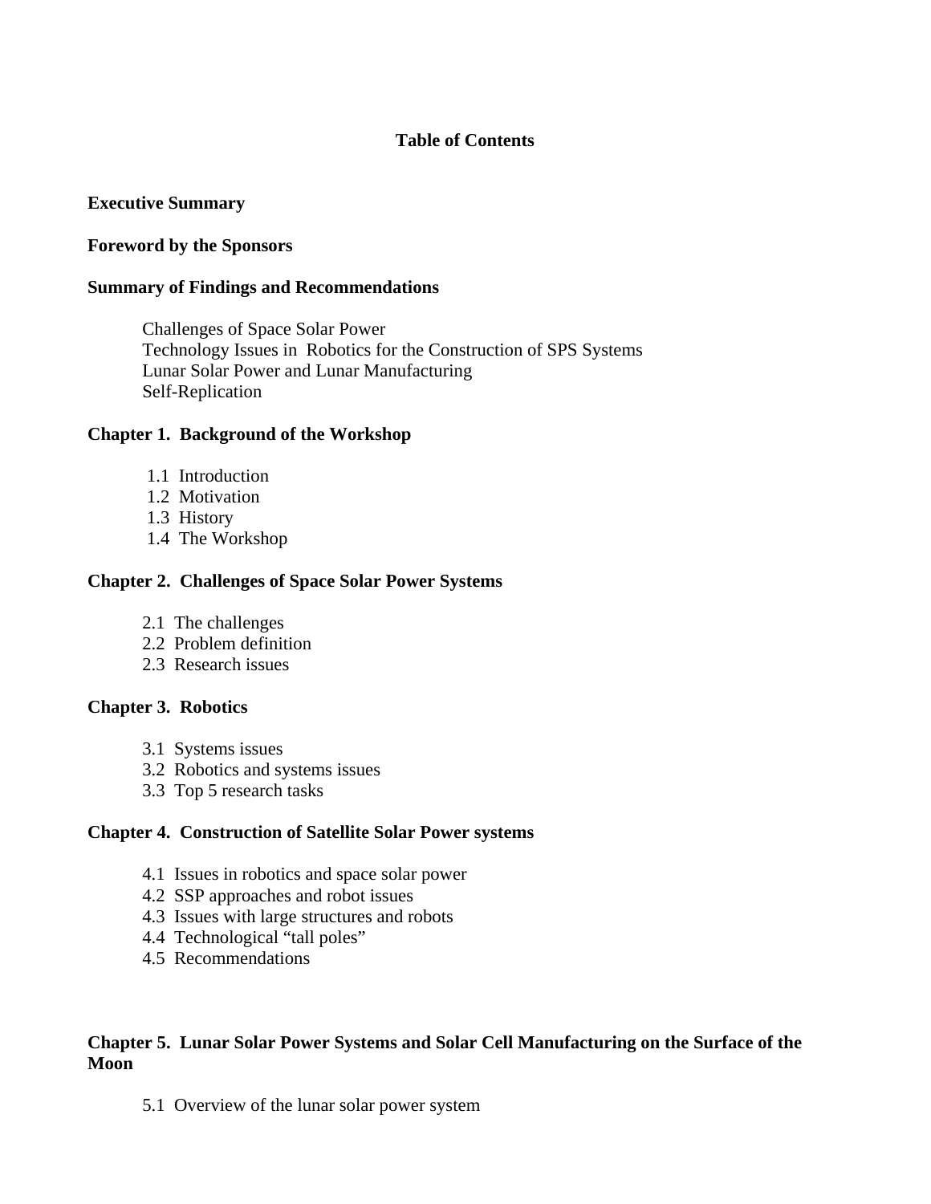# Table of Contents

**Executive Summary**

**Foreword by the Sponsors**

**Summary of Findings and Recommendations**

- Challenges of Space Solar Power
- Technology Issues in Robotics for the Construction of SPS Systems
- Lunar Solar Power and Lunar Manufacturing
- Self-Replication

**Chapter 1. Background of the Workshop**

- 1.1 Introduction
- 1.2 Motivation
- 1.3 History
- 1.4 The Workshop

**Chapter 2. Challenges of Space Solar Power Systems**

- 2.1 The challenges
- 2.2 Problem definition
- 2.3 Research issues

**Chapter 3. Robotics**

- 3.1 Systems issues
- 3.2 Robotics and systems issues
- 3.3 Top 5 research tasks

**Chapter 4. Construction of Satellite Solar Power systems**

- 4.1 Issues in robotics and space solar power
- 4.2 SSP approaches and robot issues
- 4.3 Issues with large structures and robots
- 4.4 Technological "tall poles"
- 4.5 Recommendations

**Chapter 5. Lunar Solar Power Systems and Solar Cell Manufacturing on the Surface of the Moon**

- 5.1 Overview of the lunar solar power system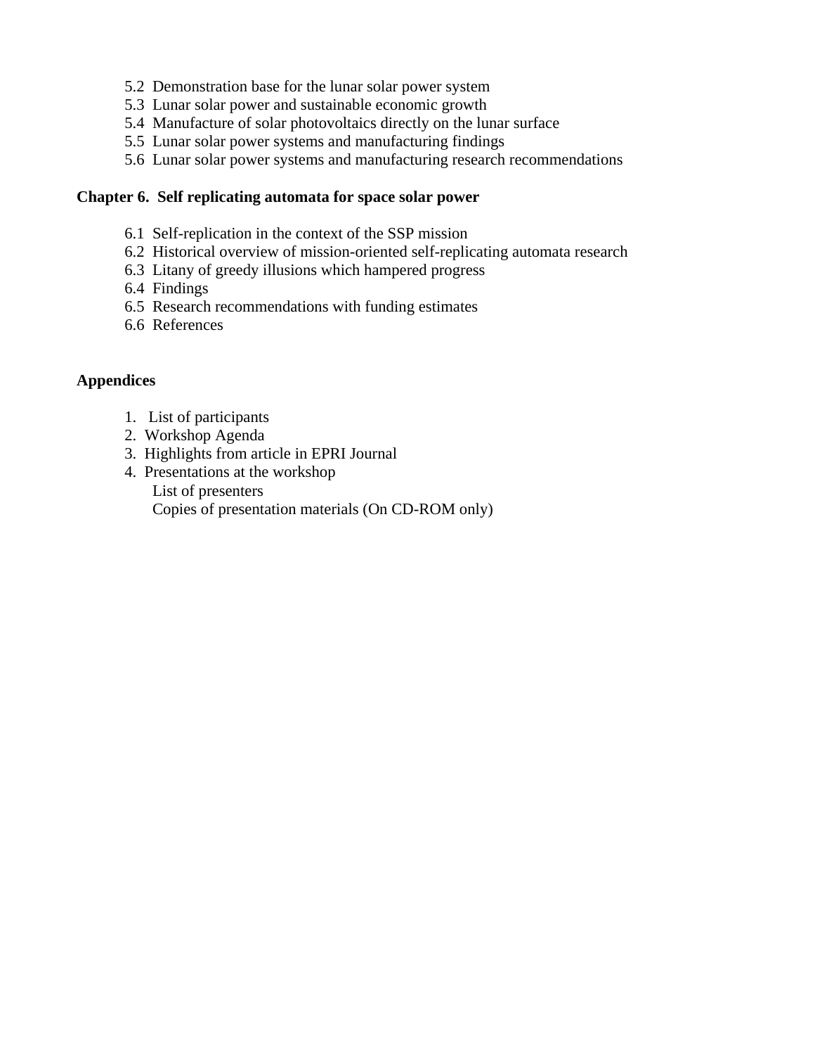- 5.2 Demonstration base for the lunar solar power system
- 5.3 Lunar solar power and sustainable economic growth
- 5.4 Manufacture of solar photovoltaics directly on the lunar surface
- 5.5 Lunar solar power systems and manufacturing findings
- 5.6 Lunar solar power systems and manufacturing research recommendations

**Chapter 6. Self replicating automata for space solar power**

- 6.1 Self-replication in the context of the SSP mission
- 6.2 Historical overview of mission-oriented self-replicating automata research
- 6.3 Litany of greedy illusions which hampered progress
- 6.4 Findings
- 6.5 Research recommendations with funding estimates
- 6.6 References

**Appendices**

1. List of participants
2. Workshop Agenda
3. Highlights from article in EPRI Journal
4. Presentations at the workshop
   - List of presenters
   - Copies of presentation materials (On CD-ROM only)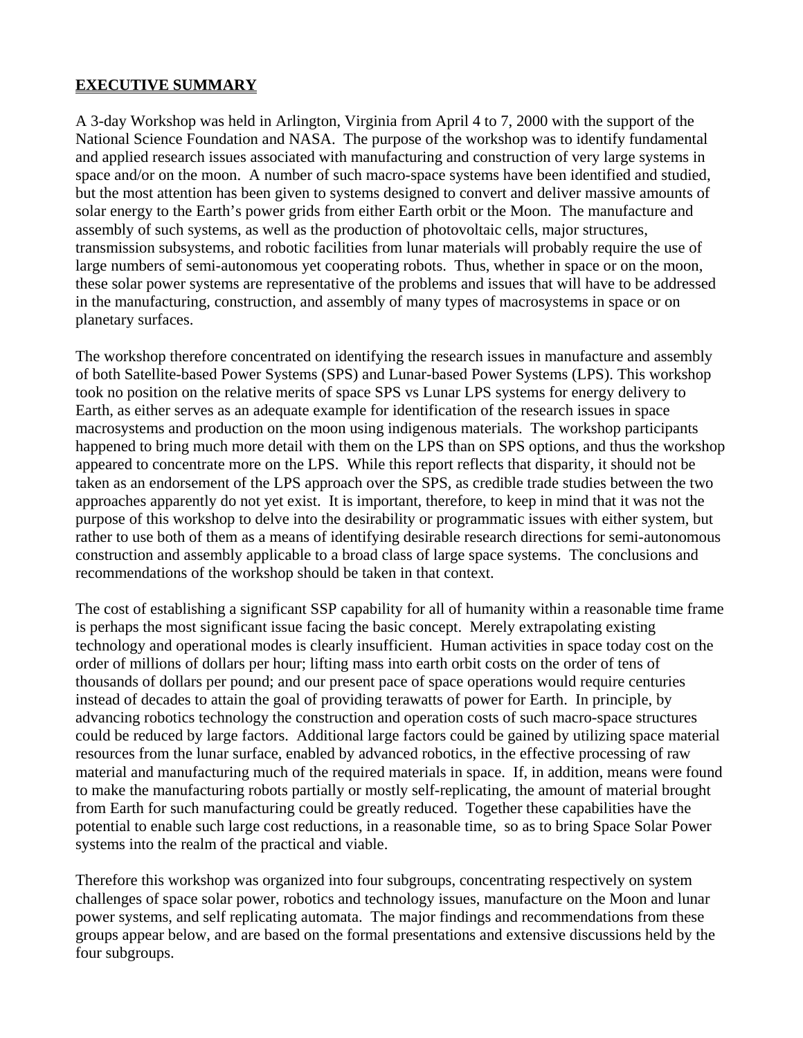## EXECUTIVE SUMMARY

A 3-day Workshop was held in Arlington, Virginia from April 4 to 7, 2000 with the support of the National Science Foundation and NASA. The purpose of the workshop was to identify fundamental and applied research issues associated with manufacturing and construction of very large systems in space and/or on the moon. A number of such macro-space systems have been identified and studied, but the most attention has been given to systems designed to convert and deliver massive amounts of solar energy to the Earth's power grids from either Earth orbit or the Moon. The manufacture and assembly of such systems, as well as the production of photovoltaic cells, major structures, transmission subsystems, and robotic facilities from lunar materials will probably require the use of large numbers of semi-autonomous yet cooperating robots. Thus, whether in space or on the moon, these solar power systems are representative of the problems and issues that will have to be addressed in the manufacturing, construction, and assembly of many types of macrosystems in space or on planetary surfaces.

The workshop therefore concentrated on identifying the research issues in manufacture and assembly of both Satellite-based Power Systems (SPS) and Lunar-based Power Systems (LPS). This workshop took no position on the relative merits of space SPS vs Lunar LPS systems for energy delivery to Earth, as either serves as an adequate example for identification of the research issues in space macrosystems and production on the moon using indigenous materials. The workshop participants happened to bring much more detail with them on the LPS than on SPS options, and thus the workshop appeared to concentrate more on the LPS. While this report reflects that disparity, it should not be taken as an endorsement of the LPS approach over the SPS, as credible trade studies between the two approaches apparently do not yet exist. It is important, therefore, to keep in mind that it was not the purpose of this workshop to delve into the desirability or programmatic issues with either system, but rather to use both of them as a means of identifying desirable research directions for semi-autonomous construction and assembly applicable to a broad class of large space systems. The conclusions and recommendations of the workshop should be taken in that context.

The cost of establishing a significant SSP capability for all of humanity within a reasonable time frame is perhaps the most significant issue facing the basic concept. Merely extrapolating existing technology and operational modes is clearly insufficient. Human activities in space today cost on the order of millions of dollars per hour; lifting mass into earth orbit costs on the order of tens of thousands of dollars per pound; and our present pace of space operations would require centuries instead of decades to attain the goal of providing terawatts of power for Earth. In principle, by advancing robotics technology the construction and operation costs of such macro-space structures could be reduced by large factors. Additional large factors could be gained by utilizing space material resources from the lunar surface, enabled by advanced robotics, in the effective processing of raw material and manufacturing much of the required materials in space. If, in addition, means were found to make the manufacturing robots partially or mostly self-replicating, the amount of material brought from Earth for such manufacturing could be greatly reduced. Together these capabilities have the potential to enable such large cost reductions, in a reasonable time, so as to bring Space Solar Power systems into the realm of the practical and viable.

Therefore this workshop was organized into four subgroups, concentrating respectively on system challenges of space solar power, robotics and technology issues, manufacture on the Moon and lunar power systems, and self replicating automata. The major findings and recommendations from these groups appear below, and are based on the formal presentations and extensive discussions held by the four subgroups.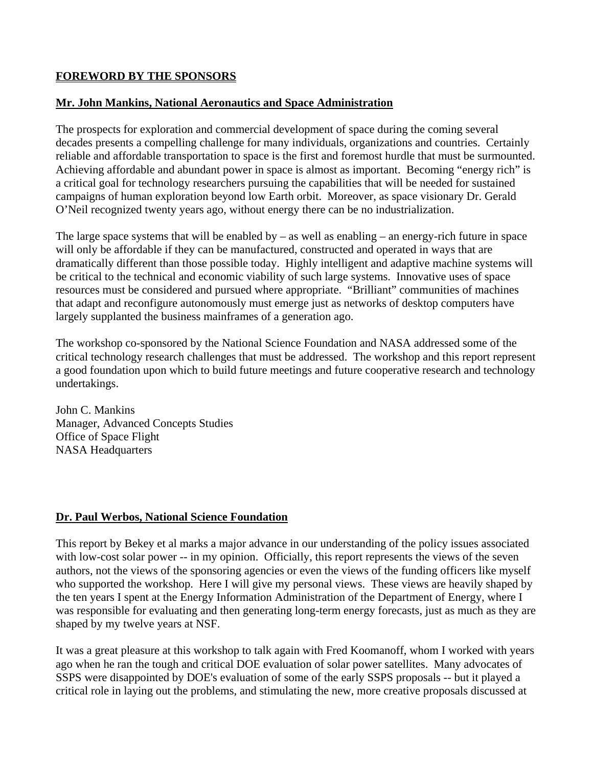## FOREWORD BY THE SPONSORS

### Mr. John Mankins, National Aeronautics and Space Administration

The prospects for exploration and commercial development of space during the coming several decades presents a compelling challenge for many individuals, organizations and countries. Certainly reliable and affordable transportation to space is the first and foremost hurdle that must be surmounted. Achieving affordable and abundant power in space is almost as important. Becoming "energy rich" is a critical goal for technology researchers pursuing the capabilities that will be needed for sustained campaigns of human exploration beyond low Earth orbit. Moreover, as space visionary Dr. Gerald O'Neil recognized twenty years ago, without energy there can be no industrialization.

The large space systems that will be enabled by – as well as enabling – an energy-rich future in space will only be affordable if they can be manufactured, constructed and operated in ways that are dramatically different than those possible today. Highly intelligent and adaptive machine systems will be critical to the technical and economic viability of such large systems. Innovative uses of space resources must be considered and pursued where appropriate. "Brilliant" communities of machines that adapt and reconfigure autonomously must emerge just as networks of desktop computers have largely supplanted the business mainframes of a generation ago.

The workshop co-sponsored by the National Science Foundation and NASA addressed some of the critical technology research challenges that must be addressed. The workshop and this report represent a good foundation upon which to build future meetings and future cooperative research and technology undertakings.

John C. Mankins
Manager, Advanced Concepts Studies
Office of Space Flight
NASA Headquarters

### Dr. Paul Werbos, National Science Foundation

This report by Bekey et al marks a major advance in our understanding of the policy issues associated with low-cost solar power -- in my opinion. Officially, this report represents the views of the seven authors, not the views of the sponsoring agencies or even the views of the funding officers like myself who supported the workshop. Here I will give my personal views. These views are heavily shaped by the ten years I spent at the Energy Information Administration of the Department of Energy, where I was responsible for evaluating and then generating long-term energy forecasts, just as much as they are shaped by my twelve years at NSF.

It was a great pleasure at this workshop to talk again with Fred Koomanoff, whom I worked with years ago when he ran the tough and critical DOE evaluation of solar power satellites. Many advocates of SSPS were disappointed by DOE's evaluation of some of the early SSPS proposals -- but it played a critical role in laying out the problems, and stimulating the new, more creative proposals discussed at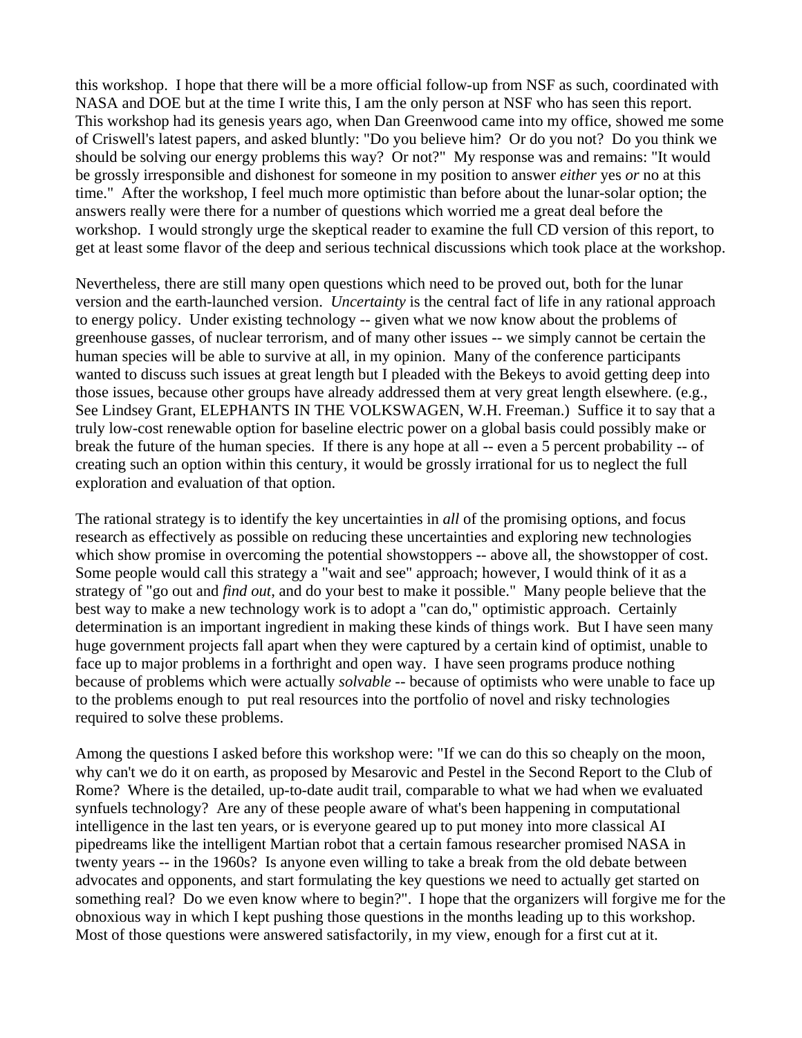this workshop. I hope that there will be a more official follow-up from NSF as such, coordinated with NASA and DOE but at the time I write this, I am the only person at NSF who has seen this report. This workshop had its genesis years ago, when Dan Greenwood came into my office, showed me some of Criswell's latest papers, and asked bluntly: "Do you believe him? Or do you not? Do you think we should be solving our energy problems this way? Or not?" My response was and remains: "It would be grossly irresponsible and dishonest for someone in my position to answer *either* yes *or* no at this time." After the workshop, I feel much more optimistic than before about the lunar-solar option; the answers really were there for a number of questions which worried me a great deal before the workshop. I would strongly urge the skeptical reader to examine the full CD version of this report, to get at least some flavor of the deep and serious technical discussions which took place at the workshop.

Nevertheless, there are still many open questions which need to be proved out, both for the lunar version and the earth-launched version. *Uncertainty* is the central fact of life in any rational approach to energy policy. Under existing technology -- given what we now know about the problems of greenhouse gasses, of nuclear terrorism, and of many other issues -- we simply cannot be certain the human species will be able to survive at all, in my opinion. Many of the conference participants wanted to discuss such issues at great length but I pleaded with the Bekeys to avoid getting deep into those issues, because other groups have already addressed them at very great length elsewhere. (e.g., See Lindsey Grant, ELEPHANTS IN THE VOLKSWAGEN, W.H. Freeman.) Suffice it to say that a truly low-cost renewable option for baseline electric power on a global basis could possibly make or break the future of the human species. If there is any hope at all -- even a 5 percent probability -- of creating such an option within this century, it would be grossly irrational for us to neglect the full exploration and evaluation of that option.

The rational strategy is to identify the key uncertainties in *all* of the promising options, and focus research as effectively as possible on reducing these uncertainties and exploring new technologies which show promise in overcoming the potential showstoppers -- above all, the showstopper of cost. Some people would call this strategy a "wait and see" approach; however, I would think of it as a strategy of "go out and *find out*, and do your best to make it possible." Many people believe that the best way to make a new technology work is to adopt a "can do," optimistic approach. Certainly determination is an important ingredient in making these kinds of things work. But I have seen many huge government projects fall apart when they were captured by a certain kind of optimist, unable to face up to major problems in a forthright and open way. I have seen programs produce nothing because of problems which were actually *solvable* -- because of optimists who were unable to face up to the problems enough to put real resources into the portfolio of novel and risky technologies required to solve these problems.

Among the questions I asked before this workshop were: "If we can do this so cheaply on the moon, why can't we do it on earth, as proposed by Mesarovic and Pestel in the Second Report to the Club of Rome? Where is the detailed, up-to-date audit trail, comparable to what we had when we evaluated synfuels technology? Are any of these people aware of what's been happening in computational intelligence in the last ten years, or is everyone geared up to put money into more classical AI pipedreams like the intelligent Martian robot that a certain famous researcher promised NASA in twenty years -- in the 1960s? Is anyone even willing to take a break from the old debate between advocates and opponents, and start formulating the key questions we need to actually get started on something real? Do we even know where to begin?". I hope that the organizers will forgive me for the obnoxious way in which I kept pushing those questions in the months leading up to this workshop. Most of those questions were answered satisfactorily, in my view, enough for a first cut at it.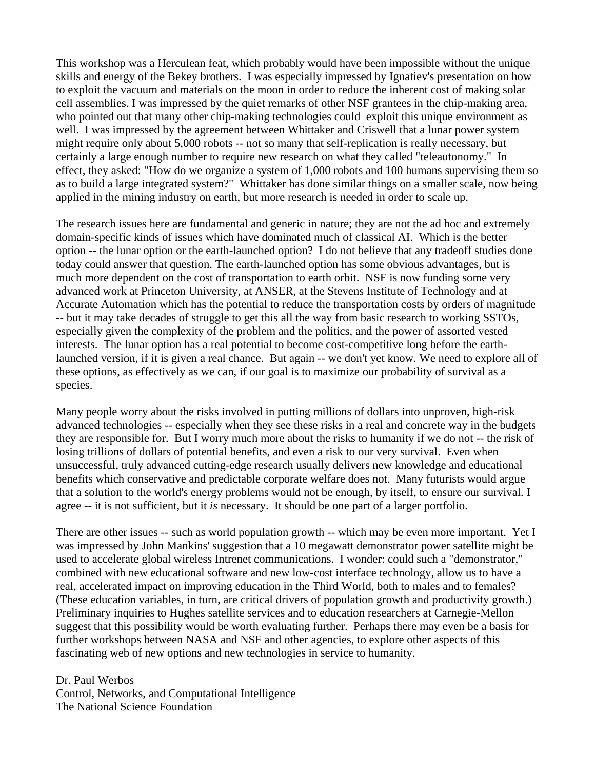This workshop was a Herculean feat, which probably would have been impossible without the unique skills and energy of the Bekey brothers. I was especially impressed by Ignatiev's presentation on how to exploit the vacuum and materials on the moon in order to reduce the inherent cost of making solar cell assemblies. I was impressed by the quiet remarks of other NSF grantees in the chip-making area, who pointed out that many other chip-making technologies could exploit this unique environment as well. I was impressed by the agreement between Whittaker and Criswell that a lunar power system might require only about 5,000 robots -- not so many that self-replication is really necessary, but certainly a large enough number to require new research on what they called "teleautonomy." In effect, they asked: "How do we organize a system of 1,000 robots and 100 humans supervising them so as to build a large integrated system?" Whittaker has done similar things on a smaller scale, now being applied in the mining industry on earth, but more research is needed in order to scale up.

The research issues here are fundamental and generic in nature; they are not the ad hoc and extremely domain-specific kinds of issues which have dominated much of classical AI. Which is the better option -- the lunar option or the earth-launched option? I do not believe that any tradeoff studies done today could answer that question. The earth-launched option has some obvious advantages, but is much more dependent on the cost of transportation to earth orbit. NSF is now funding some very advanced work at Princeton University, at ANSER, at the Stevens Institute of Technology and at Accurate Automation which has the potential to reduce the transportation costs by orders of magnitude -- but it may take decades of struggle to get this all the way from basic research to working SSTOs, especially given the complexity of the problem and the politics, and the power of assorted vested interests. The lunar option has a real potential to become cost-competitive long before the earth-launched version, if it is given a real chance. But again -- we don't yet know. We need to explore all of these options, as effectively as we can, if our goal is to maximize our probability of survival as a species.

Many people worry about the risks involved in putting millions of dollars into unproven, high-risk advanced technologies -- especially when they see these risks in a real and concrete way in the budgets they are responsible for. But I worry much more about the risks to humanity if we do not -- the risk of losing trillions of dollars of potential benefits, and even a risk to our very survival. Even when unsuccessful, truly advanced cutting-edge research usually delivers new knowledge and educational benefits which conservative and predictable corporate welfare does not. Many futurists would argue that a solution to the world's energy problems would not be enough, by itself, to ensure our survival. I agree -- it is not sufficient, but it *is* necessary. It should be one part of a larger portfolio.

There are other issues -- such as world population growth -- which may be even more important. Yet I was impressed by John Mankins' suggestion that a 10 megawatt demonstrator power satellite might be used to accelerate global wireless Intrenet communications. I wonder: could such a "demonstrator," combined with new educational software and new low-cost interface technology, allow us to have a real, accelerated impact on improving education in the Third World, both to males and to females? (These education variables, in turn, are critical drivers of population growth and productivity growth.) Preliminary inquiries to Hughes satellite services and to education researchers at Carnegie-Mellon suggest that this possibility would be worth evaluating further. Perhaps there may even be a basis for further workshops between NASA and NSF and other agencies, to explore other aspects of this fascinating web of new options and new technologies in service to humanity.

Dr. Paul Werbos
Control, Networks, and Computational Intelligence
The National Science Foundation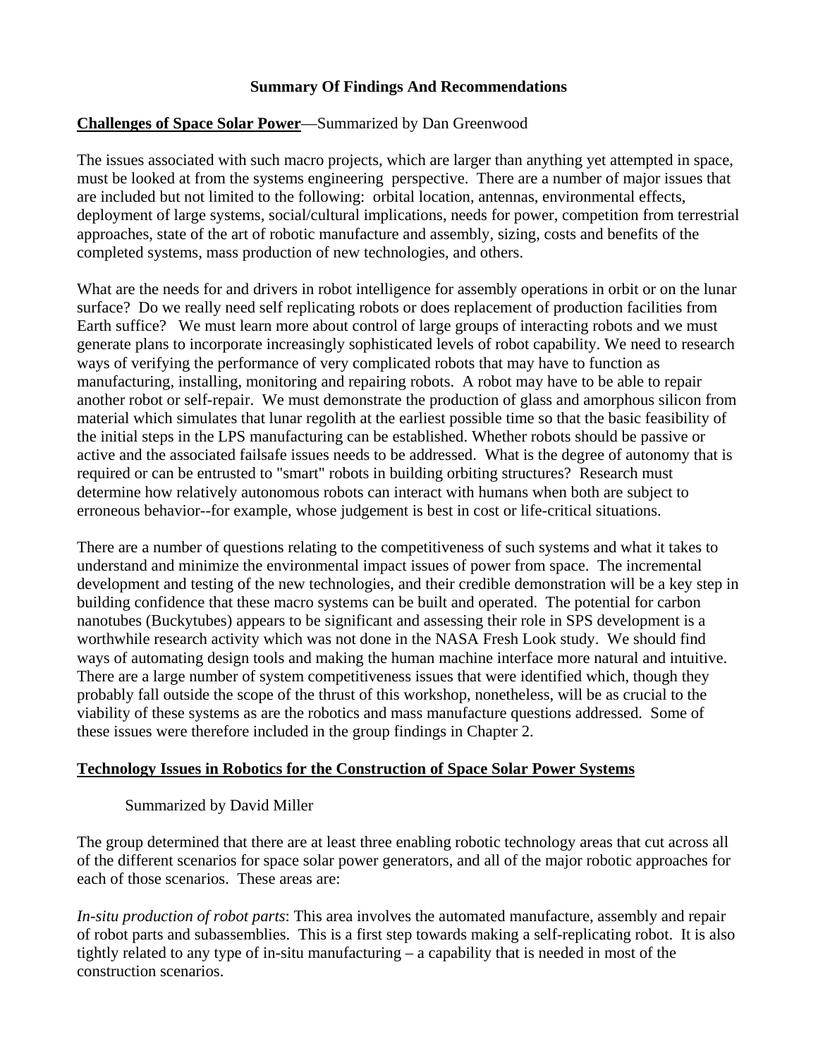# Summary Of Findings And Recommendations

**Challenges of Space Solar Power**—Summarized by Dan Greenwood

The issues associated with such macro projects, which are larger than anything yet attempted in space, must be looked at from the systems engineering perspective. There are a number of major issues that are included but not limited to the following: orbital location, antennas, environmental effects, deployment of large systems, social/cultural implications, needs for power, competition from terrestrial approaches, state of the art of robotic manufacture and assembly, sizing, costs and benefits of the completed systems, mass production of new technologies, and others.

What are the needs for and drivers in robot intelligence for assembly operations in orbit or on the lunar surface? Do we really need self replicating robots or does replacement of production facilities from Earth suffice? We must learn more about control of large groups of interacting robots and we must generate plans to incorporate increasingly sophisticated levels of robot capability. We need to research ways of verifying the performance of very complicated robots that may have to function as manufacturing, installing, monitoring and repairing robots. A robot may have to be able to repair another robot or self-repair. We must demonstrate the production of glass and amorphous silicon from material which simulates that lunar regolith at the earliest possible time so that the basic feasibility of the initial steps in the LPS manufacturing can be established. Whether robots should be passive or active and the associated failsafe issues needs to be addressed. What is the degree of autonomy that is required or can be entrusted to "smart" robots in building orbiting structures? Research must determine how relatively autonomous robots can interact with humans when both are subject to erroneous behavior--for example, whose judgement is best in cost or life-critical situations.

There are a number of questions relating to the competitiveness of such systems and what it takes to understand and minimize the environmental impact issues of power from space. The incremental development and testing of the new technologies, and their credible demonstration will be a key step in building confidence that these macro systems can be built and operated. The potential for carbon nanotubes (Buckytubes) appears to be significant and assessing their role in SPS development is a worthwhile research activity which was not done in the NASA Fresh Look study. We should find ways of automating design tools and making the human machine interface more natural and intuitive. There are a large number of system competitiveness issues that were identified which, though they probably fall outside the scope of the thrust of this workshop, nonetheless, will be as crucial to the viability of these systems as are the robotics and mass manufacture questions addressed. Some of these issues were therefore included in the group findings in Chapter 2.

**Technology Issues in Robotics for the Construction of Space Solar Power Systems**

Summarized by David Miller

The group determined that there are at least three enabling robotic technology areas that cut across all of the different scenarios for space solar power generators, and all of the major robotic approaches for each of those scenarios. These areas are:

*In-situ production of robot parts*: This area involves the automated manufacture, assembly and repair of robot parts and subassemblies. This is a first step towards making a self-replicating robot. It is also tightly related to any type of in-situ manufacturing – a capability that is needed in most of the construction scenarios.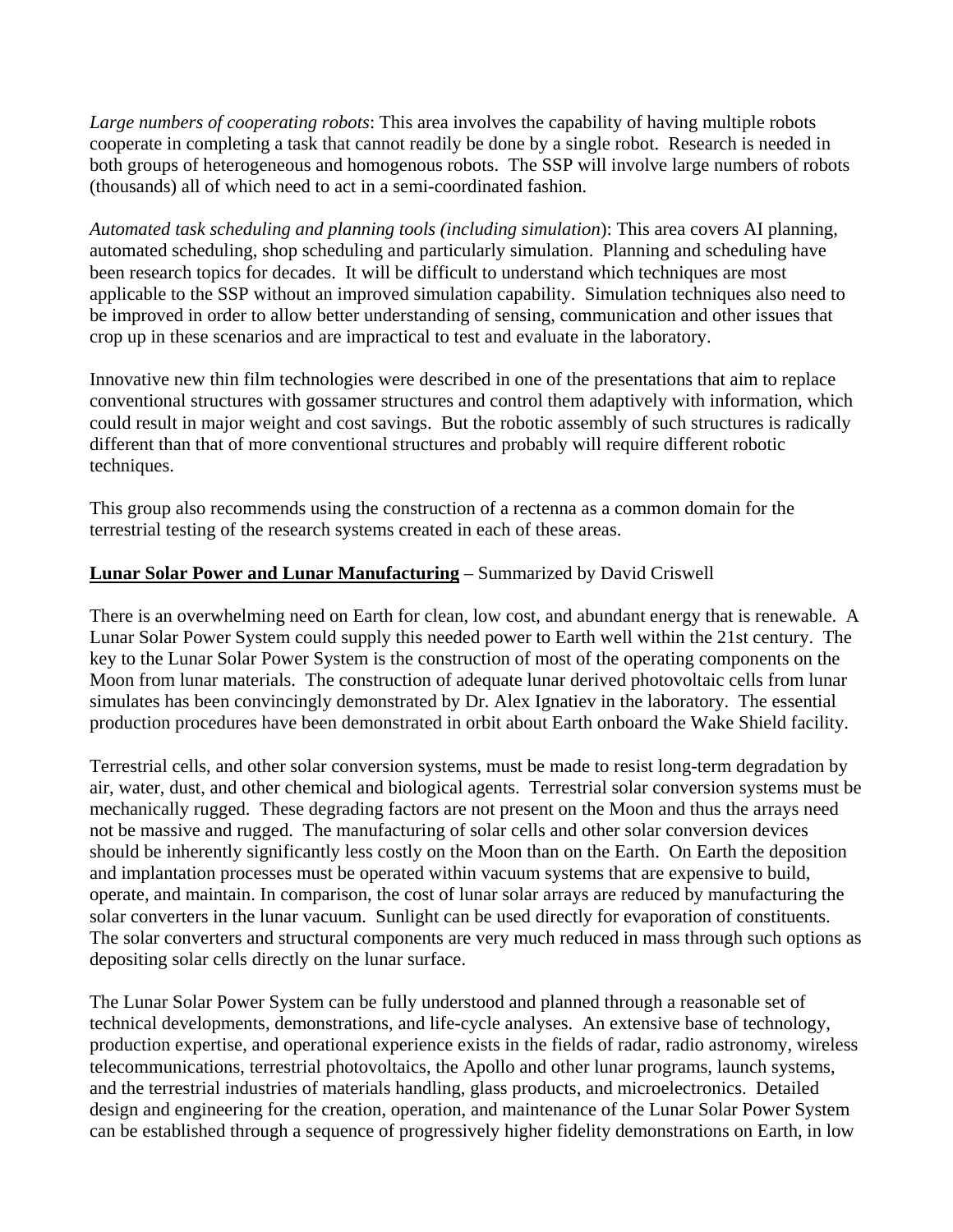*Large numbers of cooperating robots*: This area involves the capability of having multiple robots cooperate in completing a task that cannot readily be done by a single robot. Research is needed in both groups of heterogeneous and homogenous robots. The SSP will involve large numbers of robots (thousands) all of which need to act in a semi-coordinated fashion.

*Automated task scheduling and planning tools (including simulation*): This area covers AI planning, automated scheduling, shop scheduling and particularly simulation. Planning and scheduling have been research topics for decades. It will be difficult to understand which techniques are most applicable to the SSP without an improved simulation capability. Simulation techniques also need to be improved in order to allow better understanding of sensing, communication and other issues that crop up in these scenarios and are impractical to test and evaluate in the laboratory.

Innovative new thin film technologies were described in one of the presentations that aim to replace conventional structures with gossamer structures and control them adaptively with information, which could result in major weight and cost savings. But the robotic assembly of such structures is radically different than that of more conventional structures and probably will require different robotic techniques.

This group also recommends using the construction of a rectenna as a common domain for the terrestrial testing of the research systems created in each of these areas.

**Lunar Solar Power and Lunar Manufacturing** – Summarized by David Criswell

There is an overwhelming need on Earth for clean, low cost, and abundant energy that is renewable. A Lunar Solar Power System could supply this needed power to Earth well within the 21st century. The key to the Lunar Solar Power System is the construction of most of the operating components on the Moon from lunar materials. The construction of adequate lunar derived photovoltaic cells from lunar simulates has been convincingly demonstrated by Dr. Alex Ignatiev in the laboratory. The essential production procedures have been demonstrated in orbit about Earth onboard the Wake Shield facility.

Terrestrial cells, and other solar conversion systems, must be made to resist long-term degradation by air, water, dust, and other chemical and biological agents. Terrestrial solar conversion systems must be mechanically rugged. These degrading factors are not present on the Moon and thus the arrays need not be massive and rugged. The manufacturing of solar cells and other solar conversion devices should be inherently significantly less costly on the Moon than on the Earth. On Earth the deposition and implantation processes must be operated within vacuum systems that are expensive to build, operate, and maintain. In comparison, the cost of lunar solar arrays are reduced by manufacturing the solar converters in the lunar vacuum. Sunlight can be used directly for evaporation of constituents. The solar converters and structural components are very much reduced in mass through such options as depositing solar cells directly on the lunar surface.

The Lunar Solar Power System can be fully understood and planned through a reasonable set of technical developments, demonstrations, and life-cycle analyses. An extensive base of technology, production expertise, and operational experience exists in the fields of radar, radio astronomy, wireless telecommunications, terrestrial photovoltaics, the Apollo and other lunar programs, launch systems, and the terrestrial industries of materials handling, glass products, and microelectronics. Detailed design and engineering for the creation, operation, and maintenance of the Lunar Solar Power System can be established through a sequence of progressively higher fidelity demonstrations on Earth, in low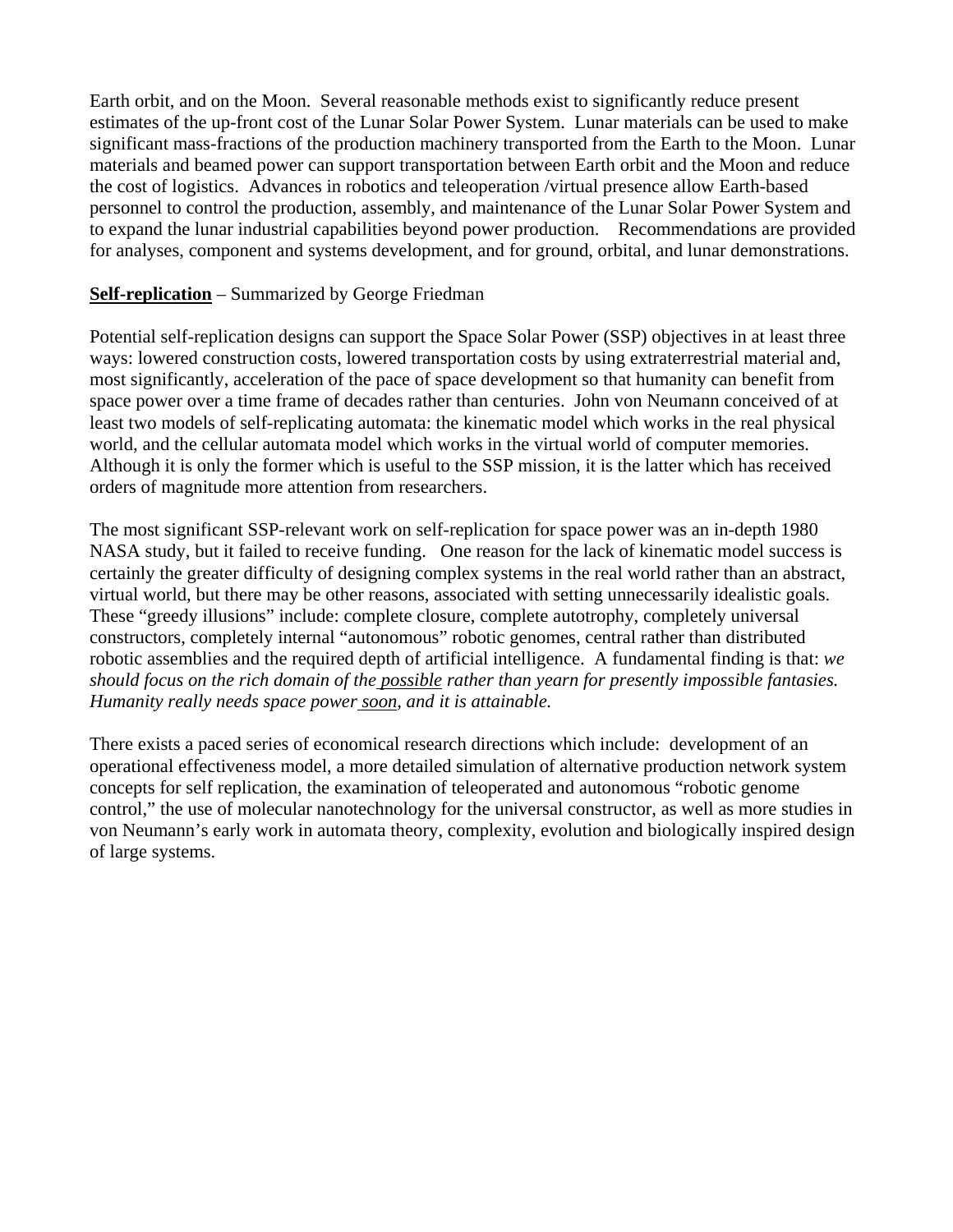Earth orbit, and on the Moon. Several reasonable methods exist to significantly reduce present estimates of the up-front cost of the Lunar Solar Power System. Lunar materials can be used to make significant mass-fractions of the production machinery transported from the Earth to the Moon. Lunar materials and beamed power can support transportation between Earth orbit and the Moon and reduce the cost of logistics. Advances in robotics and teleoperation /virtual presence allow Earth-based personnel to control the production, assembly, and maintenance of the Lunar Solar Power System and to expand the lunar industrial capabilities beyond power production. Recommendations are provided for analyses, component and systems development, and for ground, orbital, and lunar demonstrations.

<u>**Self-replication**</u> – Summarized by George Friedman

Potential self-replication designs can support the Space Solar Power (SSP) objectives in at least three ways: lowered construction costs, lowered transportation costs by using extraterrestrial material and, most significantly, acceleration of the pace of space development so that humanity can benefit from space power over a time frame of decades rather than centuries. John von Neumann conceived of at least two models of self-replicating automata: the kinematic model which works in the real physical world, and the cellular automata model which works in the virtual world of computer memories. Although it is only the former which is useful to the SSP mission, it is the latter which has received orders of magnitude more attention from researchers.

The most significant SSP-relevant work on self-replication for space power was an in-depth 1980 NASA study, but it failed to receive funding. One reason for the lack of kinematic model success is certainly the greater difficulty of designing complex systems in the real world rather than an abstract, virtual world, but there may be other reasons, associated with setting unnecessarily idealistic goals. These "greedy illusions" include: complete closure, complete autotrophy, completely universal constructors, completely internal "autonomous" robotic genomes, central rather than distributed robotic assemblies and the required depth of artificial intelligence. A fundamental finding is that: *we should focus on the rich domain of the <u>possible</u> rather than yearn for presently impossible fantasies. Humanity really needs space power <u>soon</u>, and it is attainable.*

There exists a paced series of economical research directions which include: development of an operational effectiveness model, a more detailed simulation of alternative production network system concepts for self replication, the examination of teleoperated and autonomous "robotic genome control," the use of molecular nanotechnology for the universal constructor, as well as more studies in von Neumann's early work in automata theory, complexity, evolution and biologically inspired design of large systems.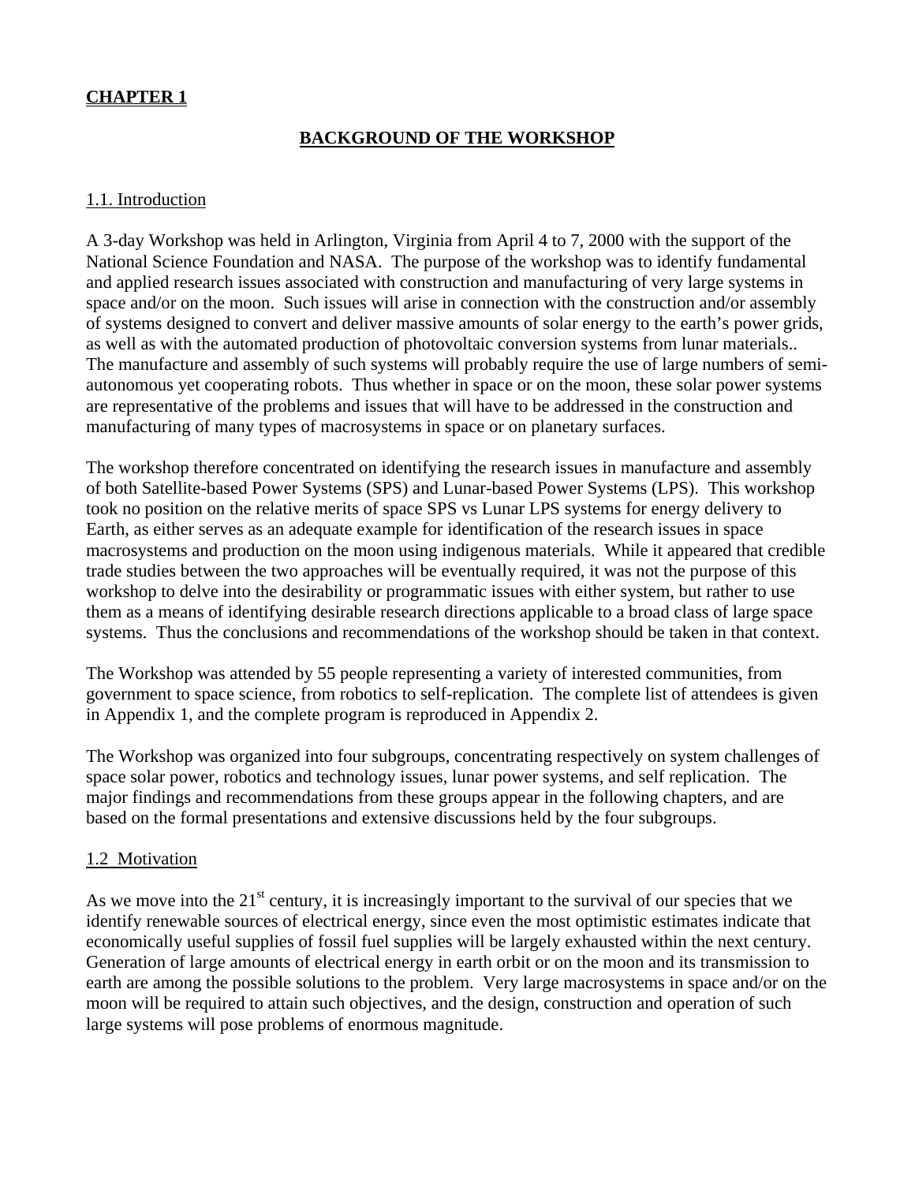**CHAPTER 1**

# BACKGROUND OF THE WORKSHOP

## 1.1. Introduction

A 3-day Workshop was held in Arlington, Virginia from April 4 to 7, 2000 with the support of the National Science Foundation and NASA. The purpose of the workshop was to identify fundamental and applied research issues associated with construction and manufacturing of very large systems in space and/or on the moon. Such issues will arise in connection with the construction and/or assembly of systems designed to convert and deliver massive amounts of solar energy to the earth's power grids, as well as with the automated production of photovoltaic conversion systems from lunar materials.. The manufacture and assembly of such systems will probably require the use of large numbers of semi-autonomous yet cooperating robots. Thus whether in space or on the moon, these solar power systems are representative of the problems and issues that will have to be addressed in the construction and manufacturing of many types of macrosystems in space or on planetary surfaces.

The workshop therefore concentrated on identifying the research issues in manufacture and assembly of both Satellite-based Power Systems (SPS) and Lunar-based Power Systems (LPS). This workshop took no position on the relative merits of space SPS vs Lunar LPS systems for energy delivery to Earth, as either serves as an adequate example for identification of the research issues in space macrosystems and production on the moon using indigenous materials. While it appeared that credible trade studies between the two approaches will be eventually required, it was not the purpose of this workshop to delve into the desirability or programmatic issues with either system, but rather to use them as a means of identifying desirable research directions applicable to a broad class of large space systems. Thus the conclusions and recommendations of the workshop should be taken in that context.

The Workshop was attended by 55 people representing a variety of interested communities, from government to space science, from robotics to self-replication. The complete list of attendees is given in Appendix 1, and the complete program is reproduced in Appendix 2.

The Workshop was organized into four subgroups, concentrating respectively on system challenges of space solar power, robotics and technology issues, lunar power systems, and self replication. The major findings and recommendations from these groups appear in the following chapters, and are based on the formal presentations and extensive discussions held by the four subgroups.

## 1.2 Motivation

As we move into the 21st century, it is increasingly important to the survival of our species that we identify renewable sources of electrical energy, since even the most optimistic estimates indicate that economically useful supplies of fossil fuel supplies will be largely exhausted within the next century. Generation of large amounts of electrical energy in earth orbit or on the moon and its transmission to earth are among the possible solutions to the problem. Very large macrosystems in space and/or on the moon will be required to attain such objectives, and the design, construction and operation of such large systems will pose problems of enormous magnitude.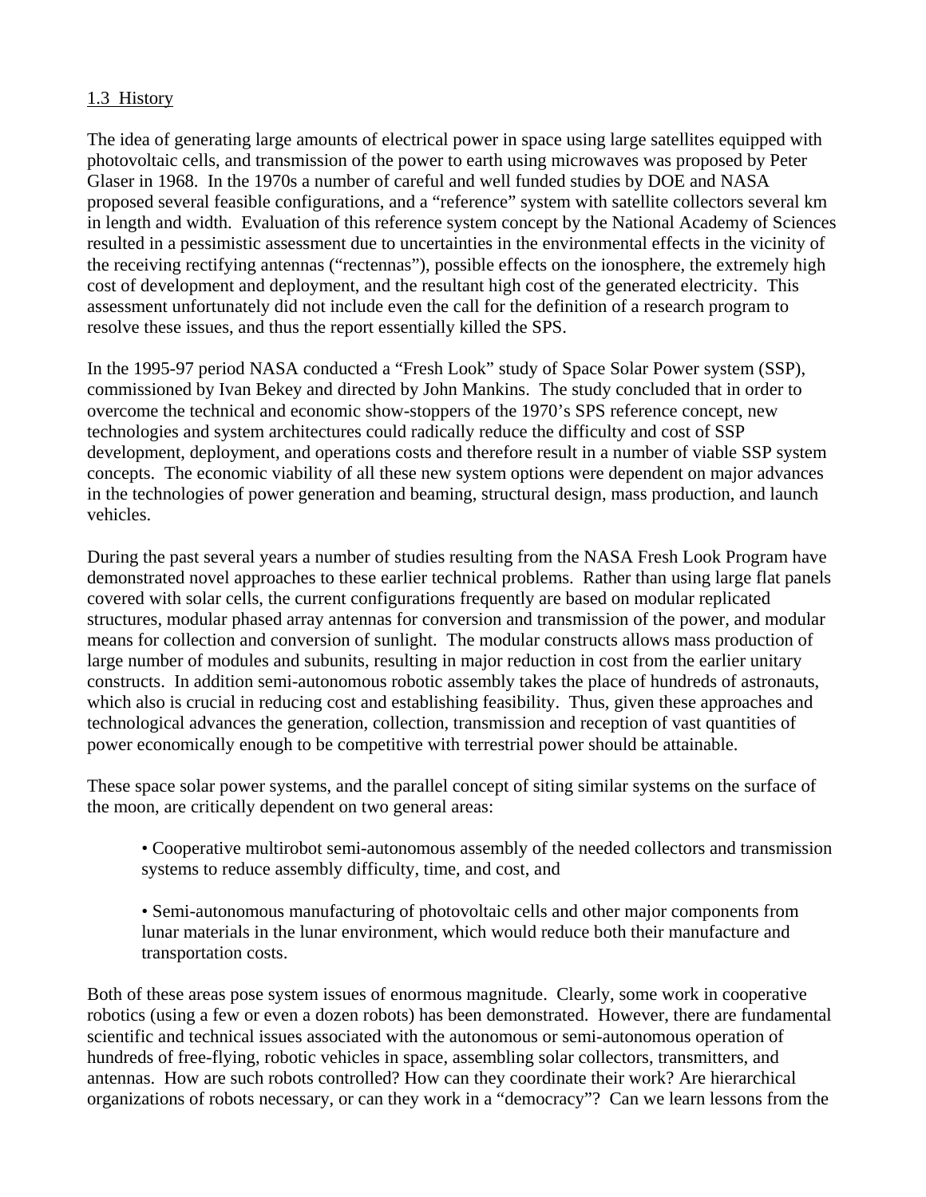1.3 History

The idea of generating large amounts of electrical power in space using large satellites equipped with photovoltaic cells, and transmission of the power to earth using microwaves was proposed by Peter Glaser in 1968. In the 1970s a number of careful and well funded studies by DOE and NASA proposed several feasible configurations, and a "reference" system with satellite collectors several km in length and width. Evaluation of this reference system concept by the National Academy of Sciences resulted in a pessimistic assessment due to uncertainties in the environmental effects in the vicinity of the receiving rectifying antennas ("rectennas"), possible effects on the ionosphere, the extremely high cost of development and deployment, and the resultant high cost of the generated electricity. This assessment unfortunately did not include even the call for the definition of a research program to resolve these issues, and thus the report essentially killed the SPS.

In the 1995-97 period NASA conducted a "Fresh Look" study of Space Solar Power system (SSP), commissioned by Ivan Bekey and directed by John Mankins. The study concluded that in order to overcome the technical and economic show-stoppers of the 1970's SPS reference concept, new technologies and system architectures could radically reduce the difficulty and cost of SSP development, deployment, and operations costs and therefore result in a number of viable SSP system concepts. The economic viability of all these new system options were dependent on major advances in the technologies of power generation and beaming, structural design, mass production, and launch vehicles.

During the past several years a number of studies resulting from the NASA Fresh Look Program have demonstrated novel approaches to these earlier technical problems. Rather than using large flat panels covered with solar cells, the current configurations frequently are based on modular replicated structures, modular phased array antennas for conversion and transmission of the power, and modular means for collection and conversion of sunlight. The modular constructs allows mass production of large number of modules and subunits, resulting in major reduction in cost from the earlier unitary constructs. In addition semi-autonomous robotic assembly takes the place of hundreds of astronauts, which also is crucial in reducing cost and establishing feasibility. Thus, given these approaches and technological advances the generation, collection, transmission and reception of vast quantities of power economically enough to be competitive with terrestrial power should be attainable.

These space solar power systems, and the parallel concept of siting similar systems on the surface of the moon, are critically dependent on two general areas:

- Cooperative multirobot semi-autonomous assembly of the needed collectors and transmission systems to reduce assembly difficulty, time, and cost, and

- Semi-autonomous manufacturing of photovoltaic cells and other major components from lunar materials in the lunar environment, which would reduce both their manufacture and transportation costs.

Both of these areas pose system issues of enormous magnitude. Clearly, some work in cooperative robotics (using a few or even a dozen robots) has been demonstrated. However, there are fundamental scientific and technical issues associated with the autonomous or semi-autonomous operation of hundreds of free-flying, robotic vehicles in space, assembling solar collectors, transmitters, and antennas. How are such robots controlled? How can they coordinate their work? Are hierarchical organizations of robots necessary, or can they work in a "democracy"? Can we learn lessons from the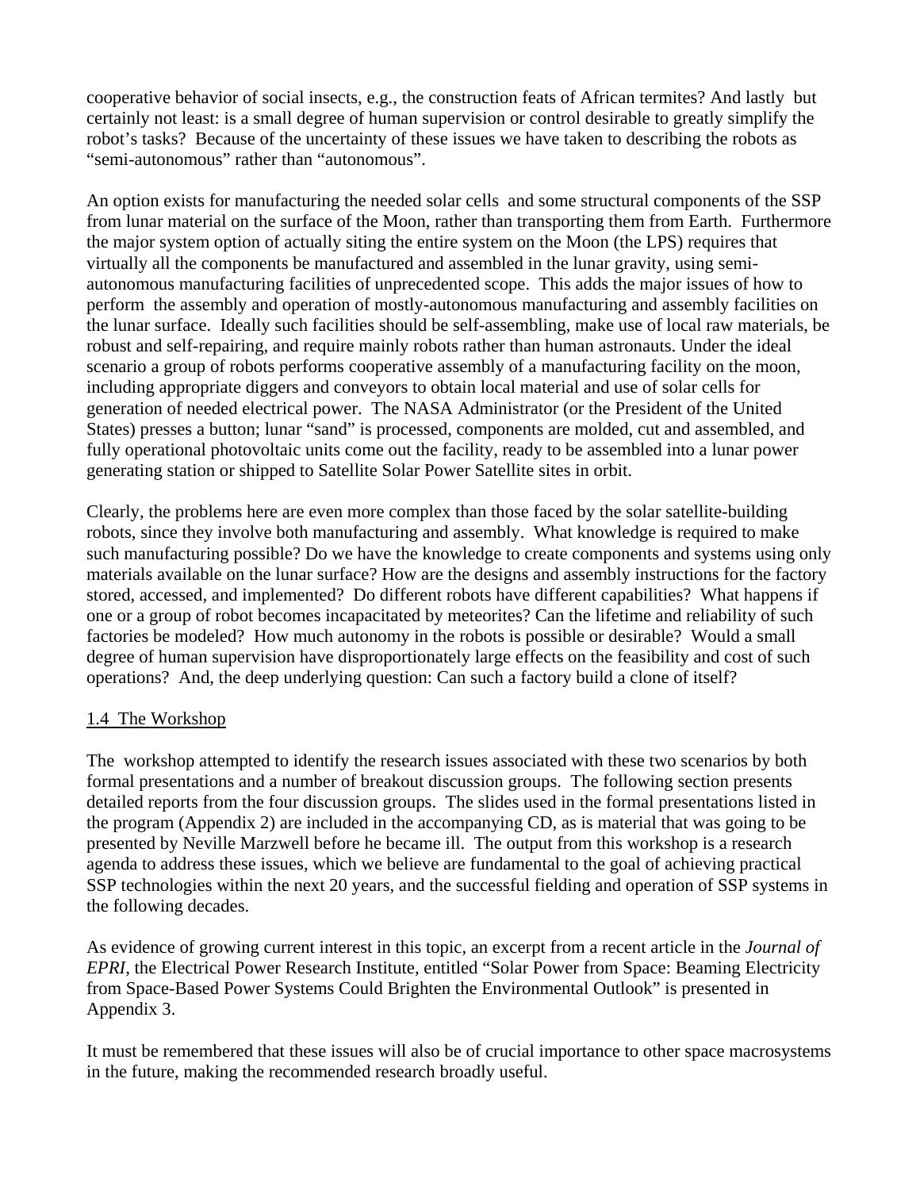cooperative behavior of social insects, e.g., the construction feats of African termites? And lastly but certainly not least: is a small degree of human supervision or control desirable to greatly simplify the robot's tasks? Because of the uncertainty of these issues we have taken to describing the robots as "semi-autonomous" rather than "autonomous".

An option exists for manufacturing the needed solar cells and some structural components of the SSP from lunar material on the surface of the Moon, rather than transporting them from Earth. Furthermore the major system option of actually siting the entire system on the Moon (the LPS) requires that virtually all the components be manufactured and assembled in the lunar gravity, using semi-autonomous manufacturing facilities of unprecedented scope. This adds the major issues of how to perform the assembly and operation of mostly-autonomous manufacturing and assembly facilities on the lunar surface. Ideally such facilities should be self-assembling, make use of local raw materials, be robust and self-repairing, and require mainly robots rather than human astronauts. Under the ideal scenario a group of robots performs cooperative assembly of a manufacturing facility on the moon, including appropriate diggers and conveyors to obtain local material and use of solar cells for generation of needed electrical power. The NASA Administrator (or the President of the United States) presses a button; lunar "sand" is processed, components are molded, cut and assembled, and fully operational photovoltaic units come out the facility, ready to be assembled into a lunar power generating station or shipped to Satellite Solar Power Satellite sites in orbit.

Clearly, the problems here are even more complex than those faced by the solar satellite-building robots, since they involve both manufacturing and assembly. What knowledge is required to make such manufacturing possible? Do we have the knowledge to create components and systems using only materials available on the lunar surface? How are the designs and assembly instructions for the factory stored, accessed, and implemented? Do different robots have different capabilities? What happens if one or a group of robot becomes incapacitated by meteorites? Can the lifetime and reliability of such factories be modeled? How much autonomy in the robots is possible or desirable? Would a small degree of human supervision have disproportionately large effects on the feasibility and cost of such operations? And, the deep underlying question: Can such a factory build a clone of itself?

## 1.4 The Workshop

The workshop attempted to identify the research issues associated with these two scenarios by both formal presentations and a number of breakout discussion groups. The following section presents detailed reports from the four discussion groups. The slides used in the formal presentations listed in the program (Appendix 2) are included in the accompanying CD, as is material that was going to be presented by Neville Marzwell before he became ill. The output from this workshop is a research agenda to address these issues, which we believe are fundamental to the goal of achieving practical SSP technologies within the next 20 years, and the successful fielding and operation of SSP systems in the following decades.

As evidence of growing current interest in this topic, an excerpt from a recent article in the *Journal of EPRI*, the Electrical Power Research Institute, entitled "Solar Power from Space: Beaming Electricity from Space-Based Power Systems Could Brighten the Environmental Outlook" is presented in Appendix 3.

It must be remembered that these issues will also be of crucial importance to other space macrosystems in the future, making the recommended research broadly useful.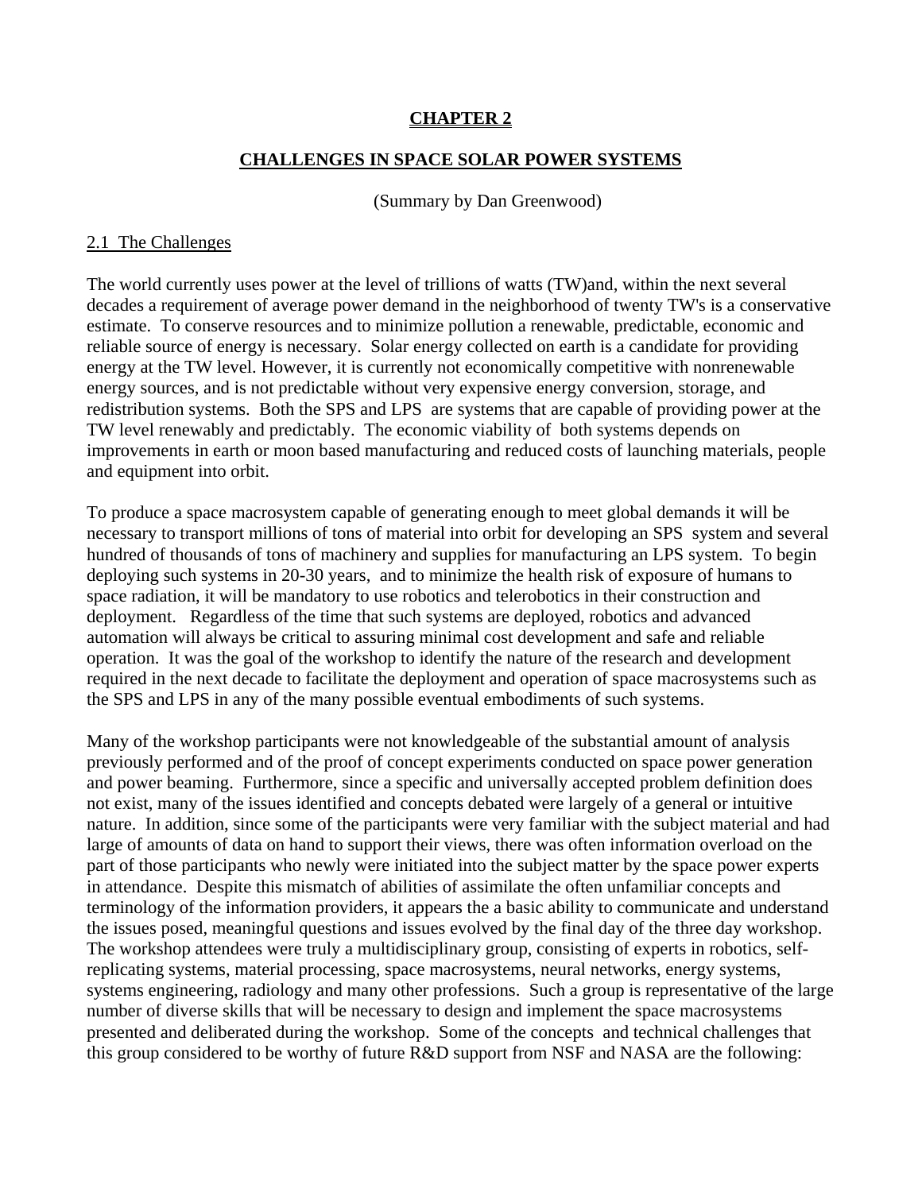# CHAPTER 2

## CHALLENGES IN SPACE SOLAR POWER SYSTEMS

(Summary by Dan Greenwood)

### 2.1 The Challenges

The world currently uses power at the level of trillions of watts (TW)and, within the next several decades a requirement of average power demand in the neighborhood of twenty TW's is a conservative estimate. To conserve resources and to minimize pollution a renewable, predictable, economic and reliable source of energy is necessary. Solar energy collected on earth is a candidate for providing energy at the TW level. However, it is currently not economically competitive with nonrenewable energy sources, and is not predictable without very expensive energy conversion, storage, and redistribution systems. Both the SPS and LPS are systems that are capable of providing power at the TW level renewably and predictably. The economic viability of both systems depends on improvements in earth or moon based manufacturing and reduced costs of launching materials, people and equipment into orbit.

To produce a space macrosystem capable of generating enough to meet global demands it will be necessary to transport millions of tons of material into orbit for developing an SPS system and several hundred of thousands of tons of machinery and supplies for manufacturing an LPS system. To begin deploying such systems in 20-30 years, and to minimize the health risk of exposure of humans to space radiation, it will be mandatory to use robotics and telerobotics in their construction and deployment. Regardless of the time that such systems are deployed, robotics and advanced automation will always be critical to assuring minimal cost development and safe and reliable operation. It was the goal of the workshop to identify the nature of the research and development required in the next decade to facilitate the deployment and operation of space macrosystems such as the SPS and LPS in any of the many possible eventual embodiments of such systems.

Many of the workshop participants were not knowledgeable of the substantial amount of analysis previously performed and of the proof of concept experiments conducted on space power generation and power beaming. Furthermore, since a specific and universally accepted problem definition does not exist, many of the issues identified and concepts debated were largely of a general or intuitive nature. In addition, since some of the participants were very familiar with the subject material and had large of amounts of data on hand to support their views, there was often information overload on the part of those participants who newly were initiated into the subject matter by the space power experts in attendance. Despite this mismatch of abilities of assimilate the often unfamiliar concepts and terminology of the information providers, it appears the a basic ability to communicate and understand the issues posed, meaningful questions and issues evolved by the final day of the three day workshop. The workshop attendees were truly a multidisciplinary group, consisting of experts in robotics, self-replicating systems, material processing, space macrosystems, neural networks, energy systems, systems engineering, radiology and many other professions. Such a group is representative of the large number of diverse skills that will be necessary to design and implement the space macrosystems presented and deliberated during the workshop. Some of the concepts and technical challenges that this group considered to be worthy of future R&D support from NSF and NASA are the following: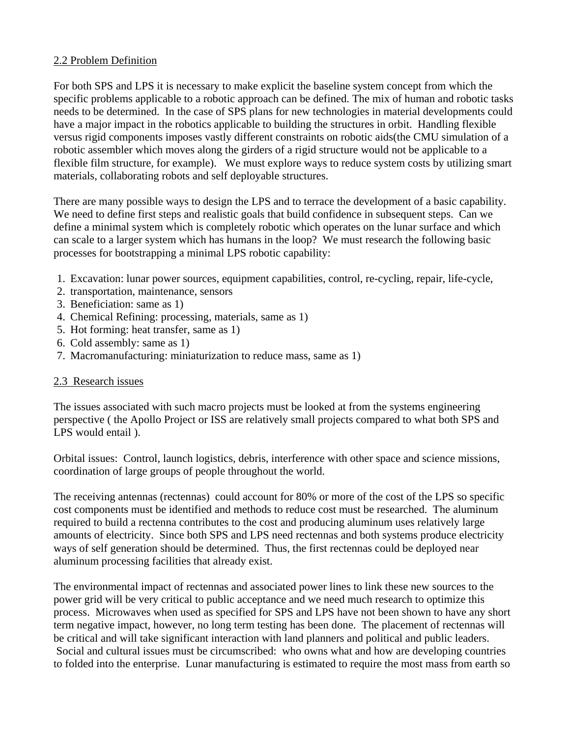2.2 Problem Definition

For both SPS and LPS it is necessary to make explicit the baseline system concept from which the specific problems applicable to a robotic approach can be defined. The mix of human and robotic tasks needs to be determined. In the case of SPS plans for new technologies in material developments could have a major impact in the robotics applicable to building the structures in orbit. Handling flexible versus rigid components imposes vastly different constraints on robotic aids(the CMU simulation of a robotic assembler which moves along the girders of a rigid structure would not be applicable to a flexible film structure, for example). We must explore ways to reduce system costs by utilizing smart materials, collaborating robots and self deployable structures.

There are many possible ways to design the LPS and to terrace the development of a basic capability. We need to define first steps and realistic goals that build confidence in subsequent steps. Can we define a minimal system which is completely robotic which operates on the lunar surface and which can scale to a larger system which has humans in the loop? We must research the following basic processes for bootstrapping a minimal LPS robotic capability:

1. Excavation: lunar power sources, equipment capabilities, control, re-cycling, repair, life-cycle,
2. transportation, maintenance, sensors
3. Beneficiation: same as 1)
4. Chemical Refining: processing, materials, same as 1)
5. Hot forming: heat transfer, same as 1)
6. Cold assembly: same as 1)
7. Macromanufacturing: miniaturization to reduce mass, same as 1)

2.3 Research issues

The issues associated with such macro projects must be looked at from the systems engineering perspective ( the Apollo Project or ISS are relatively small projects compared to what both SPS and LPS would entail ).

Orbital issues: Control, launch logistics, debris, interference with other space and science missions, coordination of large groups of people throughout the world.

The receiving antennas (rectennas) could account for 80% or more of the cost of the LPS so specific cost components must be identified and methods to reduce cost must be researched. The aluminum required to build a rectenna contributes to the cost and producing aluminum uses relatively large amounts of electricity. Since both SPS and LPS need rectennas and both systems produce electricity ways of self generation should be determined. Thus, the first rectennas could be deployed near aluminum processing facilities that already exist.

The environmental impact of rectennas and associated power lines to link these new sources to the power grid will be very critical to public acceptance and we need much research to optimize this process. Microwaves when used as specified for SPS and LPS have not been shown to have any short term negative impact, however, no long term testing has been done. The placement of rectennas will be critical and will take significant interaction with land planners and political and public leaders. Social and cultural issues must be circumscribed: who owns what and how are developing countries to folded into the enterprise. Lunar manufacturing is estimated to require the most mass from earth so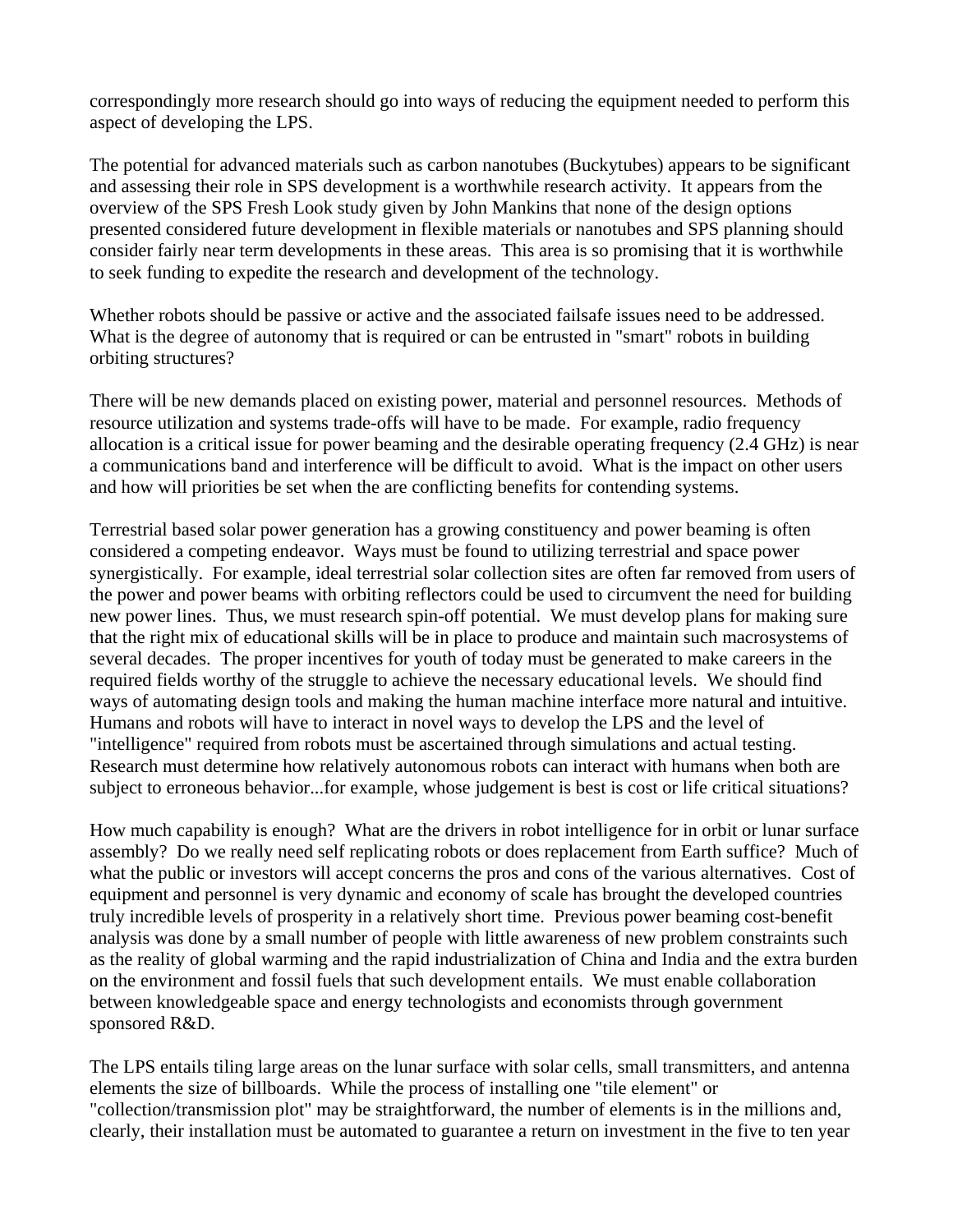correspondingly more research should go into ways of reducing the equipment needed to perform this aspect of developing the LPS.

The potential for advanced materials such as carbon nanotubes (Buckytubes) appears to be significant and assessing their role in SPS development is a worthwhile research activity. It appears from the overview of the SPS Fresh Look study given by John Mankins that none of the design options presented considered future development in flexible materials or nanotubes and SPS planning should consider fairly near term developments in these areas. This area is so promising that it is worthwhile to seek funding to expedite the research and development of the technology.

Whether robots should be passive or active and the associated failsafe issues need to be addressed. What is the degree of autonomy that is required or can be entrusted in "smart" robots in building orbiting structures?

There will be new demands placed on existing power, material and personnel resources. Methods of resource utilization and systems trade-offs will have to be made. For example, radio frequency allocation is a critical issue for power beaming and the desirable operating frequency (2.4 GHz) is near a communications band and interference will be difficult to avoid. What is the impact on other users and how will priorities be set when the are conflicting benefits for contending systems.

Terrestrial based solar power generation has a growing constituency and power beaming is often considered a competing endeavor. Ways must be found to utilizing terrestrial and space power synergistically. For example, ideal terrestrial solar collection sites are often far removed from users of the power and power beams with orbiting reflectors could be used to circumvent the need for building new power lines. Thus, we must research spin-off potential. We must develop plans for making sure that the right mix of educational skills will be in place to produce and maintain such macrosystems of several decades. The proper incentives for youth of today must be generated to make careers in the required fields worthy of the struggle to achieve the necessary educational levels. We should find ways of automating design tools and making the human machine interface more natural and intuitive. Humans and robots will have to interact in novel ways to develop the LPS and the level of "intelligence" required from robots must be ascertained through simulations and actual testing. Research must determine how relatively autonomous robots can interact with humans when both are subject to erroneous behavior...for example, whose judgement is best is cost or life critical situations?

How much capability is enough? What are the drivers in robot intelligence for in orbit or lunar surface assembly? Do we really need self replicating robots or does replacement from Earth suffice? Much of what the public or investors will accept concerns the pros and cons of the various alternatives. Cost of equipment and personnel is very dynamic and economy of scale has brought the developed countries truly incredible levels of prosperity in a relatively short time. Previous power beaming cost-benefit analysis was done by a small number of people with little awareness of new problem constraints such as the reality of global warming and the rapid industrialization of China and India and the extra burden on the environment and fossil fuels that such development entails. We must enable collaboration between knowledgeable space and energy technologists and economists through government sponsored R&D.

The LPS entails tiling large areas on the lunar surface with solar cells, small transmitters, and antenna elements the size of billboards. While the process of installing one "tile element" or "collection/transmission plot" may be straightforward, the number of elements is in the millions and, clearly, their installation must be automated to guarantee a return on investment in the five to ten year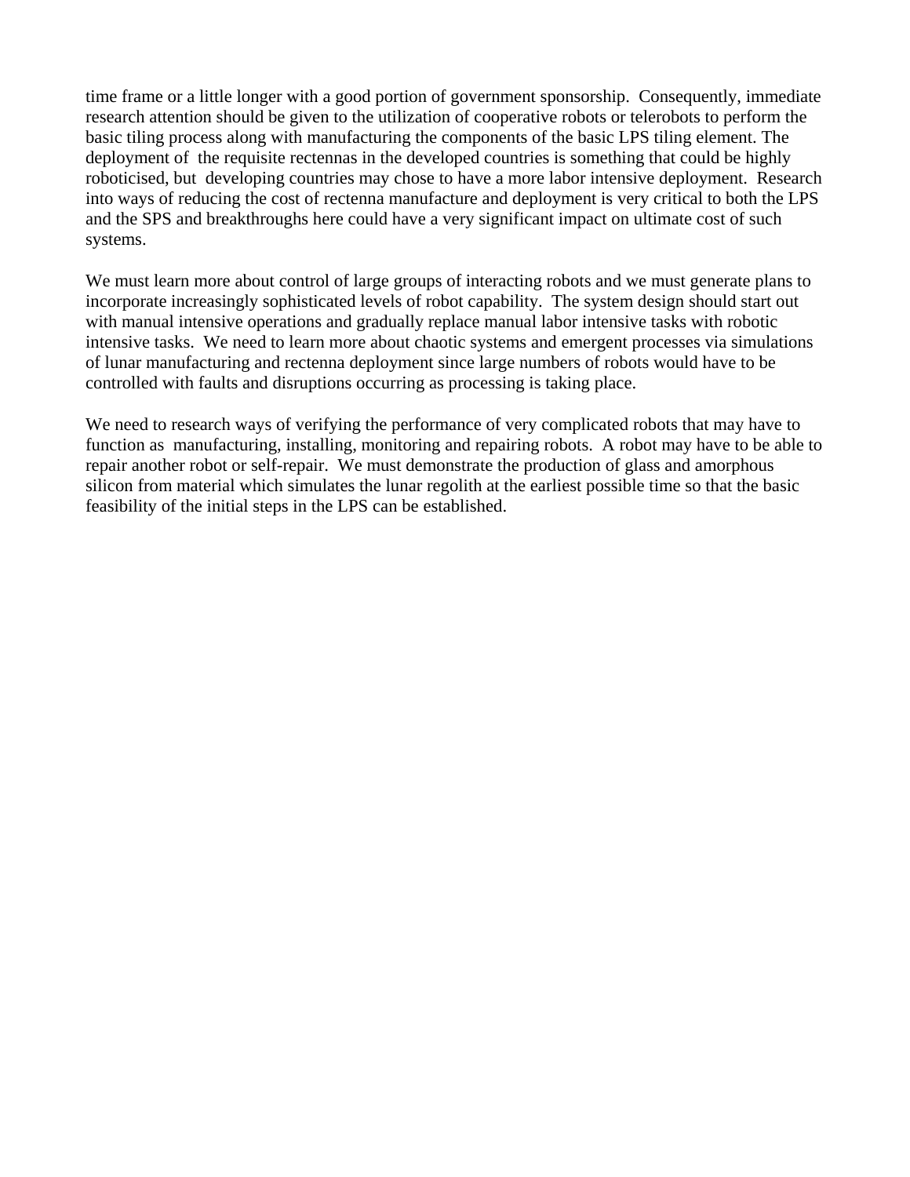time frame or a little longer with a good portion of government sponsorship. Consequently, immediate research attention should be given to the utilization of cooperative robots or telerobots to perform the basic tiling process along with manufacturing the components of the basic LPS tiling element. The deployment of the requisite rectennas in the developed countries is something that could be highly roboticised, but developing countries may chose to have a more labor intensive deployment. Research into ways of reducing the cost of rectenna manufacture and deployment is very critical to both the LPS and the SPS and breakthroughs here could have a very significant impact on ultimate cost of such systems.

We must learn more about control of large groups of interacting robots and we must generate plans to incorporate increasingly sophisticated levels of robot capability. The system design should start out with manual intensive operations and gradually replace manual labor intensive tasks with robotic intensive tasks. We need to learn more about chaotic systems and emergent processes via simulations of lunar manufacturing and rectenna deployment since large numbers of robots would have to be controlled with faults and disruptions occurring as processing is taking place.

We need to research ways of verifying the performance of very complicated robots that may have to function as manufacturing, installing, monitoring and repairing robots. A robot may have to be able to repair another robot or self-repair. We must demonstrate the production of glass and amorphous silicon from material which simulates the lunar regolith at the earliest possible time so that the basic feasibility of the initial steps in the LPS can be established.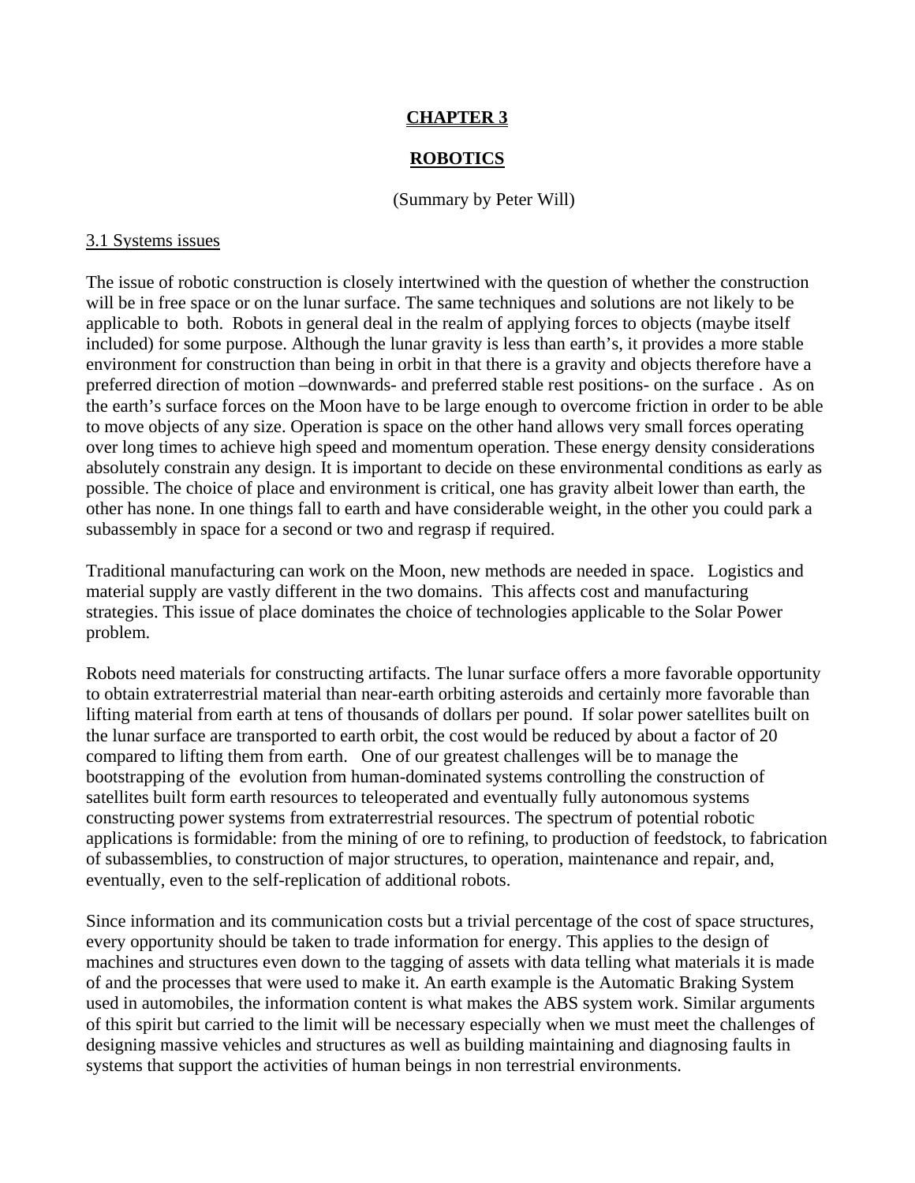# CHAPTER 3

# ROBOTICS

(Summary by Peter Will)

## 3.1 Systems issues

The issue of robotic construction is closely intertwined with the question of whether the construction will be in free space or on the lunar surface. The same techniques and solutions are not likely to be applicable to both. Robots in general deal in the realm of applying forces to objects (maybe itself included) for some purpose. Although the lunar gravity is less than earth's, it provides a more stable environment for construction than being in orbit in that there is a gravity and objects therefore have a preferred direction of motion –downwards- and preferred stable rest positions- on the surface . As on the earth's surface forces on the Moon have to be large enough to overcome friction in order to be able to move objects of any size. Operation is space on the other hand allows very small forces operating over long times to achieve high speed and momentum operation. These energy density considerations absolutely constrain any design. It is important to decide on these environmental conditions as early as possible. The choice of place and environment is critical, one has gravity albeit lower than earth, the other has none. In one things fall to earth and have considerable weight, in the other you could park a subassembly in space for a second or two and regrasp if required.

Traditional manufacturing can work on the Moon, new methods are needed in space. Logistics and material supply are vastly different in the two domains. This affects cost and manufacturing strategies. This issue of place dominates the choice of technologies applicable to the Solar Power problem.

Robots need materials for constructing artifacts. The lunar surface offers a more favorable opportunity to obtain extraterrestrial material than near-earth orbiting asteroids and certainly more favorable than lifting material from earth at tens of thousands of dollars per pound. If solar power satellites built on the lunar surface are transported to earth orbit, the cost would be reduced by about a factor of 20 compared to lifting them from earth. One of our greatest challenges will be to manage the bootstrapping of the evolution from human-dominated systems controlling the construction of satellites built form earth resources to teleoperated and eventually fully autonomous systems constructing power systems from extraterrestrial resources. The spectrum of potential robotic applications is formidable: from the mining of ore to refining, to production of feedstock, to fabrication of subassemblies, to construction of major structures, to operation, maintenance and repair, and, eventually, even to the self-replication of additional robots.

Since information and its communication costs but a trivial percentage of the cost of space structures, every opportunity should be taken to trade information for energy. This applies to the design of machines and structures even down to the tagging of assets with data telling what materials it is made of and the processes that were used to make it. An earth example is the Automatic Braking System used in automobiles, the information content is what makes the ABS system work. Similar arguments of this spirit but carried to the limit will be necessary especially when we must meet the challenges of designing massive vehicles and structures as well as building maintaining and diagnosing faults in systems that support the activities of human beings in non terrestrial environments.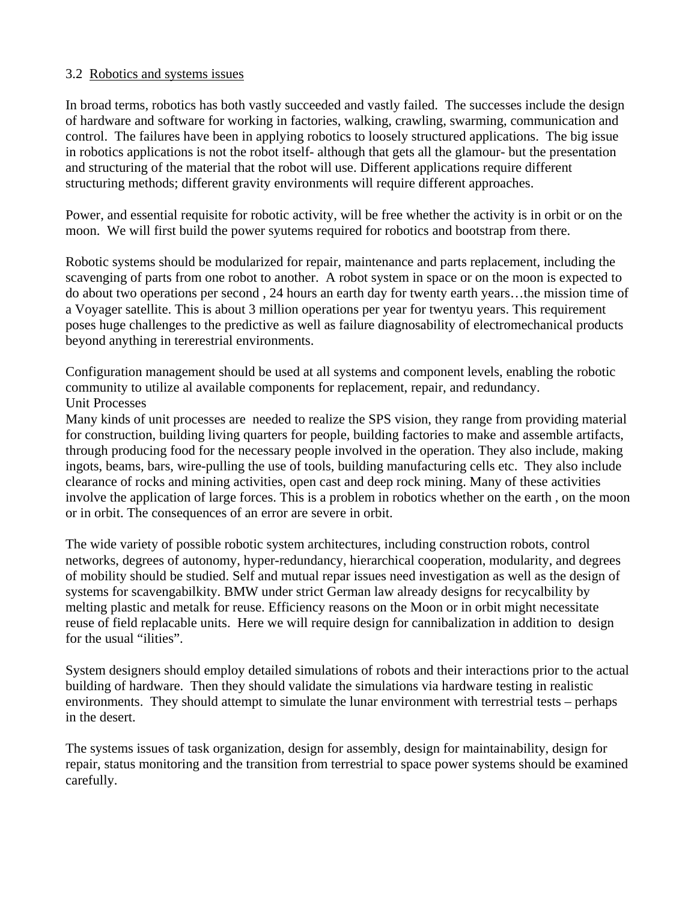### 3.2 Robotics and systems issues

In broad terms, robotics has both vastly succeeded and vastly failed. The successes include the design of hardware and software for working in factories, walking, crawling, swarming, communication and control. The failures have been in applying robotics to loosely structured applications. The big issue in robotics applications is not the robot itself- although that gets all the glamour- but the presentation and structuring of the material that the robot will use. Different applications require different structuring methods; different gravity environments will require different approaches.

Power, and essential requisite for robotic activity, will be free whether the activity is in orbit or on the moon. We will first build the power syutems required for robotics and bootstrap from there.

Robotic systems should be modularized for repair, maintenance and parts replacement, including the scavenging of parts from one robot to another. A robot system in space or on the moon is expected to do about two operations per second , 24 hours an earth day for twenty earth years…the mission time of a Voyager satellite. This is about 3 million operations per year for twentyu years. This requirement poses huge challenges to the predictive as well as failure diagnosability of electromechanical products beyond anything in tererestrial environments.

Configuration management should be used at all systems and component levels, enabling the robotic community to utilize al available components for replacement, repair, and redundancy.

Unit Processes

Many kinds of unit processes are needed to realize the SPS vision, they range from providing material for construction, building living quarters for people, building factories to make and assemble artifacts, through producing food for the necessary people involved in the operation. They also include, making ingots, beams, bars, wire-pulling the use of tools, building manufacturing cells etc. They also include clearance of rocks and mining activities, open cast and deep rock mining. Many of these activities involve the application of large forces. This is a problem in robotics whether on the earth , on the moon or in orbit. The consequences of an error are severe in orbit.

The wide variety of possible robotic system architectures, including construction robots, control networks, degrees of autonomy, hyper-redundancy, hierarchical cooperation, modularity, and degrees of mobility should be studied. Self and mutual repar issues need investigation as well as the design of systems for scavengabilkity. BMW under strict German law already designs for recycalbility by melting plastic and metalk for reuse. Efficiency reasons on the Moon or in orbit might necessitate reuse of field replacable units. Here we will require design for cannibalization in addition to design for the usual "ilities".

System designers should employ detailed simulations of robots and their interactions prior to the actual building of hardware. Then they should validate the simulations via hardware testing in realistic environments. They should attempt to simulate the lunar environment with terrestrial tests – perhaps in the desert.

The systems issues of task organization, design for assembly, design for maintainability, design for repair, status monitoring and the transition from terrestrial to space power systems should be examined carefully.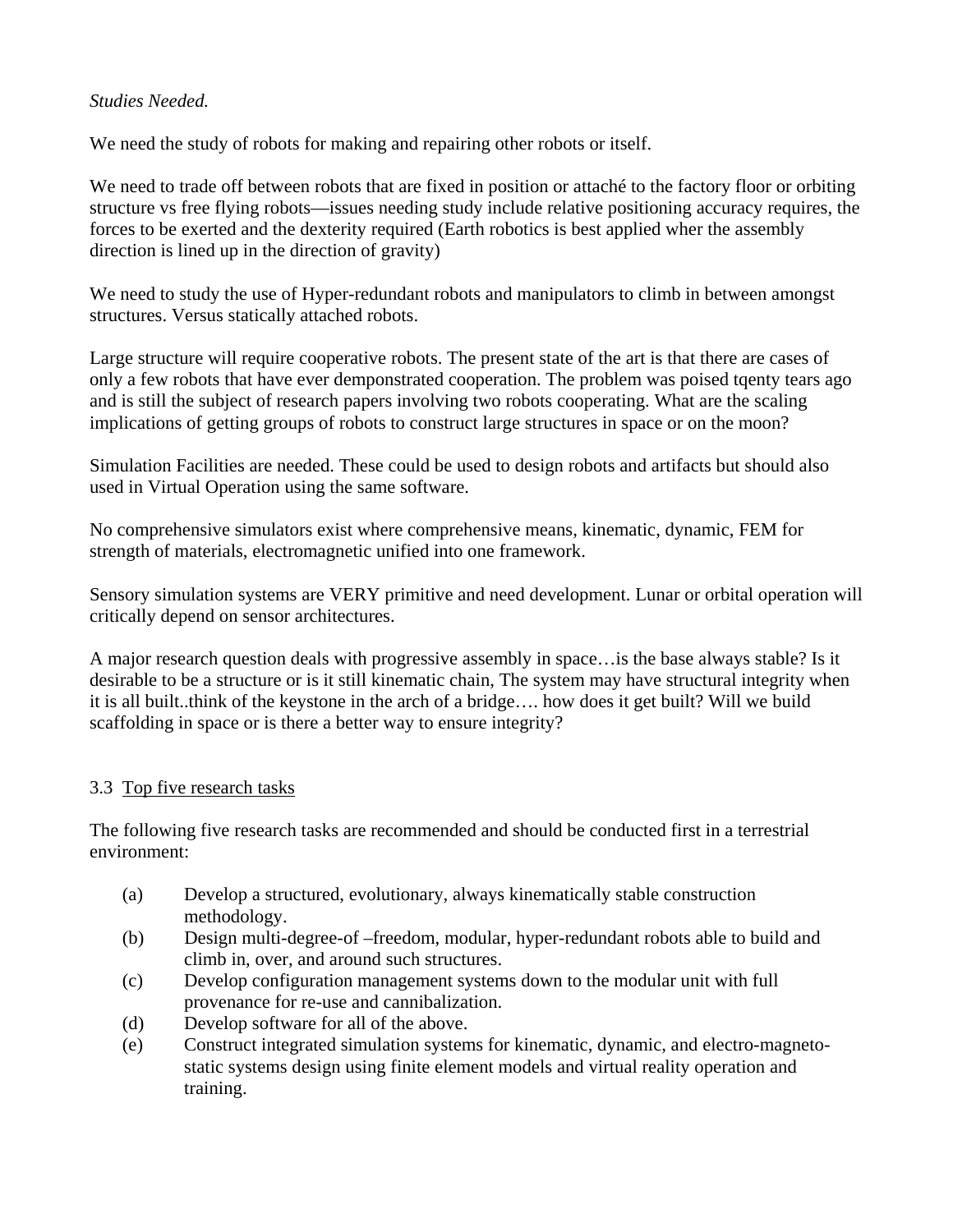*Studies Needed.*

We need the study of robots for making and repairing other robots or itself.

We need to trade off between robots that are fixed in position or attaché to the factory floor or orbiting structure vs free flying robots—issues needing study include relative positioning accuracy requires, the forces to be exerted and the dexterity required (Earth robotics is best applied wher the assembly direction is lined up in the direction of gravity)

We need to study the use of Hyper-redundant robots and manipulators to climb in between amongst structures. Versus statically attached robots.

Large structure will require cooperative robots. The present state of the art is that there are cases of only a few robots that have ever demponstrated cooperation. The problem was poised tqenty tears ago and is still the subject of research papers involving two robots cooperating. What are the scaling implications of getting groups of robots to construct large structures in space or on the moon?

Simulation Facilities are needed. These could be used to design robots and artifacts but should also used in Virtual Operation using the same software.

No comprehensive simulators exist where comprehensive means, kinematic, dynamic, FEM for strength of materials, electromagnetic unified into one framework.

Sensory simulation systems are VERY primitive and need development. Lunar or orbital operation will critically depend on sensor architectures.

A major research question deals with progressive assembly in space…is the base always stable? Is it desirable to be a structure or is it still kinematic chain, The system may have structural integrity when it is all built..think of the keystone in the arch of a bridge…. how does it get built? Will we build scaffolding in space or is there a better way to ensure integrity?

## 3.3 Top five research tasks

The following five research tasks are recommended and should be conducted first in a terrestrial environment:

(a) Develop a structured, evolutionary, always kinematically stable construction methodology.

(b) Design multi-degree-of –freedom, modular, hyper-redundant robots able to build and climb in, over, and around such structures.

(c) Develop configuration management systems down to the modular unit with full provenance for re-use and cannibalization.

(d) Develop software for all of the above.

(e) Construct integrated simulation systems for kinematic, dynamic, and electro-magneto-static systems design using finite element models and virtual reality operation and training.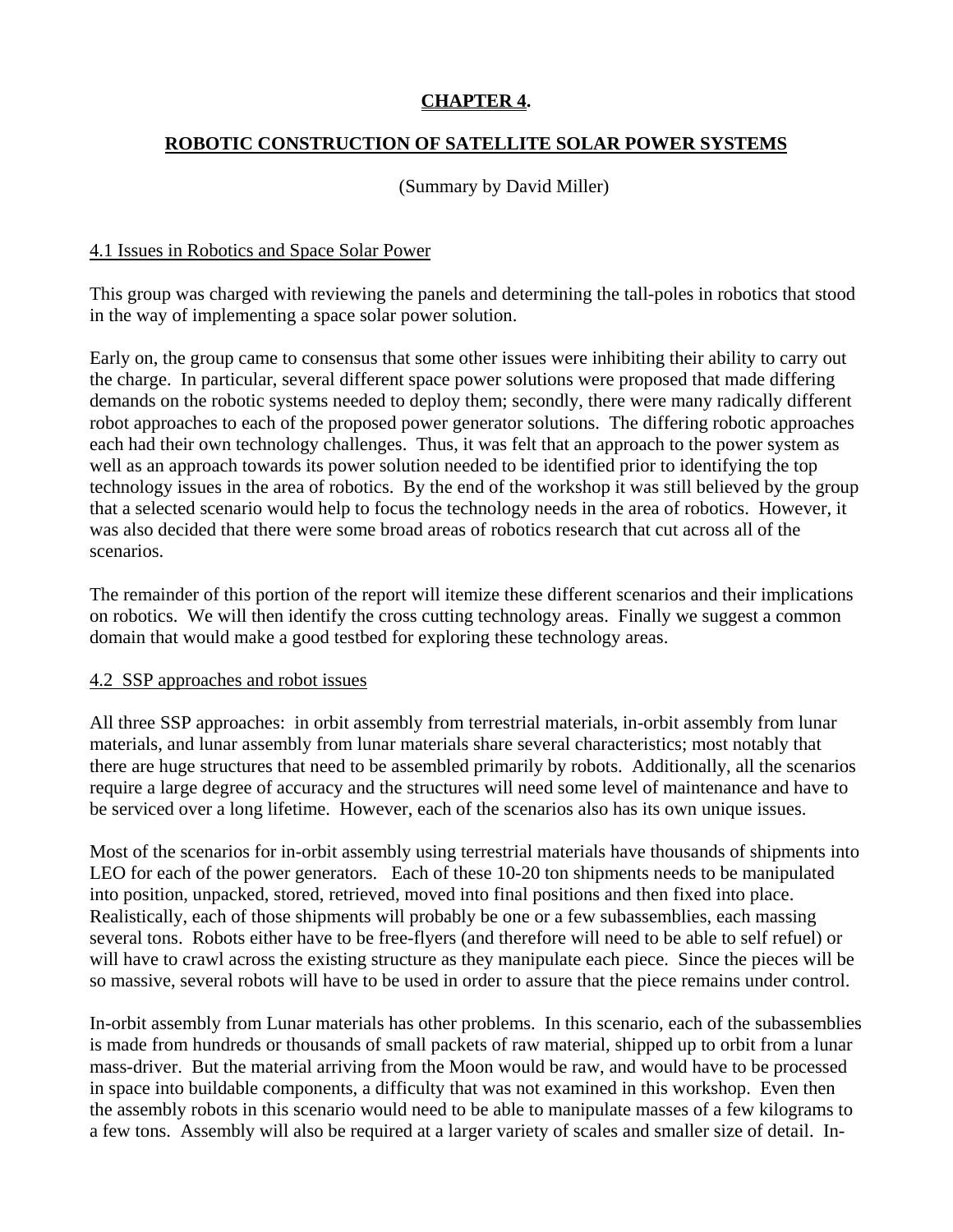# CHAPTER 4.

## ROBOTIC CONSTRUCTION OF SATELLITE SOLAR POWER SYSTEMS

(Summary by David Miller)

### 4.1 Issues in Robotics and Space Solar Power

This group was charged with reviewing the panels and determining the tall-poles in robotics that stood in the way of implementing a space solar power solution.

Early on, the group came to consensus that some other issues were inhibiting their ability to carry out the charge. In particular, several different space power solutions were proposed that made differing demands on the robotic systems needed to deploy them; secondly, there were many radically different robot approaches to each of the proposed power generator solutions. The differing robotic approaches each had their own technology challenges. Thus, it was felt that an approach to the power system as well as an approach towards its power solution needed to be identified prior to identifying the top technology issues in the area of robotics. By the end of the workshop it was still believed by the group that a selected scenario would help to focus the technology needs in the area of robotics. However, it was also decided that there were some broad areas of robotics research that cut across all of the scenarios.

The remainder of this portion of the report will itemize these different scenarios and their implications on robotics. We will then identify the cross cutting technology areas. Finally we suggest a common domain that would make a good testbed for exploring these technology areas.

### 4.2 SSP approaches and robot issues

All three SSP approaches: in orbit assembly from terrestrial materials, in-orbit assembly from lunar materials, and lunar assembly from lunar materials share several characteristics; most notably that there are huge structures that need to be assembled primarily by robots. Additionally, all the scenarios require a large degree of accuracy and the structures will need some level of maintenance and have to be serviced over a long lifetime. However, each of the scenarios also has its own unique issues.

Most of the scenarios for in-orbit assembly using terrestrial materials have thousands of shipments into LEO for each of the power generators. Each of these 10-20 ton shipments needs to be manipulated into position, unpacked, stored, retrieved, moved into final positions and then fixed into place. Realistically, each of those shipments will probably be one or a few subassemblies, each massing several tons. Robots either have to be free-flyers (and therefore will need to be able to self refuel) or will have to crawl across the existing structure as they manipulate each piece. Since the pieces will be so massive, several robots will have to be used in order to assure that the piece remains under control.

In-orbit assembly from Lunar materials has other problems. In this scenario, each of the subassemblies is made from hundreds or thousands of small packets of raw material, shipped up to orbit from a lunar mass-driver. But the material arriving from the Moon would be raw, and would have to be processed in space into buildable components, a difficulty that was not examined in this workshop. Even then the assembly robots in this scenario would need to be able to manipulate masses of a few kilograms to a few tons. Assembly will also be required at a larger variety of scales and smaller size of detail. In-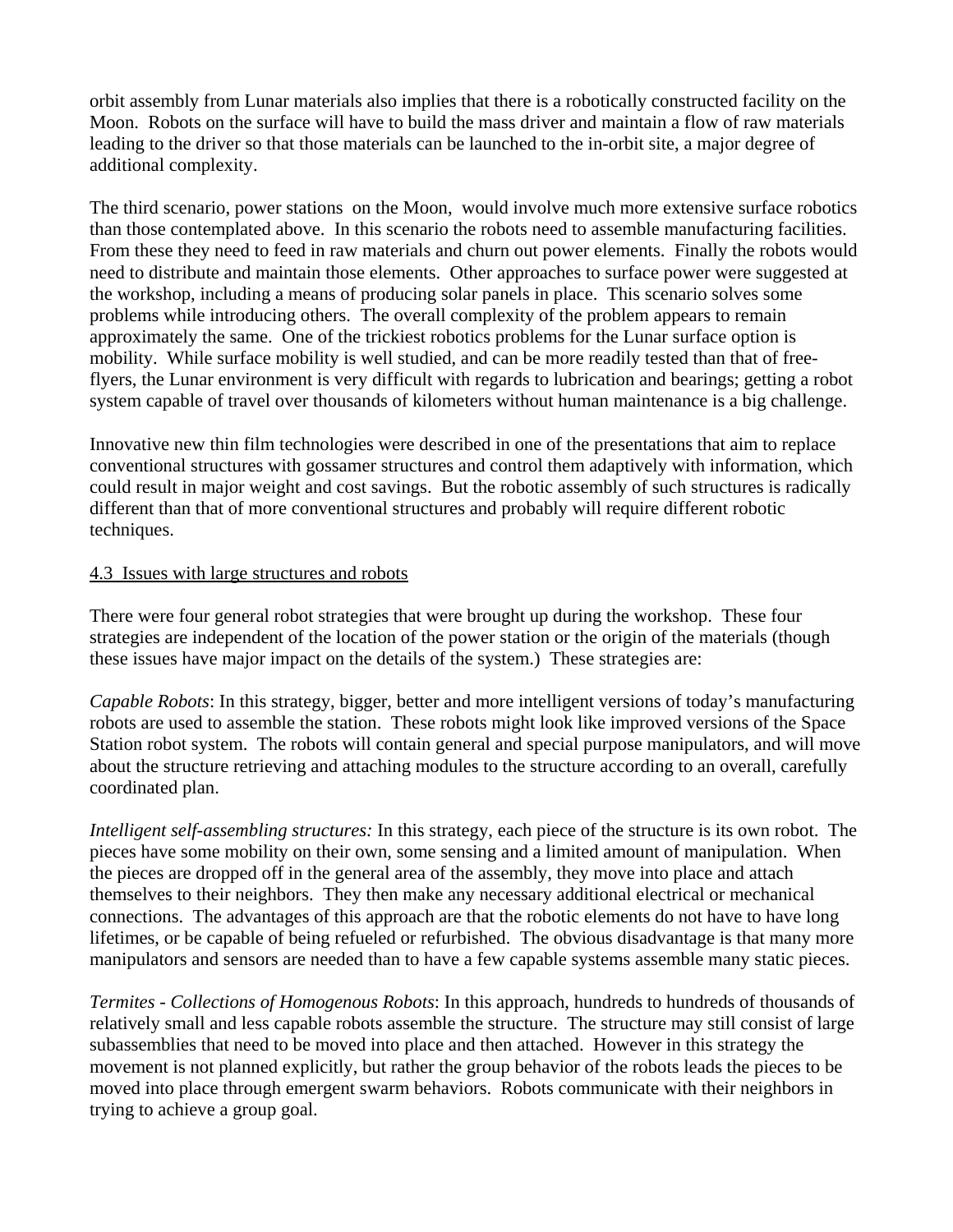orbit assembly from Lunar materials also implies that there is a robotically constructed facility on the Moon. Robots on the surface will have to build the mass driver and maintain a flow of raw materials leading to the driver so that those materials can be launched to the in-orbit site, a major degree of additional complexity.

The third scenario, power stations on the Moon, would involve much more extensive surface robotics than those contemplated above. In this scenario the robots need to assemble manufacturing facilities. From these they need to feed in raw materials and churn out power elements. Finally the robots would need to distribute and maintain those elements. Other approaches to surface power were suggested at the workshop, including a means of producing solar panels in place. This scenario solves some problems while introducing others. The overall complexity of the problem appears to remain approximately the same. One of the trickiest robotics problems for the Lunar surface option is mobility. While surface mobility is well studied, and can be more readily tested than that of free-flyers, the Lunar environment is very difficult with regards to lubrication and bearings; getting a robot system capable of travel over thousands of kilometers without human maintenance is a big challenge.

Innovative new thin film technologies were described in one of the presentations that aim to replace conventional structures with gossamer structures and control them adaptively with information, which could result in major weight and cost savings. But the robotic assembly of such structures is radically different than that of more conventional structures and probably will require different robotic techniques.

### 4.3 Issues with large structures and robots

There were four general robot strategies that were brought up during the workshop. These four strategies are independent of the location of the power station or the origin of the materials (though these issues have major impact on the details of the system.) These strategies are:

*Capable Robots*: In this strategy, bigger, better and more intelligent versions of today's manufacturing robots are used to assemble the station. These robots might look like improved versions of the Space Station robot system. The robots will contain general and special purpose manipulators, and will move about the structure retrieving and attaching modules to the structure according to an overall, carefully coordinated plan.

*Intelligent self-assembling structures:* In this strategy, each piece of the structure is its own robot. The pieces have some mobility on their own, some sensing and a limited amount of manipulation. When the pieces are dropped off in the general area of the assembly, they move into place and attach themselves to their neighbors. They then make any necessary additional electrical or mechanical connections. The advantages of this approach are that the robotic elements do not have to have long lifetimes, or be capable of being refueled or refurbished. The obvious disadvantage is that many more manipulators and sensors are needed than to have a few capable systems assemble many static pieces.

*Termites - Collections of Homogenous Robots*: In this approach, hundreds to hundreds of thousands of relatively small and less capable robots assemble the structure. The structure may still consist of large subassemblies that need to be moved into place and then attached. However in this strategy the movement is not planned explicitly, but rather the group behavior of the robots leads the pieces to be moved into place through emergent swarm behaviors. Robots communicate with their neighbors in trying to achieve a group goal.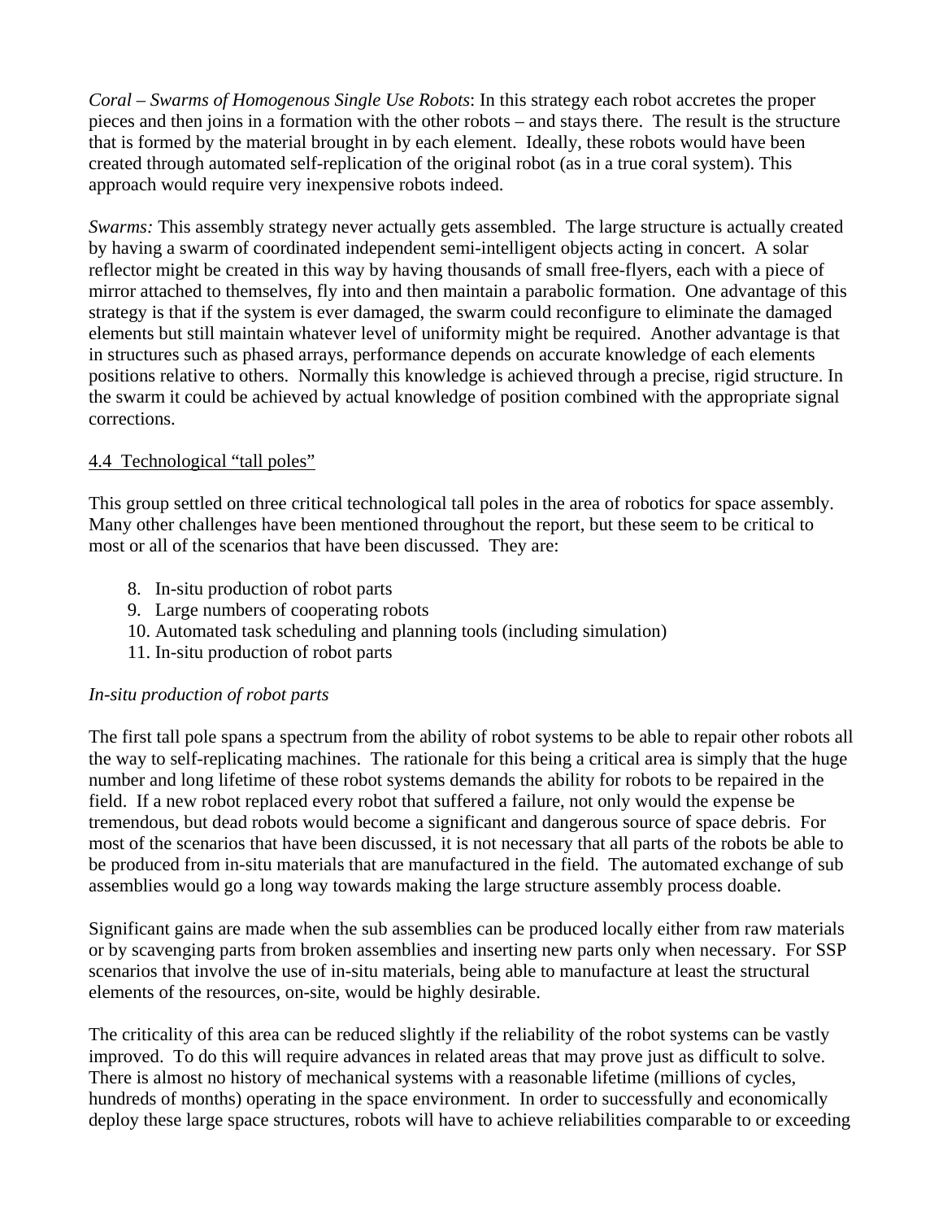*Coral – Swarms of Homogenous Single Use Robots*: In this strategy each robot accretes the proper pieces and then joins in a formation with the other robots – and stays there. The result is the structure that is formed by the material brought in by each element. Ideally, these robots would have been created through automated self-replication of the original robot (as in a true coral system). This approach would require very inexpensive robots indeed.

*Swarms:* This assembly strategy never actually gets assembled. The large structure is actually created by having a swarm of coordinated independent semi-intelligent objects acting in concert. A solar reflector might be created in this way by having thousands of small free-flyers, each with a piece of mirror attached to themselves, fly into and then maintain a parabolic formation. One advantage of this strategy is that if the system is ever damaged, the swarm could reconfigure to eliminate the damaged elements but still maintain whatever level of uniformity might be required. Another advantage is that in structures such as phased arrays, performance depends on accurate knowledge of each elements positions relative to others. Normally this knowledge is achieved through a precise, rigid structure. In the swarm it could be achieved by actual knowledge of position combined with the appropriate signal corrections.

## 4.4 Technological "tall poles"

This group settled on three critical technological tall poles in the area of robotics for space assembly. Many other challenges have been mentioned throughout the report, but these seem to be critical to most or all of the scenarios that have been discussed. They are:

8. In-situ production of robot parts
9. Large numbers of cooperating robots
10. Automated task scheduling and planning tools (including simulation)
11. In-situ production of robot parts

*In-situ production of robot parts*

The first tall pole spans a spectrum from the ability of robot systems to be able to repair other robots all the way to self-replicating machines. The rationale for this being a critical area is simply that the huge number and long lifetime of these robot systems demands the ability for robots to be repaired in the field. If a new robot replaced every robot that suffered a failure, not only would the expense be tremendous, but dead robots would become a significant and dangerous source of space debris. For most of the scenarios that have been discussed, it is not necessary that all parts of the robots be able to be produced from in-situ materials that are manufactured in the field. The automated exchange of sub assemblies would go a long way towards making the large structure assembly process doable.

Significant gains are made when the sub assemblies can be produced locally either from raw materials or by scavenging parts from broken assemblies and inserting new parts only when necessary. For SSP scenarios that involve the use of in-situ materials, being able to manufacture at least the structural elements of the resources, on-site, would be highly desirable.

The criticality of this area can be reduced slightly if the reliability of the robot systems can be vastly improved. To do this will require advances in related areas that may prove just as difficult to solve. There is almost no history of mechanical systems with a reasonable lifetime (millions of cycles, hundreds of months) operating in the space environment. In order to successfully and economically deploy these large space structures, robots will have to achieve reliabilities comparable to or exceeding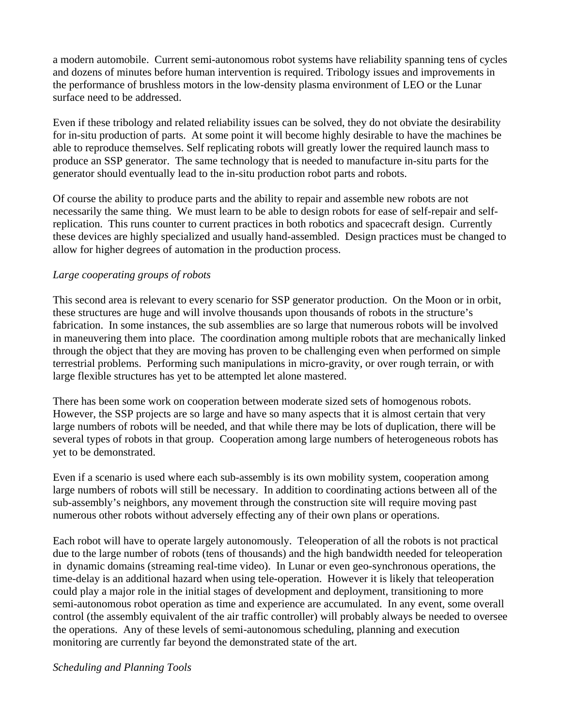a modern automobile. Current semi-autonomous robot systems have reliability spanning tens of cycles and dozens of minutes before human intervention is required. Tribology issues and improvements in the performance of brushless motors in the low-density plasma environment of LEO or the Lunar surface need to be addressed.

Even if these tribology and related reliability issues can be solved, they do not obviate the desirability for in-situ production of parts. At some point it will become highly desirable to have the machines be able to reproduce themselves. Self replicating robots will greatly lower the required launch mass to produce an SSP generator. The same technology that is needed to manufacture in-situ parts for the generator should eventually lead to the in-situ production robot parts and robots.

Of course the ability to produce parts and the ability to repair and assemble new robots are not necessarily the same thing. We must learn to be able to design robots for ease of self-repair and self-replication. This runs counter to current practices in both robotics and spacecraft design. Currently these devices are highly specialized and usually hand-assembled. Design practices must be changed to allow for higher degrees of automation in the production process.

*Large cooperating groups of robots*

This second area is relevant to every scenario for SSP generator production. On the Moon or in orbit, these structures are huge and will involve thousands upon thousands of robots in the structure's fabrication. In some instances, the sub assemblies are so large that numerous robots will be involved in maneuvering them into place. The coordination among multiple robots that are mechanically linked through the object that they are moving has proven to be challenging even when performed on simple terrestrial problems. Performing such manipulations in micro-gravity, or over rough terrain, or with large flexible structures has yet to be attempted let alone mastered.

There has been some work on cooperation between moderate sized sets of homogenous robots. However, the SSP projects are so large and have so many aspects that it is almost certain that very large numbers of robots will be needed, and that while there may be lots of duplication, there will be several types of robots in that group. Cooperation among large numbers of heterogeneous robots has yet to be demonstrated.

Even if a scenario is used where each sub-assembly is its own mobility system, cooperation among large numbers of robots will still be necessary. In addition to coordinating actions between all of the sub-assembly's neighbors, any movement through the construction site will require moving past numerous other robots without adversely effecting any of their own plans or operations.

Each robot will have to operate largely autonomously. Teleoperation of all the robots is not practical due to the large number of robots (tens of thousands) and the high bandwidth needed for teleoperation in dynamic domains (streaming real-time video). In Lunar or even geo-synchronous operations, the time-delay is an additional hazard when using tele-operation. However it is likely that teleoperation could play a major role in the initial stages of development and deployment, transitioning to more semi-autonomous robot operation as time and experience are accumulated. In any event, some overall control (the assembly equivalent of the air traffic controller) will probably always be needed to oversee the operations. Any of these levels of semi-autonomous scheduling, planning and execution monitoring are currently far beyond the demonstrated state of the art.

*Scheduling and Planning Tools*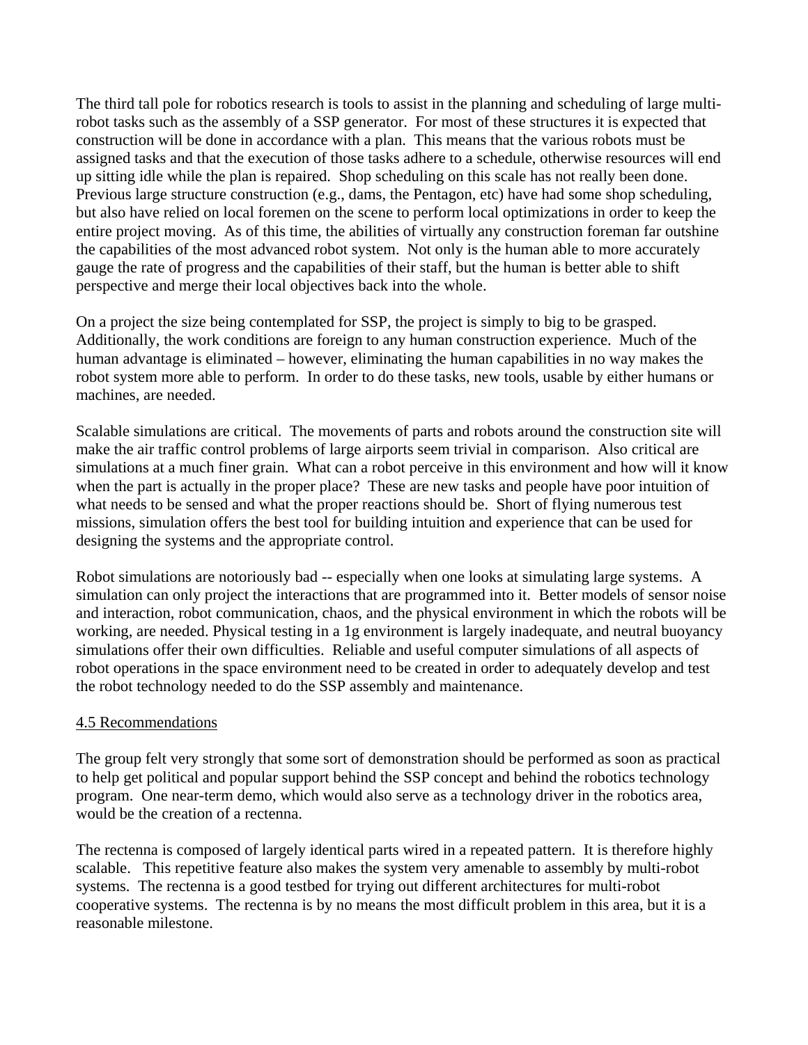The third tall pole for robotics research is tools to assist in the planning and scheduling of large multi-robot tasks such as the assembly of a SSP generator. For most of these structures it is expected that construction will be done in accordance with a plan. This means that the various robots must be assigned tasks and that the execution of those tasks adhere to a schedule, otherwise resources will end up sitting idle while the plan is repaired. Shop scheduling on this scale has not really been done. Previous large structure construction (e.g., dams, the Pentagon, etc) have had some shop scheduling, but also have relied on local foremen on the scene to perform local optimizations in order to keep the entire project moving. As of this time, the abilities of virtually any construction foreman far outshine the capabilities of the most advanced robot system. Not only is the human able to more accurately gauge the rate of progress and the capabilities of their staff, but the human is better able to shift perspective and merge their local objectives back into the whole.

On a project the size being contemplated for SSP, the project is simply to big to be grasped. Additionally, the work conditions are foreign to any human construction experience. Much of the human advantage is eliminated – however, eliminating the human capabilities in no way makes the robot system more able to perform. In order to do these tasks, new tools, usable by either humans or machines, are needed.

Scalable simulations are critical. The movements of parts and robots around the construction site will make the air traffic control problems of large airports seem trivial in comparison. Also critical are simulations at a much finer grain. What can a robot perceive in this environment and how will it know when the part is actually in the proper place? These are new tasks and people have poor intuition of what needs to be sensed and what the proper reactions should be. Short of flying numerous test missions, simulation offers the best tool for building intuition and experience that can be used for designing the systems and the appropriate control.

Robot simulations are notoriously bad -- especially when one looks at simulating large systems. A simulation can only project the interactions that are programmed into it. Better models of sensor noise and interaction, robot communication, chaos, and the physical environment in which the robots will be working, are needed. Physical testing in a 1g environment is largely inadequate, and neutral buoyancy simulations offer their own difficulties. Reliable and useful computer simulations of all aspects of robot operations in the space environment need to be created in order to adequately develop and test the robot technology needed to do the SSP assembly and maintenance.

## 4.5 Recommendations

The group felt very strongly that some sort of demonstration should be performed as soon as practical to help get political and popular support behind the SSP concept and behind the robotics technology program. One near-term demo, which would also serve as a technology driver in the robotics area, would be the creation of a rectenna.

The rectenna is composed of largely identical parts wired in a repeated pattern. It is therefore highly scalable. This repetitive feature also makes the system very amenable to assembly by multi-robot systems. The rectenna is a good testbed for trying out different architectures for multi-robot cooperative systems. The rectenna is by no means the most difficult problem in this area, but it is a reasonable milestone.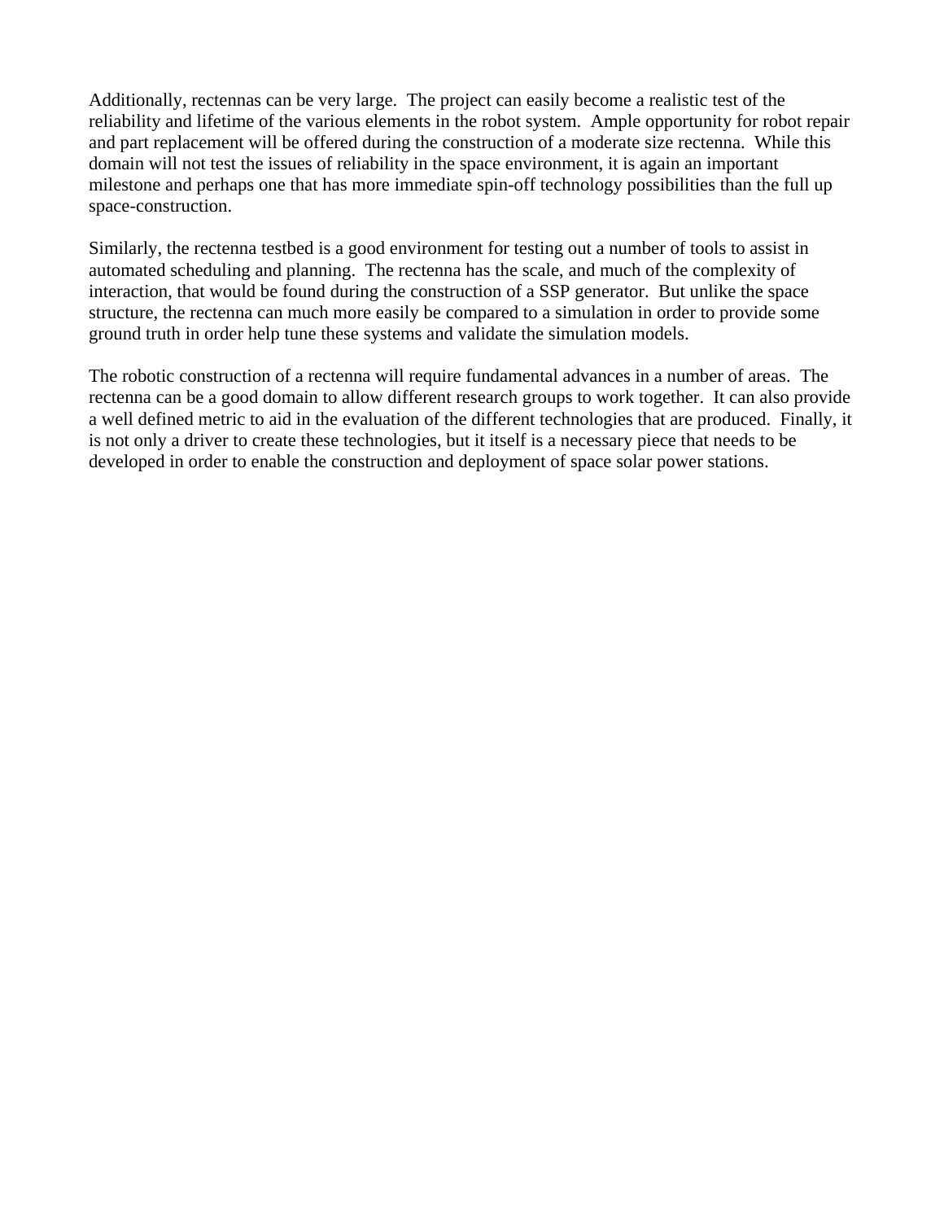Additionally, rectennas can be very large. The project can easily become a realistic test of the reliability and lifetime of the various elements in the robot system. Ample opportunity for robot repair and part replacement will be offered during the construction of a moderate size rectenna. While this domain will not test the issues of reliability in the space environment, it is again an important milestone and perhaps one that has more immediate spin-off technology possibilities than the full up space-construction.

Similarly, the rectenna testbed is a good environment for testing out a number of tools to assist in automated scheduling and planning. The rectenna has the scale, and much of the complexity of interaction, that would be found during the construction of a SSP generator. But unlike the space structure, the rectenna can much more easily be compared to a simulation in order to provide some ground truth in order help tune these systems and validate the simulation models.

The robotic construction of a rectenna will require fundamental advances in a number of areas. The rectenna can be a good domain to allow different research groups to work together. It can also provide a well defined metric to aid in the evaluation of the different technologies that are produced. Finally, it is not only a driver to create these technologies, but it itself is a necessary piece that needs to be developed in order to enable the construction and deployment of space solar power stations.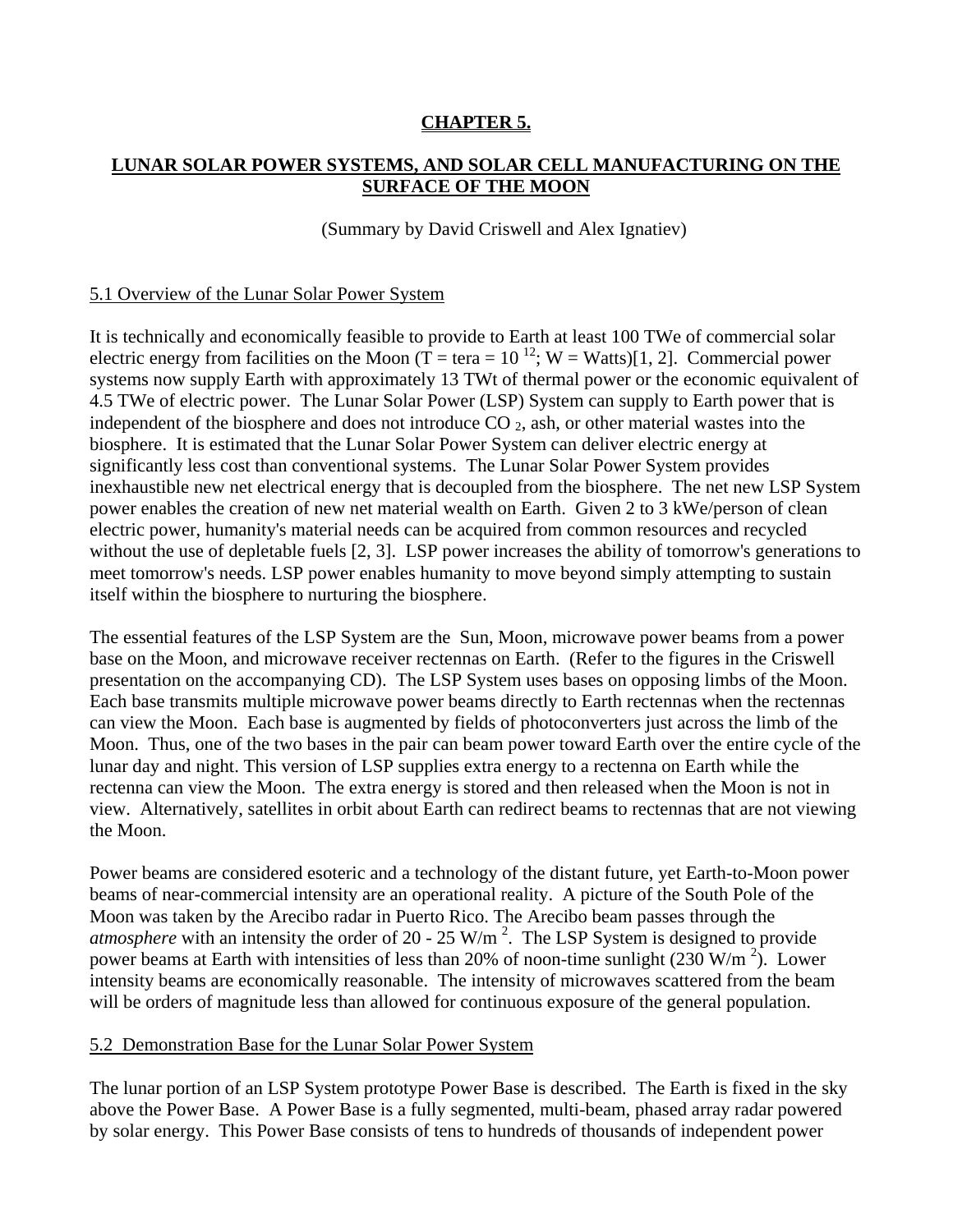# CHAPTER 5.

## LUNAR SOLAR POWER SYSTEMS, AND SOLAR CELL MANUFACTURING ON THE SURFACE OF THE MOON

(Summary by David Criswell and Alex Ignatiev)

### 5.1 Overview of the Lunar Solar Power System

It is technically and economically feasible to provide to Earth at least 100 TWe of commercial solar electric energy from facilities on the Moon (T = tera = $10^{12}$; W = Watts)[1, 2]. Commercial power systems now supply Earth with approximately 13 TWt of thermal power or the economic equivalent of 4.5 TWe of electric power. The Lunar Solar Power (LSP) System can supply to Earth power that is independent of the biosphere and does not introduce $CO_2$, ash, or other material wastes into the biosphere. It is estimated that the Lunar Solar Power System can deliver electric energy at significantly less cost than conventional systems. The Lunar Solar Power System provides inexhaustible new net electrical energy that is decoupled from the biosphere. The net new LSP System power enables the creation of new net material wealth on Earth. Given 2 to 3 kWe/person of clean electric power, humanity's material needs can be acquired from common resources and recycled without the use of depletable fuels [2, 3]. LSP power increases the ability of tomorrow's generations to meet tomorrow's needs. LSP power enables humanity to move beyond simply attempting to sustain itself within the biosphere to nurturing the biosphere.

The essential features of the LSP System are the Sun, Moon, microwave power beams from a power base on the Moon, and microwave receiver rectennas on Earth. (Refer to the figures in the Criswell presentation on the accompanying CD). The LSP System uses bases on opposing limbs of the Moon. Each base transmits multiple microwave power beams directly to Earth rectennas when the rectennas can view the Moon. Each base is augmented by fields of photoconverters just across the limb of the Moon. Thus, one of the two bases in the pair can beam power toward Earth over the entire cycle of the lunar day and night. This version of LSP supplies extra energy to a rectenna on Earth while the rectenna can view the Moon. The extra energy is stored and then released when the Moon is not in view. Alternatively, satellites in orbit about Earth can redirect beams to rectennas that are not viewing the Moon.

Power beams are considered esoteric and a technology of the distant future, yet Earth-to-Moon power beams of near-commercial intensity are an operational reality. A picture of the South Pole of the Moon was taken by the Arecibo radar in Puerto Rico. The Arecibo beam passes through the *atmosphere* with an intensity the order of 20 - 25 W/m$^2$. The LSP System is designed to provide power beams at Earth with intensities of less than 20% of noon-time sunlight (230 W/m$^2$). Lower intensity beams are economically reasonable. The intensity of microwaves scattered from the beam will be orders of magnitude less than allowed for continuous exposure of the general population.

### 5.2 Demonstration Base for the Lunar Solar Power System

The lunar portion of an LSP System prototype Power Base is described. The Earth is fixed in the sky above the Power Base. A Power Base is a fully segmented, multi-beam, phased array radar powered by solar energy. This Power Base consists of tens to hundreds of thousands of independent power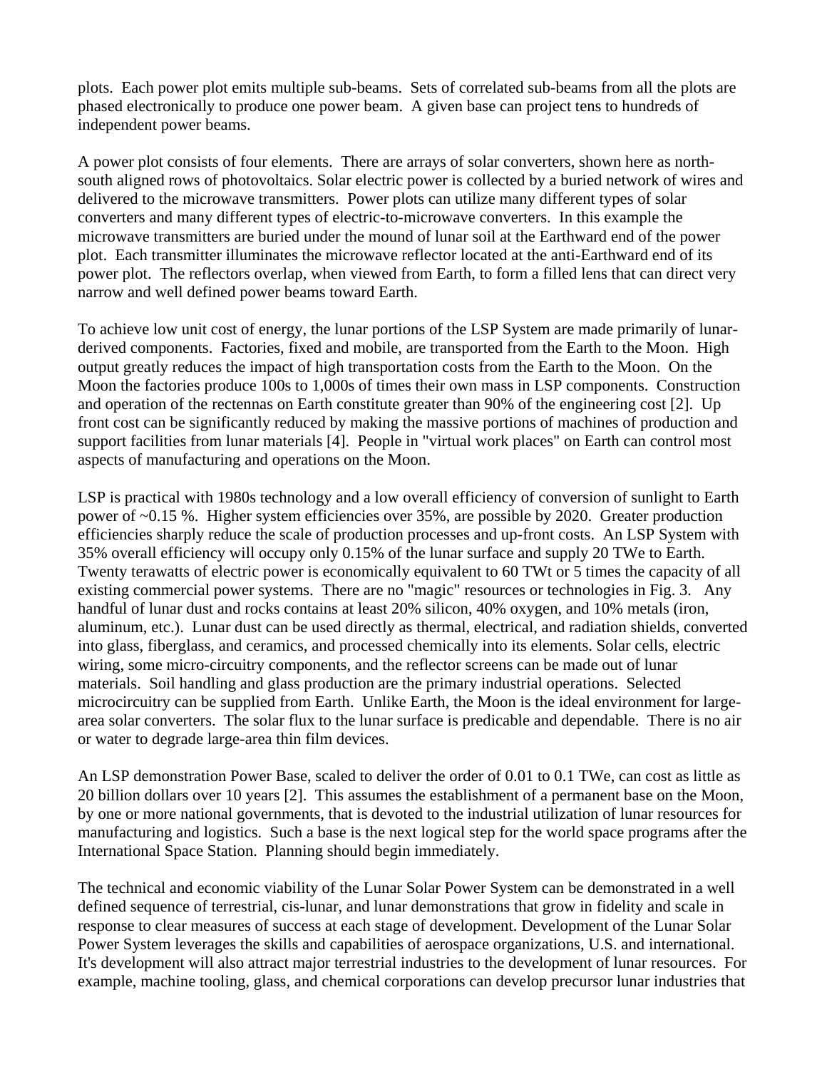plots. Each power plot emits multiple sub-beams. Sets of correlated sub-beams from all the plots are phased electronically to produce one power beam. A given base can project tens to hundreds of independent power beams.

A power plot consists of four elements. There are arrays of solar converters, shown here as north-south aligned rows of photovoltaics. Solar electric power is collected by a buried network of wires and delivered to the microwave transmitters. Power plots can utilize many different types of solar converters and many different types of electric-to-microwave converters. In this example the microwave transmitters are buried under the mound of lunar soil at the Earthward end of the power plot. Each transmitter illuminates the microwave reflector located at the anti-Earthward end of its power plot. The reflectors overlap, when viewed from Earth, to form a filled lens that can direct very narrow and well defined power beams toward Earth.

To achieve low unit cost of energy, the lunar portions of the LSP System are made primarily of lunar-derived components. Factories, fixed and mobile, are transported from the Earth to the Moon. High output greatly reduces the impact of high transportation costs from the Earth to the Moon. On the Moon the factories produce 100s to 1,000s of times their own mass in LSP components. Construction and operation of the rectennas on Earth constitute greater than 90% of the engineering cost [2]. Up front cost can be significantly reduced by making the massive portions of machines of production and support facilities from lunar materials [4]. People in "virtual work places" on Earth can control most aspects of manufacturing and operations on the Moon.

LSP is practical with 1980s technology and a low overall efficiency of conversion of sunlight to Earth power of ~0.15 %. Higher system efficiencies over 35%, are possible by 2020. Greater production efficiencies sharply reduce the scale of production processes and up-front costs. An LSP System with 35% overall efficiency will occupy only 0.15% of the lunar surface and supply 20 TWe to Earth. Twenty terawatts of electric power is economically equivalent to 60 TWt or 5 times the capacity of all existing commercial power systems. There are no "magic" resources or technologies in Fig. 3. Any handful of lunar dust and rocks contains at least 20% silicon, 40% oxygen, and 10% metals (iron, aluminum, etc.). Lunar dust can be used directly as thermal, electrical, and radiation shields, converted into glass, fiberglass, and ceramics, and processed chemically into its elements. Solar cells, electric wiring, some micro-circuitry components, and the reflector screens can be made out of lunar materials. Soil handling and glass production are the primary industrial operations. Selected microcircuitry can be supplied from Earth. Unlike Earth, the Moon is the ideal environment for large-area solar converters. The solar flux to the lunar surface is predicable and dependable. There is no air or water to degrade large-area thin film devices.

An LSP demonstration Power Base, scaled to deliver the order of 0.01 to 0.1 TWe, can cost as little as 20 billion dollars over 10 years [2]. This assumes the establishment of a permanent base on the Moon, by one or more national governments, that is devoted to the industrial utilization of lunar resources for manufacturing and logistics. Such a base is the next logical step for the world space programs after the International Space Station. Planning should begin immediately.

The technical and economic viability of the Lunar Solar Power System can be demonstrated in a well defined sequence of terrestrial, cis-lunar, and lunar demonstrations that grow in fidelity and scale in response to clear measures of success at each stage of development. Development of the Lunar Solar Power System leverages the skills and capabilities of aerospace organizations, U.S. and international. It's development will also attract major terrestrial industries to the development of lunar resources. For example, machine tooling, glass, and chemical corporations can develop precursor lunar industries that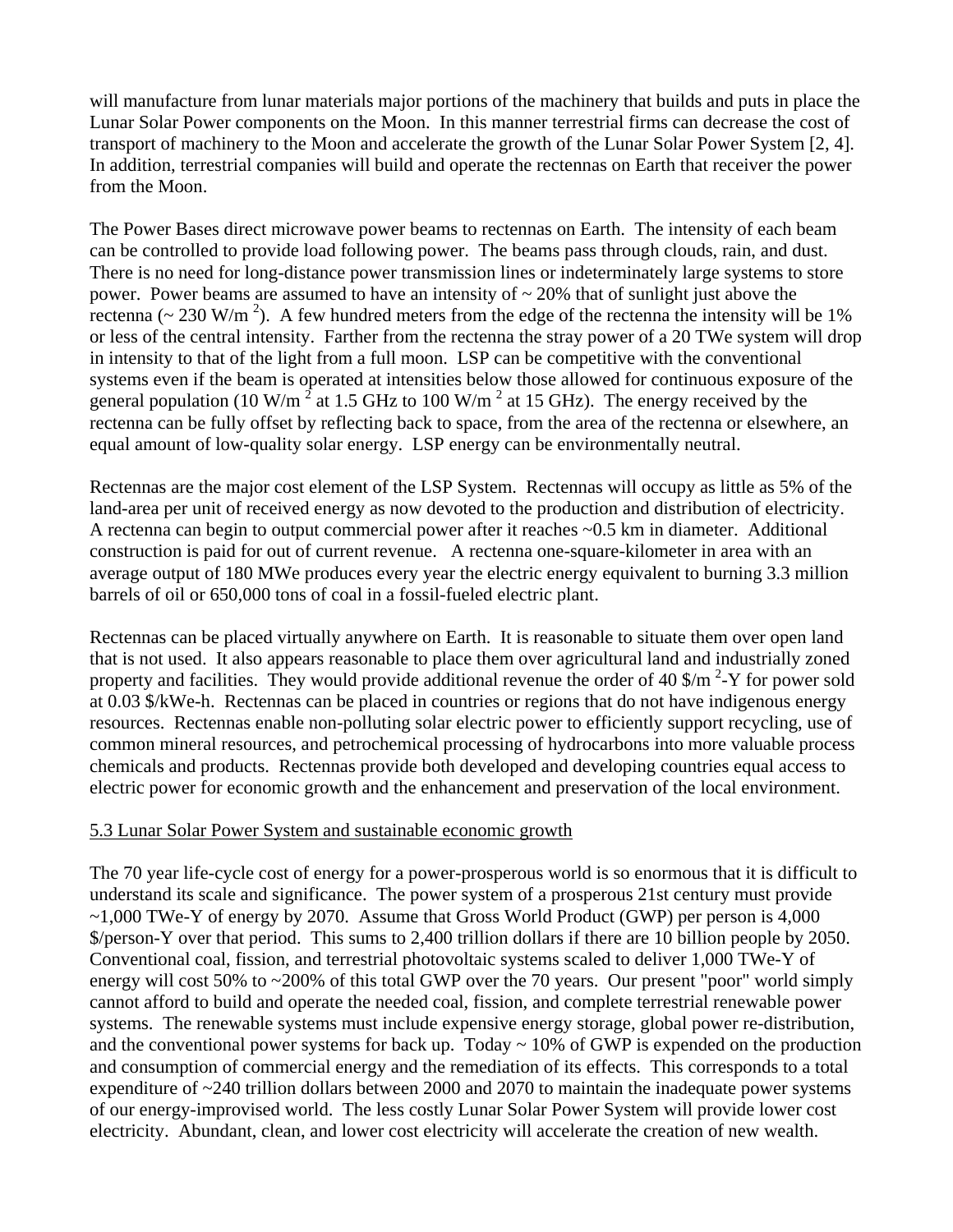will manufacture from lunar materials major portions of the machinery that builds and puts in place the Lunar Solar Power components on the Moon. In this manner terrestrial firms can decrease the cost of transport of machinery to the Moon and accelerate the growth of the Lunar Solar Power System [2, 4]. In addition, terrestrial companies will build and operate the rectennas on Earth that receiver the power from the Moon.

The Power Bases direct microwave power beams to rectennas on Earth. The intensity of each beam can be controlled to provide load following power. The beams pass through clouds, rain, and dust. There is no need for long-distance power transmission lines or indeterminately large systems to store power. Power beams are assumed to have an intensity of ~ 20% that of sunlight just above the rectenna (~ 230 W/m $^2$). A few hundred meters from the edge of the rectenna the intensity will be 1% or less of the central intensity. Farther from the rectenna the stray power of a 20 TWe system will drop in intensity to that of the light from a full moon. LSP can be competitive with the conventional systems even if the beam is operated at intensities below those allowed for continuous exposure of the general population (10 W/m $^2$ at 1.5 GHz to 100 W/m $^2$ at 15 GHz). The energy received by the rectenna can be fully offset by reflecting back to space, from the area of the rectenna or elsewhere, an equal amount of low-quality solar energy. LSP energy can be environmentally neutral.

Rectennas are the major cost element of the LSP System. Rectennas will occupy as little as 5% of the land-area per unit of received energy as now devoted to the production and distribution of electricity. A rectenna can begin to output commercial power after it reaches ~0.5 km in diameter. Additional construction is paid for out of current revenue. A rectenna one-square-kilometer in area with an average output of 180 MWe produces every year the electric energy equivalent to burning 3.3 million barrels of oil or 650,000 tons of coal in a fossil-fueled electric plant.

Rectennas can be placed virtually anywhere on Earth. It is reasonable to situate them over open land that is not used. It also appears reasonable to place them over agricultural land and industrially zoned property and facilities. They would provide additional revenue the order of 40 \$/m $^2$-Y for power sold at 0.03 \$/kWe-h. Rectennas can be placed in countries or regions that do not have indigenous energy resources. Rectennas enable non-polluting solar electric power to efficiently support recycling, use of common mineral resources, and petrochemical processing of hydrocarbons into more valuable process chemicals and products. Rectennas provide both developed and developing countries equal access to electric power for economic growth and the enhancement and preservation of the local environment.

<u>5.3 Lunar Solar Power System and sustainable economic growth</u>

The 70 year life-cycle cost of energy for a power-prosperous world is so enormous that it is difficult to understand its scale and significance. The power system of a prosperous 21st century must provide ~1,000 TWe-Y of energy by 2070. Assume that Gross World Product (GWP) per person is 4,000 \$/person-Y over that period. This sums to 2,400 trillion dollars if there are 10 billion people by 2050. Conventional coal, fission, and terrestrial photovoltaic systems scaled to deliver 1,000 TWe-Y of energy will cost 50% to ~200% of this total GWP over the 70 years. Our present "poor" world simply cannot afford to build and operate the needed coal, fission, and complete terrestrial renewable power systems. The renewable systems must include expensive energy storage, global power re-distribution, and the conventional power systems for back up. Today ~ 10% of GWP is expended on the production and consumption of commercial energy and the remediation of its effects. This corresponds to a total expenditure of ~240 trillion dollars between 2000 and 2070 to maintain the inadequate power systems of our energy-improvised world. The less costly Lunar Solar Power System will provide lower cost electricity. Abundant, clean, and lower cost electricity will accelerate the creation of new wealth.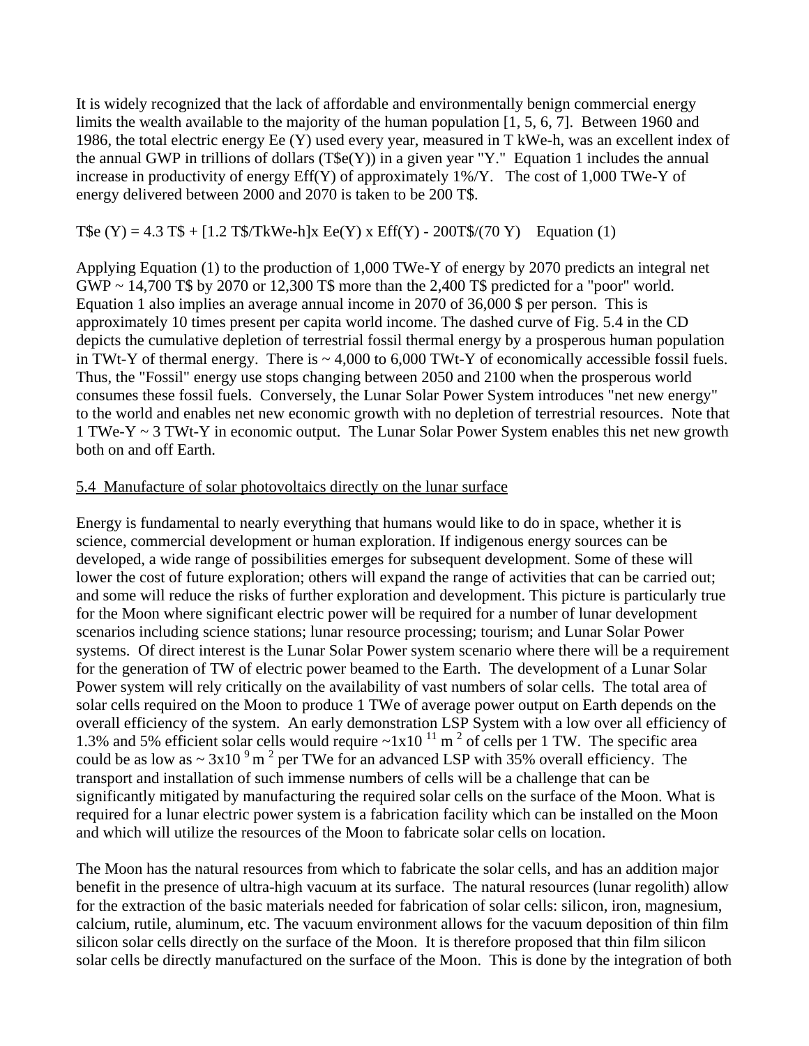It is widely recognized that the lack of affordable and environmentally benign commercial energy limits the wealth available to the majority of the human population [1, 5, 6, 7]. Between 1960 and 1986, the total electric energy Ee (Y) used every year, measured in T kWe-h, was an excellent index of the annual GWP in trillions of dollars (T\$e(Y)) in a given year "Y." Equation 1 includes the annual increase in productivity of energy Eff(Y) of approximately 1%/Y. The cost of 1,000 TWe-Y of energy delivered between 2000 and 2070 is taken to be 200 T\$.

$$T\$e\,(Y) = 4.3\ T\$ + [1.2\ T\$/TkWe\text{-}h] \times Ee(Y) \times Eff(Y) - 200T\$/(70\ Y) \quad \text{Equation (1)}$$

Applying Equation (1) to the production of 1,000 TWe-Y of energy by 2070 predicts an integral net GWP ~ 14,700 T\$ by 2070 or 12,300 T\$ more than the 2,400 T\$ predicted for a "poor" world. Equation 1 also implies an average annual income in 2070 of 36,000 \$ per person. This is approximately 10 times present per capita world income. The dashed curve of Fig. 5.4 in the CD depicts the cumulative depletion of terrestrial fossil thermal energy by a prosperous human population in TWt-Y of thermal energy. There is ~ 4,000 to 6,000 TWt-Y of economically accessible fossil fuels. Thus, the "Fossil" energy use stops changing between 2050 and 2100 when the prosperous world consumes these fossil fuels. Conversely, the Lunar Solar Power System introduces "net new energy" to the world and enables net new economic growth with no depletion of terrestrial resources. Note that 1 TWe-Y ~ 3 TWt-Y in economic output. The Lunar Solar Power System enables this net new growth both on and off Earth.

## 5.4 Manufacture of solar photovoltaics directly on the lunar surface

Energy is fundamental to nearly everything that humans would like to do in space, whether it is science, commercial development or human exploration. If indigenous energy sources can be developed, a wide range of possibilities emerges for subsequent development. Some of these will lower the cost of future exploration; others will expand the range of activities that can be carried out; and some will reduce the risks of further exploration and development. This picture is particularly true for the Moon where significant electric power will be required for a number of lunar development scenarios including science stations; lunar resource processing; tourism; and Lunar Solar Power systems. Of direct interest is the Lunar Solar Power system scenario where there will be a requirement for the generation of TW of electric power beamed to the Earth. The development of a Lunar Solar Power system will rely critically on the availability of vast numbers of solar cells. The total area of solar cells required on the Moon to produce 1 TWe of average power output on Earth depends on the overall efficiency of the system. An early demonstration LSP System with a low over all efficiency of 1.3% and 5% efficient solar cells would require $\sim 1 \times 10^{11}\ m^2$ of cells per 1 TW. The specific area could be as low as $\sim 3 \times 10^{9}\ m^2$ per TWe for an advanced LSP with 35% overall efficiency. The transport and installation of such immense numbers of cells will be a challenge that can be significantly mitigated by manufacturing the required solar cells on the surface of the Moon. What is required for a lunar electric power system is a fabrication facility which can be installed on the Moon and which will utilize the resources of the Moon to fabricate solar cells on location.

The Moon has the natural resources from which to fabricate the solar cells, and has an addition major benefit in the presence of ultra-high vacuum at its surface. The natural resources (lunar regolith) allow for the extraction of the basic materials needed for fabrication of solar cells: silicon, iron, magnesium, calcium, rutile, aluminum, etc. The vacuum environment allows for the vacuum deposition of thin film silicon solar cells directly on the surface of the Moon. It is therefore proposed that thin film silicon solar cells be directly manufactured on the surface of the Moon. This is done by the integration of both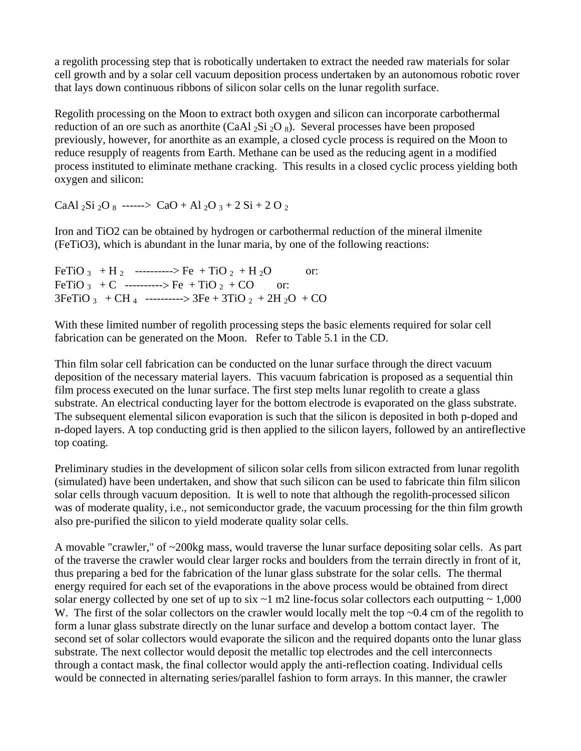a regolith processing step that is robotically undertaken to extract the needed raw materials for solar cell growth and by a solar cell vacuum deposition process undertaken by an autonomous robotic rover that lays down continuous ribbons of silicon solar cells on the lunar regolith surface.

Regolith processing on the Moon to extract both oxygen and silicon can incorporate carbothermal reduction of an ore such as anorthite ($CaAl_2Si_2O_8$). Several processes have been proposed previously, however, for anorthite as an example, a closed cycle process is required on the Moon to reduce resupply of reagents from Earth. Methane can be used as the reducing agent in a modified process instituted to eliminate methane cracking. This results in a closed cyclic process yielding both oxygen and silicon:

$$CaAl_2Si_2O_8 \longrightarrow CaO + Al_2O_3 + 2\,Si + 2\,O_2$$

Iron and $TiO_2$ can be obtained by hydrogen or carbothermal reduction of the mineral ilmenite ($FeTiO_3$), which is abundant in the lunar maria, by one of the following reactions:

$$FeTiO_3 + H_2 \longrightarrow Fe + TiO_2 + H_2O \quad \text{or:}$$
$$FeTiO_3 + C \longrightarrow Fe + TiO_2 + CO \quad \text{or:}$$
$$3FeTiO_3 + CH_4 \longrightarrow 3Fe + 3TiO_2 + 2H_2O + CO$$

With these limited number of regolith processing steps the basic elements required for solar cell fabrication can be generated on the Moon. Refer to Table 5.1 in the CD.

Thin film solar cell fabrication can be conducted on the lunar surface through the direct vacuum deposition of the necessary material layers. This vacuum fabrication is proposed as a sequential thin film process executed on the lunar surface. The first step melts lunar regolith to create a glass substrate. An electrical conducting layer for the bottom electrode is evaporated on the glass substrate. The subsequent elemental silicon evaporation is such that the silicon is deposited in both p-doped and n-doped layers. A top conducting grid is then applied to the silicon layers, followed by an antireflective top coating.

Preliminary studies in the development of silicon solar cells from silicon extracted from lunar regolith (simulated) have been undertaken, and show that such silicon can be used to fabricate thin film silicon solar cells through vacuum deposition. It is well to note that although the regolith-processed silicon was of moderate quality, i.e., not semiconductor grade, the vacuum processing for the thin film growth also pre-purified the silicon to yield moderate quality solar cells.

A movable "crawler," of ~200kg mass, would traverse the lunar surface depositing solar cells. As part of the traverse the crawler would clear larger rocks and boulders from the terrain directly in front of it, thus preparing a bed for the fabrication of the lunar glass substrate for the solar cells. The thermal energy required for each set of the evaporations in the above process would be obtained from direct solar energy collected by one set of up to six ~1 m2 line-focus solar collectors each outputting ~ 1,000 W. The first of the solar collectors on the crawler would locally melt the top ~0.4 cm of the regolith to form a lunar glass substrate directly on the lunar surface and develop a bottom contact layer. The second set of solar collectors would evaporate the silicon and the required dopants onto the lunar glass substrate. The next collector would deposit the metallic top electrodes and the cell interconnects through a contact mask, the final collector would apply the anti-reflection coating. Individual cells would be connected in alternating series/parallel fashion to form arrays. In this manner, the crawler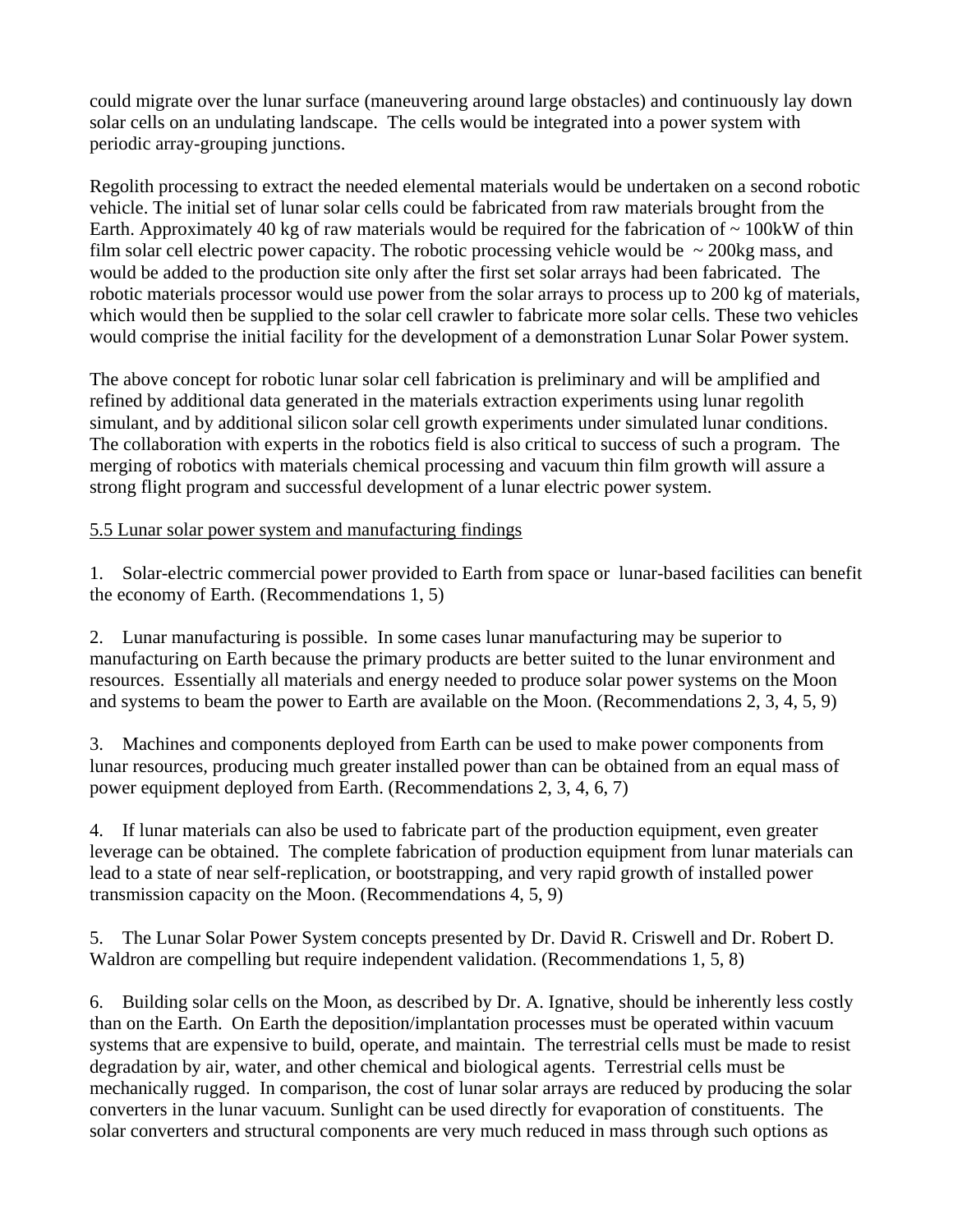could migrate over the lunar surface (maneuvering around large obstacles) and continuously lay down solar cells on an undulating landscape. The cells would be integrated into a power system with periodic array-grouping junctions.

Regolith processing to extract the needed elemental materials would be undertaken on a second robotic vehicle. The initial set of lunar solar cells could be fabricated from raw materials brought from the Earth. Approximately 40 kg of raw materials would be required for the fabrication of ~ 100kW of thin film solar cell electric power capacity. The robotic processing vehicle would be ~ 200kg mass, and would be added to the production site only after the first set solar arrays had been fabricated. The robotic materials processor would use power from the solar arrays to process up to 200 kg of materials, which would then be supplied to the solar cell crawler to fabricate more solar cells. These two vehicles would comprise the initial facility for the development of a demonstration Lunar Solar Power system.

The above concept for robotic lunar solar cell fabrication is preliminary and will be amplified and refined by additional data generated in the materials extraction experiments using lunar regolith simulant, and by additional silicon solar cell growth experiments under simulated lunar conditions. The collaboration with experts in the robotics field is also critical to success of such a program. The merging of robotics with materials chemical processing and vacuum thin film growth will assure a strong flight program and successful development of a lunar electric power system.

<u>5.5 Lunar solar power system and manufacturing findings</u>

1. Solar-electric commercial power provided to Earth from space or lunar-based facilities can benefit the economy of Earth. (Recommendations 1, 5)

2. Lunar manufacturing is possible. In some cases lunar manufacturing may be superior to manufacturing on Earth because the primary products are better suited to the lunar environment and resources. Essentially all materials and energy needed to produce solar power systems on the Moon and systems to beam the power to Earth are available on the Moon. (Recommendations 2, 3, 4, 5, 9)

3. Machines and components deployed from Earth can be used to make power components from lunar resources, producing much greater installed power than can be obtained from an equal mass of power equipment deployed from Earth. (Recommendations 2, 3, 4, 6, 7)

4. If lunar materials can also be used to fabricate part of the production equipment, even greater leverage can be obtained. The complete fabrication of production equipment from lunar materials can lead to a state of near self-replication, or bootstrapping, and very rapid growth of installed power transmission capacity on the Moon. (Recommendations 4, 5, 9)

5. The Lunar Solar Power System concepts presented by Dr. David R. Criswell and Dr. Robert D. Waldron are compelling but require independent validation. (Recommendations 1, 5, 8)

6. Building solar cells on the Moon, as described by Dr. A. Ignative, should be inherently less costly than on the Earth. On Earth the deposition/implantation processes must be operated within vacuum systems that are expensive to build, operate, and maintain. The terrestrial cells must be made to resist degradation by air, water, and other chemical and biological agents. Terrestrial cells must be mechanically rugged. In comparison, the cost of lunar solar arrays are reduced by producing the solar converters in the lunar vacuum. Sunlight can be used directly for evaporation of constituents. The solar converters and structural components are very much reduced in mass through such options as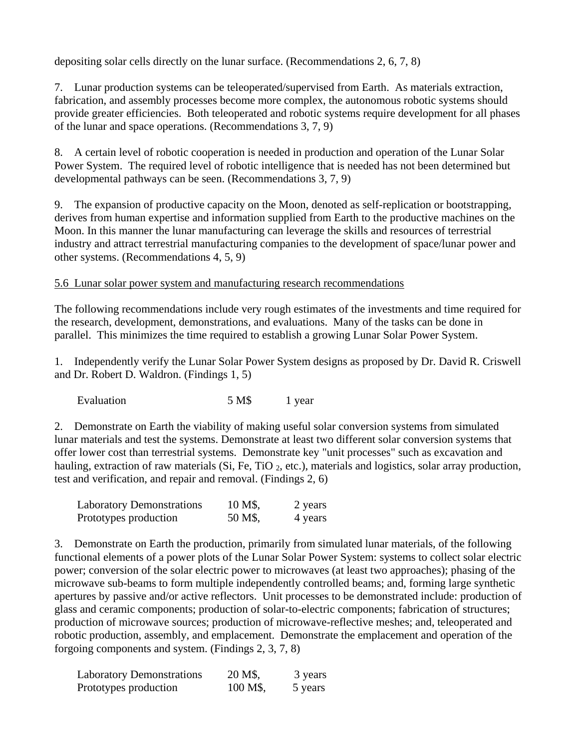depositing solar cells directly on the lunar surface. (Recommendations 2, 6, 7, 8)

7. Lunar production systems can be teleoperated/supervised from Earth. As materials extraction, fabrication, and assembly processes become more complex, the autonomous robotic systems should provide greater efficiencies. Both teleoperated and robotic systems require development for all phases of the lunar and space operations. (Recommendations 3, 7, 9)

8. A certain level of robotic cooperation is needed in production and operation of the Lunar Solar Power System. The required level of robotic intelligence that is needed has not been determined but developmental pathways can be seen. (Recommendations 3, 7, 9)

9. The expansion of productive capacity on the Moon, denoted as self-replication or bootstrapping, derives from human expertise and information supplied from Earth to the productive machines on the Moon. In this manner the lunar manufacturing can leverage the skills and resources of terrestrial industry and attract terrestrial manufacturing companies to the development of space/lunar power and other systems. (Recommendations 4, 5, 9)

## 5.6 Lunar solar power system and manufacturing research recommendations

The following recommendations include very rough estimates of the investments and time required for the research, development, demonstrations, and evaluations. Many of the tasks can be done in parallel. This minimizes the time required to establish a growing Lunar Solar Power System.

1. Independently verify the Lunar Solar Power System designs as proposed by Dr. David R. Criswell and Dr. Robert D. Waldron. (Findings 1, 5)

| | | |
|---|---|---|
| Evaluation | 5 M$ | 1 year |

2. Demonstrate on Earth the viability of making useful solar conversion systems from simulated lunar materials and test the systems. Demonstrate at least two different solar conversion systems that offer lower cost than terrestrial systems. Demonstrate key "unit processes" such as excavation and hauling, extraction of raw materials (Si, Fe, $TiO_2$, etc.), materials and logistics, solar array production, test and verification, and repair and removal. (Findings 2, 6)

| | | |
|---|---|---|
| Laboratory Demonstrations | 10 M$, | 2 years |
| Prototypes production | 50 M$, | 4 years |

3. Demonstrate on Earth the production, primarily from simulated lunar materials, of the following functional elements of a power plots of the Lunar Solar Power System: systems to collect solar electric power; conversion of the solar electric power to microwaves (at least two approaches); phasing of the microwave sub-beams to form multiple independently controlled beams; and, forming large synthetic apertures by passive and/or active reflectors. Unit processes to be demonstrated include: production of glass and ceramic components; production of solar-to-electric components; fabrication of structures; production of microwave sources; production of microwave-reflective meshes; and, teleoperated and robotic production, assembly, and emplacement. Demonstrate the emplacement and operation of the forgoing components and system. (Findings 2, 3, 7, 8)

| | | |
|---|---|---|
| Laboratory Demonstrations | 20 M$, | 3 years |
| Prototypes production | 100 M$, | 5 years |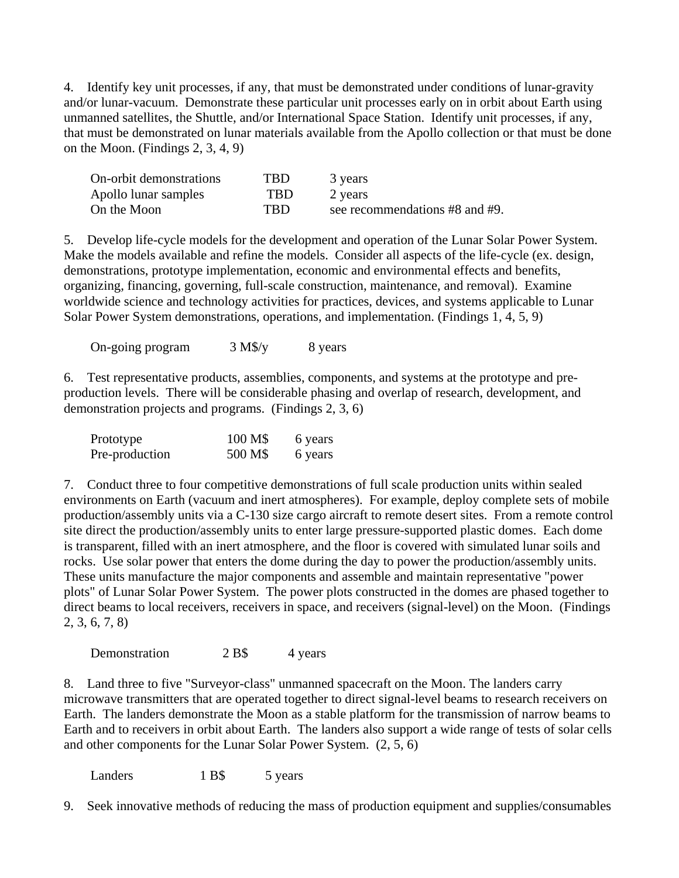4. Identify key unit processes, if any, that must be demonstrated under conditions of lunar-gravity and/or lunar-vacuum. Demonstrate these particular unit processes early on in orbit about Earth using unmanned satellites, the Shuttle, and/or International Space Station. Identify unit processes, if any, that must be demonstrated on lunar materials available from the Apollo collection or that must be done on the Moon. (Findings 2, 3, 4, 9)

| | | |
|---|---|---|
| On-orbit demonstrations | TBD | 3 years |
| Apollo lunar samples | TBD | 2 years |
| On the Moon | TBD | see recommendations #8 and #9. |

5. Develop life-cycle models for the development and operation of the Lunar Solar Power System. Make the models available and refine the models. Consider all aspects of the life-cycle (ex. design, demonstrations, prototype implementation, economic and environmental effects and benefits, organizing, financing, governing, full-scale construction, maintenance, and removal). Examine worldwide science and technology activities for practices, devices, and systems applicable to Lunar Solar Power System demonstrations, operations, and implementation. (Findings 1, 4, 5, 9)

| | | |
|---|---|---|
| On-going program | 3 M$/y | 8 years |

6. Test representative products, assemblies, components, and systems at the prototype and pre-production levels. There will be considerable phasing and overlap of research, development, and demonstration projects and programs. (Findings 2, 3, 6)

| | | |
|---|---|---|
| Prototype | 100 M$ | 6 years |
| Pre-production | 500 M$ | 6 years |

7. Conduct three to four competitive demonstrations of full scale production units within sealed environments on Earth (vacuum and inert atmospheres). For example, deploy complete sets of mobile production/assembly units via a C-130 size cargo aircraft to remote desert sites. From a remote control site direct the production/assembly units to enter large pressure-supported plastic domes. Each dome is transparent, filled with an inert atmosphere, and the floor is covered with simulated lunar soils and rocks. Use solar power that enters the dome during the day to power the production/assembly units. These units manufacture the major components and assemble and maintain representative "power plots" of Lunar Solar Power System. The power plots constructed in the domes are phased together to direct beams to local receivers, receivers in space, and receivers (signal-level) on the Moon. (Findings 2, 3, 6, 7, 8)

| | | |
|---|---|---|
| Demonstration | 2 B$ | 4 years |

8. Land three to five "Surveyor-class" unmanned spacecraft on the Moon. The landers carry microwave transmitters that are operated together to direct signal-level beams to research receivers on Earth. The landers demonstrate the Moon as a stable platform for the transmission of narrow beams to Earth and to receivers in orbit about Earth. The landers also support a wide range of tests of solar cells and other components for the Lunar Solar Power System. (2, 5, 6)

| | | |
|---|---|---|
| Landers | 1 B$ | 5 years |

9. Seek innovative methods of reducing the mass of production equipment and supplies/consumables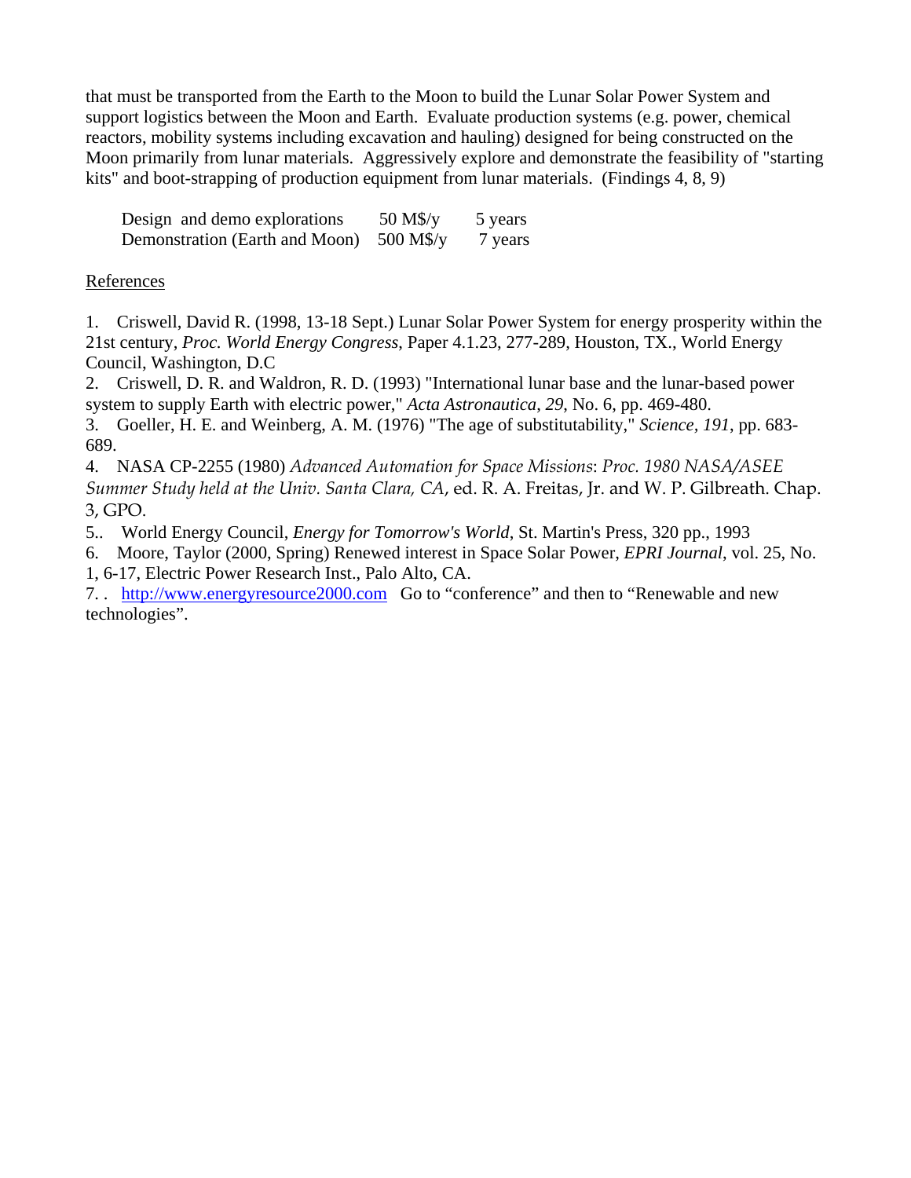that must be transported from the Earth to the Moon to build the Lunar Solar Power System and support logistics between the Moon and Earth. Evaluate production systems (e.g. power, chemical reactors, mobility systems including excavation and hauling) designed for being constructed on the Moon primarily from lunar materials. Aggressively explore and demonstrate the feasibility of "starting kits" and boot-strapping of production equipment from lunar materials. (Findings 4, 8, 9)

| | | |
|---|---|---|
| Design and demo explorations | 50 M$/y | 5 years |
| Demonstration (Earth and Moon) | 500 M$/y | 7 years |

References

1. Criswell, David R. (1998, 13-18 Sept.) Lunar Solar Power System for energy prosperity within the 21st century, *Proc. World Energy Congress*, Paper 4.1.23, 277-289, Houston, TX., World Energy Council, Washington, D.C
2. Criswell, D. R. and Waldron, R. D. (1993) "International lunar base and the lunar-based power system to supply Earth with electric power," *Acta Astronautica*, *29*, No. 6, pp. 469-480.
3. Goeller, H. E. and Weinberg, A. M. (1976) "The age of substitutability," *Science*, *191*, pp. 683-689.
4. NASA CP-2255 (1980) *Advanced Automation for Space Missions*: *Proc. 1980 NASA/ASEE Summer Study held at the Univ. Santa Clara, CA*, ed. R. A. Freitas, Jr. and W. P. Gilbreath. Chap. 3, GPO.
5. World Energy Council, *Energy for Tomorrow's World*, St. Martin's Press, 320 pp., 1993
6. Moore, Taylor (2000, Spring) Renewed interest in Space Solar Power, *EPRI Journal*, vol. 25, No. 1, 6-17, Electric Power Research Inst., Palo Alto, CA.
7. http://www.energyresource2000.com Go to "conference" and then to "Renewable and new technologies".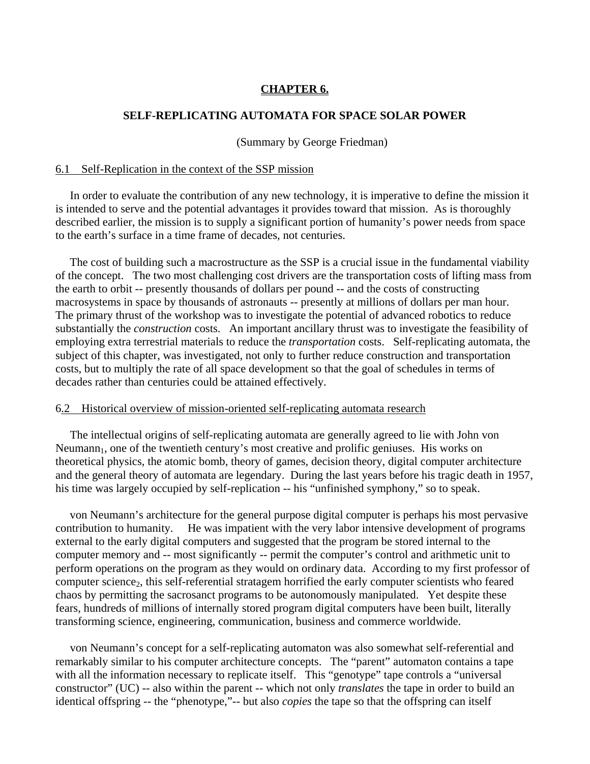# CHAPTER 6.

## SELF-REPLICATING AUTOMATA FOR SPACE SOLAR POWER

(Summary by George Friedman)

### 6.1 Self-Replication in the context of the SSP mission

In order to evaluate the contribution of any new technology, it is imperative to define the mission it is intended to serve and the potential advantages it provides toward that mission. As is thoroughly described earlier, the mission is to supply a significant portion of humanity's power needs from space to the earth's surface in a time frame of decades, not centuries.

The cost of building such a macrostructure as the SSP is a crucial issue in the fundamental viability of the concept. The two most challenging cost drivers are the transportation costs of lifting mass from the earth to orbit -- presently thousands of dollars per pound -- and the costs of constructing macrosystems in space by thousands of astronauts -- presently at millions of dollars per man hour. The primary thrust of the workshop was to investigate the potential of advanced robotics to reduce substantially the *construction* costs. An important ancillary thrust was to investigate the feasibility of employing extra terrestrial materials to reduce the *transportation* costs. Self-replicating automata, the subject of this chapter, was investigated, not only to further reduce construction and transportation costs, but to multiply the rate of all space development so that the goal of schedules in terms of decades rather than centuries could be attained effectively.

### 6.2 Historical overview of mission-oriented self-replicating automata research

The intellectual origins of self-replicating automata are generally agreed to lie with John von Neumann[1], one of the twentieth century's most creative and prolific geniuses. His works on theoretical physics, the atomic bomb, theory of games, decision theory, digital computer architecture and the general theory of automata are legendary. During the last years before his tragic death in 1957, his time was largely occupied by self-replication -- his "unfinished symphony," so to speak.

von Neumann's architecture for the general purpose digital computer is perhaps his most pervasive contribution to humanity. He was impatient with the very labor intensive development of programs external to the early digital computers and suggested that the program be stored internal to the computer memory and -- most significantly -- permit the computer's control and arithmetic unit to perform operations on the program as they would on ordinary data. According to my first professor of computer science[2], this self-referential stratagem horrified the early computer scientists who feared chaos by permitting the sacrosanct programs to be autonomously manipulated. Yet despite these fears, hundreds of millions of internally stored program digital computers have been built, literally transforming science, engineering, communication, business and commerce worldwide.

von Neumann's concept for a self-replicating automaton was also somewhat self-referential and remarkably similar to his computer architecture concepts. The "parent" automaton contains a tape with all the information necessary to replicate itself. This "genotype" tape controls a "universal constructor" (UC) -- also within the parent -- which not only *translates* the tape in order to build an identical offspring -- the "phenotype,"-- but also *copies* the tape so that the offspring can itself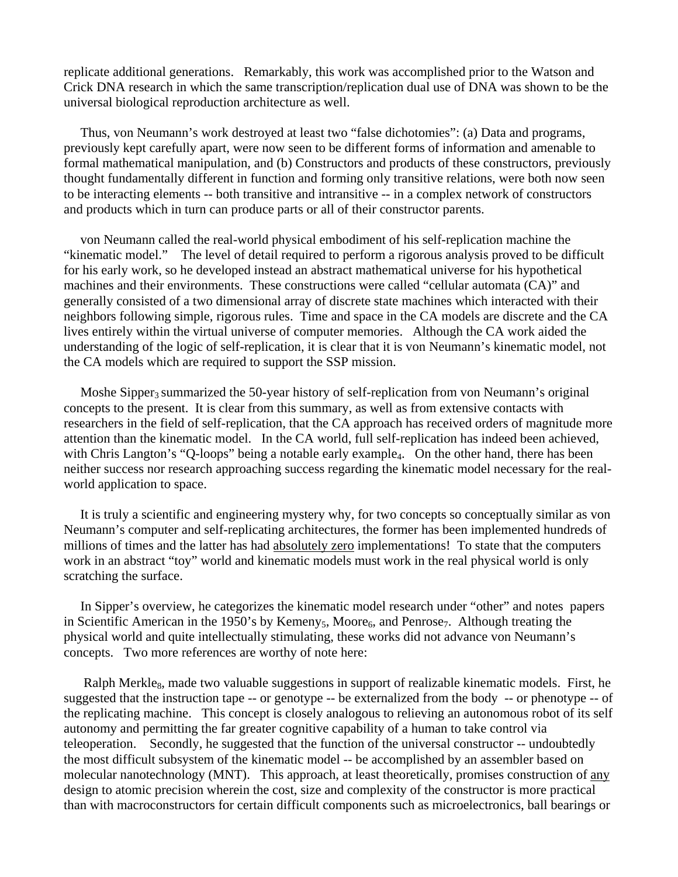replicate additional generations. Remarkably, this work was accomplished prior to the Watson and Crick DNA research in which the same transcription/replication dual use of DNA was shown to be the universal biological reproduction architecture as well.

Thus, von Neumann's work destroyed at least two "false dichotomies": (a) Data and programs, previously kept carefully apart, were now seen to be different forms of information and amenable to formal mathematical manipulation, and (b) Constructors and products of these constructors, previously thought fundamentally different in function and forming only transitive relations, were both now seen to be interacting elements -- both transitive and intransitive -- in a complex network of constructors and products which in turn can produce parts or all of their constructor parents.

von Neumann called the real-world physical embodiment of his self-replication machine the "kinematic model." The level of detail required to perform a rigorous analysis proved to be difficult for his early work, so he developed instead an abstract mathematical universe for his hypothetical machines and their environments. These constructions were called "cellular automata (CA)" and generally consisted of a two dimensional array of discrete state machines which interacted with their neighbors following simple, rigorous rules. Time and space in the CA models are discrete and the CA lives entirely within the virtual universe of computer memories. Although the CA work aided the understanding of the logic of self-replication, it is clear that it is von Neumann's kinematic model, not the CA models which are required to support the SSP mission.

Moshe Sipper[3] summarized the 50-year history of self-replication from von Neumann's original concepts to the present. It is clear from this summary, as well as from extensive contacts with researchers in the field of self-replication, that the CA approach has received orders of magnitude more attention than the kinematic model. In the CA world, full self-replication has indeed been achieved, with Chris Langton's "Q-loops" being a notable early example[4]. On the other hand, there has been neither success nor research approaching success regarding the kinematic model necessary for the real-world application to space.

It is truly a scientific and engineering mystery why, for two concepts so conceptually similar as von Neumann's computer and self-replicating architectures, the former has been implemented hundreds of millions of times and the latter has had <u>absolutely zero</u> implementations! To state that the computers work in an abstract "toy" world and kinematic models must work in the real physical world is only scratching the surface.

In Sipper's overview, he categorizes the kinematic model research under "other" and notes papers in Scientific American in the 1950's by Kemeny[5], Moore[6], and Penrose[7]. Although treating the physical world and quite intellectually stimulating, these works did not advance von Neumann's concepts. Two more references are worthy of note here:

Ralph Merkle[8], made two valuable suggestions in support of realizable kinematic models. First, he suggested that the instruction tape -- or genotype -- be externalized from the body -- or phenotype -- of the replicating machine. This concept is closely analogous to relieving an autonomous robot of its self autonomy and permitting the far greater cognitive capability of a human to take control via teleoperation. Secondly, he suggested that the function of the universal constructor -- undoubtedly the most difficult subsystem of the kinematic model -- be accomplished by an assembler based on molecular nanotechnology (MNT). This approach, at least theoretically, promises construction of <u>any</u> design to atomic precision wherein the cost, size and complexity of the constructor is more practical than with macroconstructors for certain difficult components such as microelectronics, ball bearings or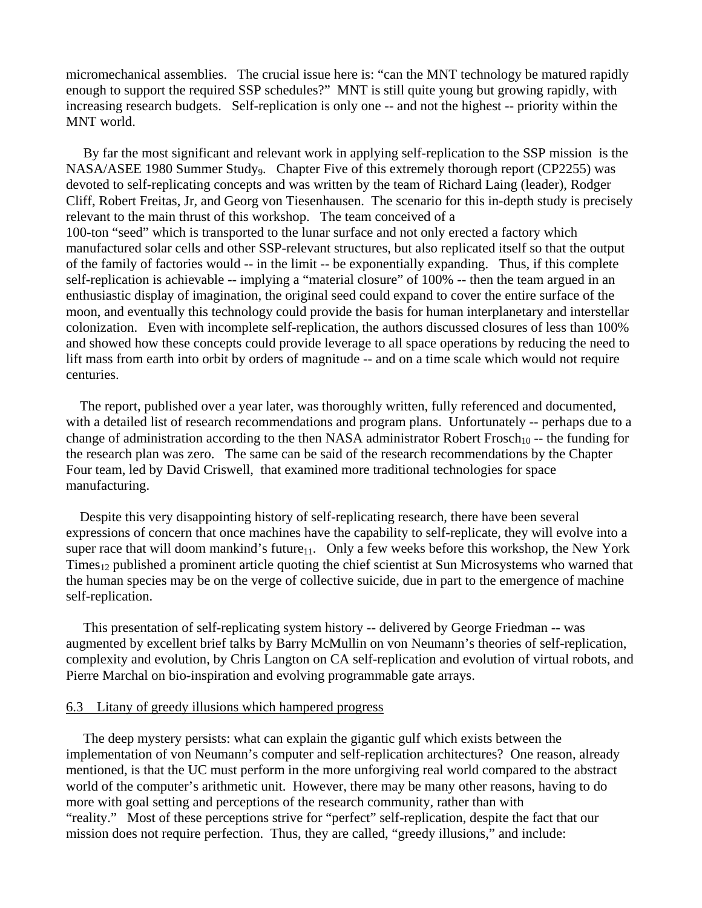micromechanical assemblies. The crucial issue here is: "can the MNT technology be matured rapidly enough to support the required SSP schedules?" MNT is still quite young but growing rapidly, with increasing research budgets. Self-replication is only one -- and not the highest -- priority within the MNT world.

By far the most significant and relevant work in applying self-replication to the SSP mission is the NASA/ASEE 1980 Summer Study[9]. Chapter Five of this extremely thorough report (CP2255) was devoted to self-replicating concepts and was written by the team of Richard Laing (leader), Rodger Cliff, Robert Freitas, Jr, and Georg von Tiesenhausen. The scenario for this in-depth study is precisely relevant to the main thrust of this workshop. The team conceived of a 100-ton "seed" which is transported to the lunar surface and not only erected a factory which manufactured solar cells and other SSP-relevant structures, but also replicated itself so that the output of the family of factories would -- in the limit -- be exponentially expanding. Thus, if this complete self-replication is achievable -- implying a "material closure" of 100% -- then the team argued in an enthusiastic display of imagination, the original seed could expand to cover the entire surface of the moon, and eventually this technology could provide the basis for human interplanetary and interstellar colonization. Even with incomplete self-replication, the authors discussed closures of less than 100% and showed how these concepts could provide leverage to all space operations by reducing the need to lift mass from earth into orbit by orders of magnitude -- and on a time scale which would not require centuries.

The report, published over a year later, was thoroughly written, fully referenced and documented, with a detailed list of research recommendations and program plans. Unfortunately -- perhaps due to a change of administration according to the then NASA administrator Robert Frosch[10] -- the funding for the research plan was zero. The same can be said of the research recommendations by the Chapter Four team, led by David Criswell, that examined more traditional technologies for space manufacturing.

Despite this very disappointing history of self-replicating research, there have been several expressions of concern that once machines have the capability to self-replicate, they will evolve into a super race that will doom mankind's future[11]. Only a few weeks before this workshop, the New York Times[12] published a prominent article quoting the chief scientist at Sun Microsystems who warned that the human species may be on the verge of collective suicide, due in part to the emergence of machine self-replication.

This presentation of self-replicating system history -- delivered by George Friedman -- was augmented by excellent brief talks by Barry McMullin on von Neumann's theories of self-replication, complexity and evolution, by Chris Langton on CA self-replication and evolution of virtual robots, and Pierre Marchal on bio-inspiration and evolving programmable gate arrays.

### 6.3 Litany of greedy illusions which hampered progress

The deep mystery persists: what can explain the gigantic gulf which exists between the implementation of von Neumann's computer and self-replication architectures? One reason, already mentioned, is that the UC must perform in the more unforgiving real world compared to the abstract world of the computer's arithmetic unit. However, there may be many other reasons, having to do more with goal setting and perceptions of the research community, rather than with "reality." Most of these perceptions strive for "perfect" self-replication, despite the fact that our mission does not require perfection. Thus, they are called, "greedy illusions," and include: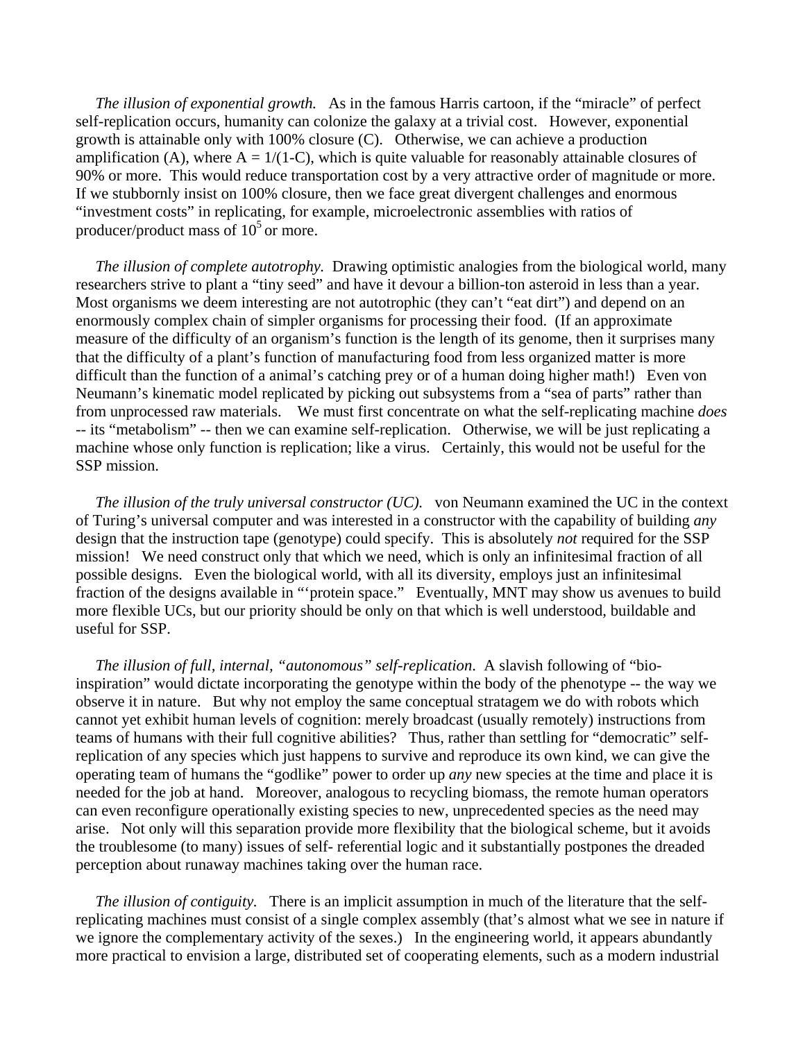*The illusion of exponential growth.* As in the famous Harris cartoon, if the "miracle" of perfect self-replication occurs, humanity can colonize the galaxy at a trivial cost. However, exponential growth is attainable only with 100% closure (C). Otherwise, we can achieve a production amplification (A), where $A = 1/(1-C)$, which is quite valuable for reasonably attainable closures of 90% or more. This would reduce transportation cost by a very attractive order of magnitude or more. If we stubbornly insist on 100% closure, then we face great divergent challenges and enormous "investment costs" in replicating, for example, microelectronic assemblies with ratios of producer/product mass of $10^5$ or more.

*The illusion of complete autotrophy.* Drawing optimistic analogies from the biological world, many researchers strive to plant a "tiny seed" and have it devour a billion-ton asteroid in less than a year. Most organisms we deem interesting are not autotrophic (they can't "eat dirt") and depend on an enormously complex chain of simpler organisms for processing their food. (If an approximate measure of the difficulty of an organism's function is the length of its genome, then it surprises many that the difficulty of a plant's function of manufacturing food from less organized matter is more difficult than the function of a animal's catching prey or of a human doing higher math!) Even von Neumann's kinematic model replicated by picking out subsystems from a "sea of parts" rather than from unprocessed raw materials. We must first concentrate on what the self-replicating machine *does* -- its "metabolism" -- then we can examine self-replication. Otherwise, we will be just replicating a machine whose only function is replication; like a virus. Certainly, this would not be useful for the SSP mission.

*The illusion of the truly universal constructor (UC).* von Neumann examined the UC in the context of Turing's universal computer and was interested in a constructor with the capability of building *any* design that the instruction tape (genotype) could specify. This is absolutely *not* required for the SSP mission! We need construct only that which we need, which is only an infinitesimal fraction of all possible designs. Even the biological world, with all its diversity, employs just an infinitesimal fraction of the designs available in "'protein space." Eventually, MNT may show us avenues to build more flexible UCs, but our priority should be only on that which is well understood, buildable and useful for SSP.

*The illusion of full, internal, "autonomous" self-replication*. A slavish following of "bio-inspiration" would dictate incorporating the genotype within the body of the phenotype -- the way we observe it in nature. But why not employ the same conceptual stratagem we do with robots which cannot yet exhibit human levels of cognition: merely broadcast (usually remotely) instructions from teams of humans with their full cognitive abilities? Thus, rather than settling for "democratic" self-replication of any species which just happens to survive and reproduce its own kind, we can give the operating team of humans the "godlike" power to order up *any* new species at the time and place it is needed for the job at hand. Moreover, analogous to recycling biomass, the remote human operators can even reconfigure operationally existing species to new, unprecedented species as the need may arise. Not only will this separation provide more flexibility that the biological scheme, but it avoids the troublesome (to many) issues of self- referential logic and it substantially postpones the dreaded perception about runaway machines taking over the human race.

*The illusion of contiguity.* There is an implicit assumption in much of the literature that the self-replicating machines must consist of a single complex assembly (that's almost what we see in nature if we ignore the complementary activity of the sexes.) In the engineering world, it appears abundantly more practical to envision a large, distributed set of cooperating elements, such as a modern industrial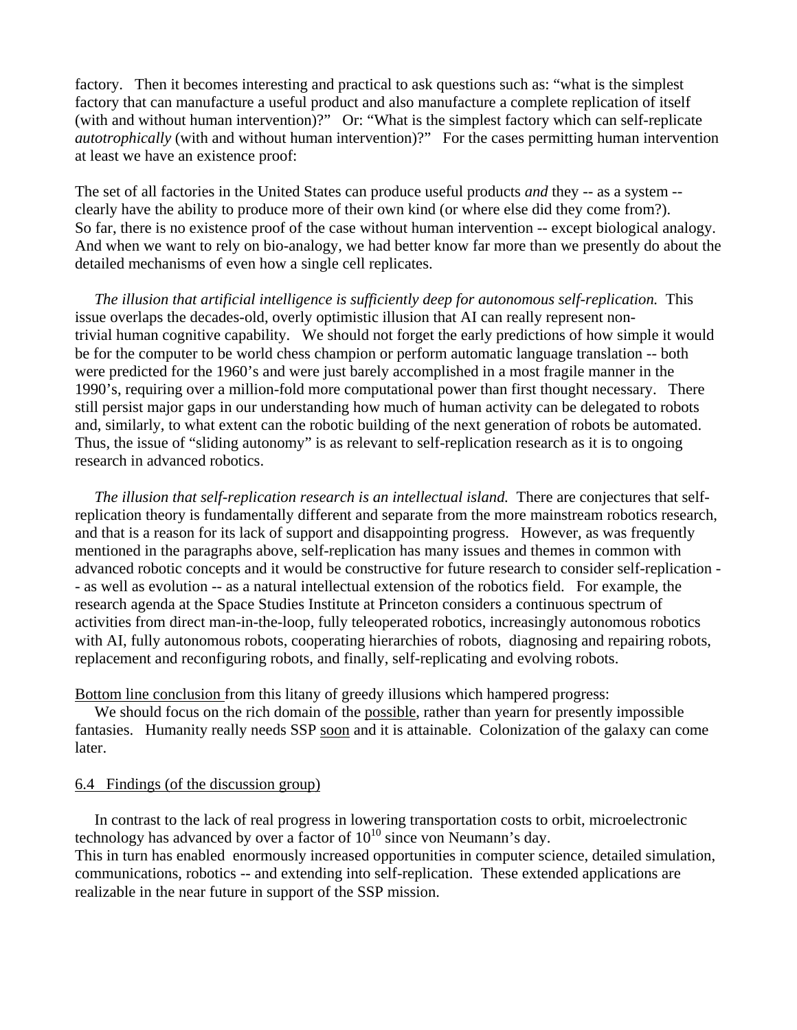factory. Then it becomes interesting and practical to ask questions such as: "what is the simplest factory that can manufacture a useful product and also manufacture a complete replication of itself (with and without human intervention)?" Or: "What is the simplest factory which can self-replicate *autotrophically* (with and without human intervention)?" For the cases permitting human intervention at least we have an existence proof:

The set of all factories in the United States can produce useful products *and* they -- as a system -- clearly have the ability to produce more of their own kind (or where else did they come from?). So far, there is no existence proof of the case without human intervention -- except biological analogy. And when we want to rely on bio-analogy, we had better know far more than we presently do about the detailed mechanisms of even how a single cell replicates.

*The illusion that artificial intelligence is sufficiently deep for autonomous self-replication.* This issue overlaps the decades-old, overly optimistic illusion that AI can really represent non-trivial human cognitive capability. We should not forget the early predictions of how simple it would be for the computer to be world chess champion or perform automatic language translation -- both were predicted for the 1960's and were just barely accomplished in a most fragile manner in the 1990's, requiring over a million-fold more computational power than first thought necessary. There still persist major gaps in our understanding how much of human activity can be delegated to robots and, similarly, to what extent can the robotic building of the next generation of robots be automated. Thus, the issue of "sliding autonomy" is as relevant to self-replication research as it is to ongoing research in advanced robotics.

*The illusion that self-replication research is an intellectual island.* There are conjectures that self-replication theory is fundamentally different and separate from the more mainstream robotics research, and that is a reason for its lack of support and disappointing progress. However, as was frequently mentioned in the paragraphs above, self-replication has many issues and themes in common with advanced robotic concepts and it would be constructive for future research to consider self-replication -- as well as evolution -- as a natural intellectual extension of the robotics field. For example, the research agenda at the Space Studies Institute at Princeton considers a continuous spectrum of activities from direct man-in-the-loop, fully teleoperated robotics, increasingly autonomous robotics with AI, fully autonomous robots, cooperating hierarchies of robots, diagnosing and repairing robots, replacement and reconfiguring robots, and finally, self-replicating and evolving robots.

Bottom line conclusion from this litany of greedy illusions which hampered progress:

We should focus on the rich domain of the possible, rather than yearn for presently impossible fantasies. Humanity really needs SSP soon and it is attainable. Colonization of the galaxy can come later.

## 6.4 Findings (of the discussion group)

In contrast to the lack of real progress in lowering transportation costs to orbit, microelectronic technology has advanced by over a factor of $10^{10}$ since von Neumann's day.
This in turn has enabled enormously increased opportunities in computer science, detailed simulation, communications, robotics -- and extending into self-replication. These extended applications are realizable in the near future in support of the SSP mission.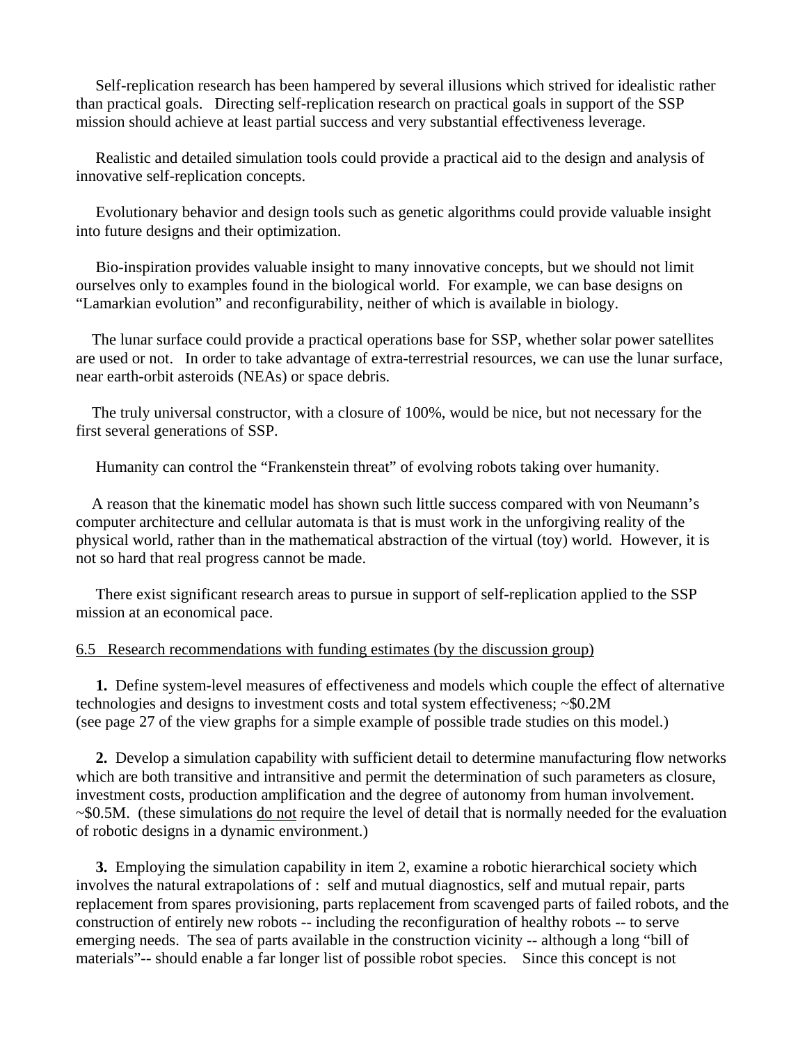Self-replication research has been hampered by several illusions which strived for idealistic rather than practical goals. Directing self-replication research on practical goals in support of the SSP mission should achieve at least partial success and very substantial effectiveness leverage.

Realistic and detailed simulation tools could provide a practical aid to the design and analysis of innovative self-replication concepts.

Evolutionary behavior and design tools such as genetic algorithms could provide valuable insight into future designs and their optimization.

Bio-inspiration provides valuable insight to many innovative concepts, but we should not limit ourselves only to examples found in the biological world. For example, we can base designs on "Lamarkian evolution" and reconfigurability, neither of which is available in biology.

The lunar surface could provide a practical operations base for SSP, whether solar power satellites are used or not. In order to take advantage of extra-terrestrial resources, we can use the lunar surface, near earth-orbit asteroids (NEAs) or space debris.

The truly universal constructor, with a closure of 100%, would be nice, but not necessary for the first several generations of SSP.

Humanity can control the "Frankenstein threat" of evolving robots taking over humanity.

A reason that the kinematic model has shown such little success compared with von Neumann's computer architecture and cellular automata is that is must work in the unforgiving reality of the physical world, rather than in the mathematical abstraction of the virtual (toy) world. However, it is not so hard that real progress cannot be made.

There exist significant research areas to pursue in support of self-replication applied to the SSP mission at an economical pace.

6.5 Research recommendations with funding estimates (by the discussion group)

**1.** Define system-level measures of effectiveness and models which couple the effect of alternative technologies and designs to investment costs and total system effectiveness; ~$0.2M (see page 27 of the view graphs for a simple example of possible trade studies on this model.)

**2.** Develop a simulation capability with sufficient detail to determine manufacturing flow networks which are both transitive and intransitive and permit the determination of such parameters as closure, investment costs, production amplification and the degree of autonomy from human involvement. ~$0.5M. (these simulations do not require the level of detail that is normally needed for the evaluation of robotic designs in a dynamic environment.)

**3.** Employing the simulation capability in item 2, examine a robotic hierarchical society which involves the natural extrapolations of : self and mutual diagnostics, self and mutual repair, parts replacement from spares provisioning, parts replacement from scavenged parts of failed robots, and the construction of entirely new robots -- including the reconfiguration of healthy robots -- to serve emerging needs. The sea of parts available in the construction vicinity -- although a long "bill of materials"-- should enable a far longer list of possible robot species. Since this concept is not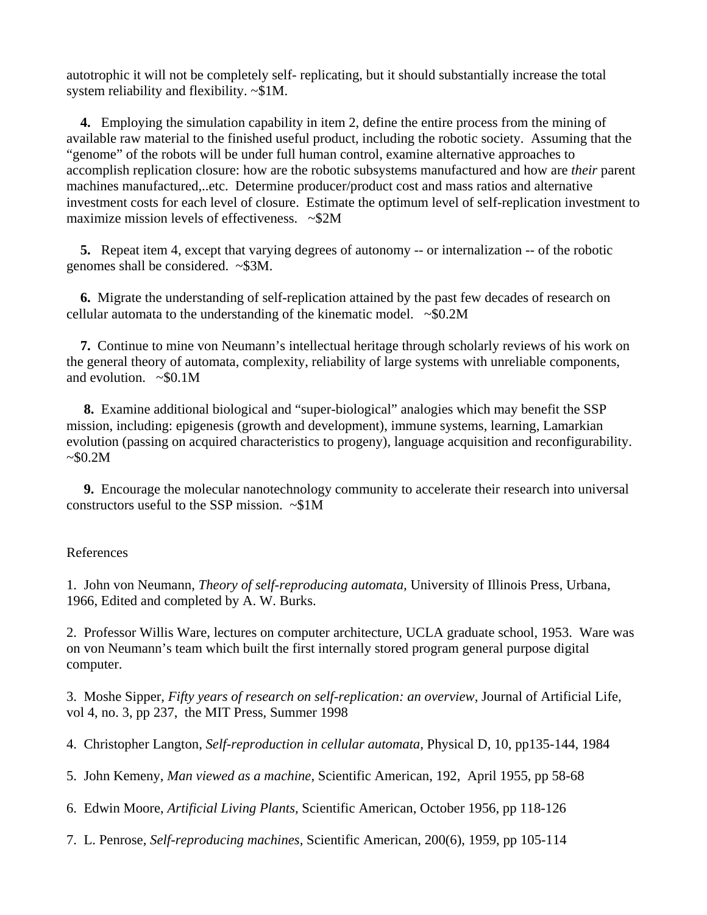autotrophic it will not be completely self- replicating, but it should substantially increase the total system reliability and flexibility. ~$1M.

**4.** Employing the simulation capability in item 2, define the entire process from the mining of available raw material to the finished useful product, including the robotic society. Assuming that the "genome" of the robots will be under full human control, examine alternative approaches to accomplish replication closure: how are the robotic subsystems manufactured and how are *their* parent machines manufactured,..etc. Determine producer/product cost and mass ratios and alternative investment costs for each level of closure. Estimate the optimum level of self-replication investment to maximize mission levels of effectiveness. ~$2M

**5.** Repeat item 4, except that varying degrees of autonomy -- or internalization -- of the robotic genomes shall be considered. ~$3M.

**6.** Migrate the understanding of self-replication attained by the past few decades of research on cellular automata to the understanding of the kinematic model. ~$0.2M

**7.** Continue to mine von Neumann's intellectual heritage through scholarly reviews of his work on the general theory of automata, complexity, reliability of large systems with unreliable components, and evolution. ~$0.1M

**8.** Examine additional biological and "super-biological" analogies which may benefit the SSP mission, including: epigenesis (growth and development), immune systems, learning, Lamarkian evolution (passing on acquired characteristics to progeny), language acquisition and reconfigurability. ~$0.2M

**9.** Encourage the molecular nanotechnology community to accelerate their research into universal constructors useful to the SSP mission. ~$1M

References

1. John von Neumann, *Theory of self-reproducing automata,* University of Illinois Press, Urbana, 1966, Edited and completed by A. W. Burks.

2. Professor Willis Ware, lectures on computer architecture, UCLA graduate school, 1953. Ware was on von Neumann's team which built the first internally stored program general purpose digital computer.

3. Moshe Sipper, *Fifty years of research on self-replication: an overview*, Journal of Artificial Life, vol 4, no. 3, pp 237, the MIT Press, Summer 1998

4. Christopher Langton, *Self-reproduction in cellular automata,* Physical D, 10, pp135-144, 1984

5. John Kemeny, *Man viewed as a machine,* Scientific American, 192, April 1955, pp 58-68

6. Edwin Moore, *Artificial Living Plants,* Scientific American, October 1956, pp 118-126

7. L. Penrose, *Self-reproducing machines,* Scientific American, 200(6), 1959, pp 105-114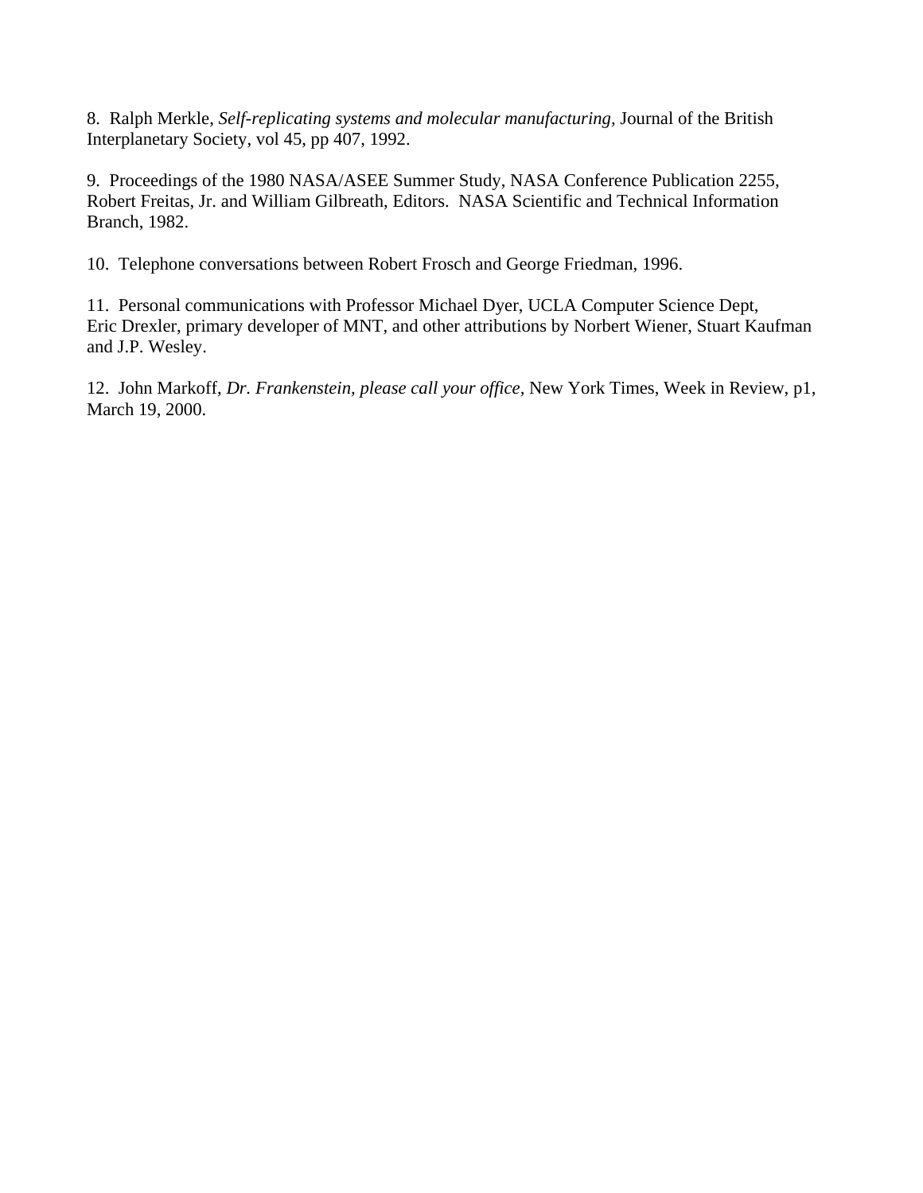8. Ralph Merkle, *Self-replicating systems and molecular manufacturing*, Journal of the British Interplanetary Society, vol 45, pp 407, 1992.

9. Proceedings of the 1980 NASA/ASEE Summer Study, NASA Conference Publication 2255, Robert Freitas, Jr. and William Gilbreath, Editors. NASA Scientific and Technical Information Branch, 1982.

10. Telephone conversations between Robert Frosch and George Friedman, 1996.

11. Personal communications with Professor Michael Dyer, UCLA Computer Science Dept, Eric Drexler, primary developer of MNT, and other attributions by Norbert Wiener, Stuart Kaufman and J.P. Wesley.

12. John Markoff, *Dr. Frankenstein, please call your office*, New York Times, Week in Review, p1, March 19, 2000.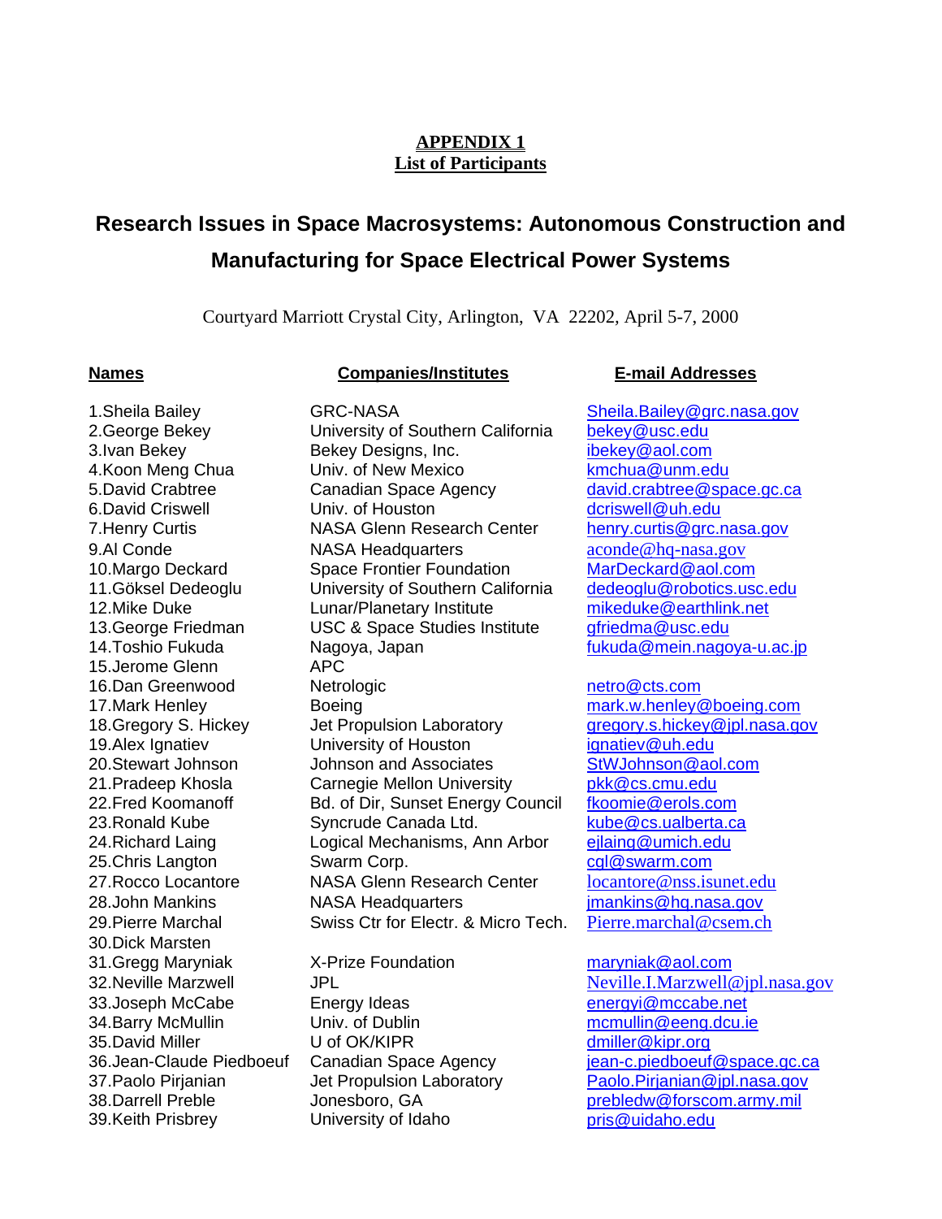**APPENDIX 1**
**List of Participants**

# Research Issues in Space Macrosystems: Autonomous Construction and Manufacturing for Space Electrical Power Systems

Courtyard Marriott Crystal City, Arlington, VA 22202, April 5-7, 2000

| Names | Companies/Institutes | E-mail Addresses |
|---|---|---|
| 1.Sheila Bailey | GRC-NASA | Sheila.Bailey@grc.nasa.gov |
| 2.George Bekey | University of Southern California | bekey@usc.edu |
| 3.Ivan Bekey | Bekey Designs, Inc. | ibekey@aol.com |
| 4.Koon Meng Chua | Univ. of New Mexico | kmchua@unm.edu |
| 5.David Crabtree | Canadian Space Agency | david.crabtree@space.gc.ca |
| 6.David Criswell | Univ. of Houston | dcriswell@uh.edu |
| 7.Henry Curtis | NASA Glenn Research Center | henry.curtis@grc.nasa.gov |
| 9.Al Conde | NASA Headquarters | aconde@hq-nasa.gov |
| 10.Margo Deckard | Space Frontier Foundation | MarDeckard@aol.com |
| 11.Göksel Dedeoglu | University of Southern California | dedeoglu@robotics.usc.edu |
| 12.Mike Duke | Lunar/Planetary Institute | mikeduke@earthlink.net |
| 13.George Friedman | USC & Space Studies Institute | gfriedma@usc.edu |
| 14.Toshio Fukuda | Nagoya, Japan | fukuda@mein.nagoya-u.ac.jp |
| 15.Jerome Glenn | APC | |
| 16.Dan Greenwood | Netrologic | netro@cts.com |
| 17.Mark Henley | Boeing | mark.w.henley@boeing.com |
| 18.Gregory S. Hickey | Jet Propulsion Laboratory | gregory.s.hickey@jpl.nasa.gov |
| 19.Alex Ignatiev | University of Houston | ignatiev@uh.edu |
| 20.Stewart Johnson | Johnson and Associates | StWJohnson@aol.com |
| 21.Pradeep Khosla | Carnegie Mellon University | pkk@cs.cmu.edu |
| 22.Fred Koomanoff | Bd. of Dir, Sunset Energy Council | fkoomie@erols.com |
| 23.Ronald Kube | Syncrude Canada Ltd. | kube@cs.ualberta.ca |
| 24.Richard Laing | Logical Mechanisms, Ann Arbor | ejlaing@umich.edu |
| 25.Chris Langton | Swarm Corp. | cgl@swarm.com |
| 27.Rocco Locantore | NASA Glenn Research Center | locantore@nss.isunet.edu |
| 28.John Mankins | NASA Headquarters | jmankins@hq.nasa.gov |
| 29.Pierre Marchal | Swiss Ctr for Electr. & Micro Tech. | Pierre.marchal@csem.ch |
| 30.Dick Marsten | | |
| 31.Gregg Maryniak | X-Prize Foundation | maryniak@aol.com |
| 32.Neville Marzwell | JPL | Neville.I.Marzwell@jpl.nasa.gov |
| 33.Joseph McCabe | Energy Ideas | energyi@mccabe.net |
| 34.Barry McMullin | Univ. of Dublin | mcmullin@eeng.dcu.ie |
| 35.David Miller | U of OK/KIPR | dmiller@kipr.org |
| 36.Jean-Claude Piedboeuf | Canadian Space Agency | jean-c.piedboeuf@space.gc.ca |
| 37.Paolo Pirjanian | Jet Propulsion Laboratory | Paolo.Pirjanian@jpl.nasa.gov |
| 38.Darrell Preble | Jonesboro, GA | prebledw@forscom.army.mil |
| 39.Keith Prisbrey | University of Idaho | pris@uidaho.edu |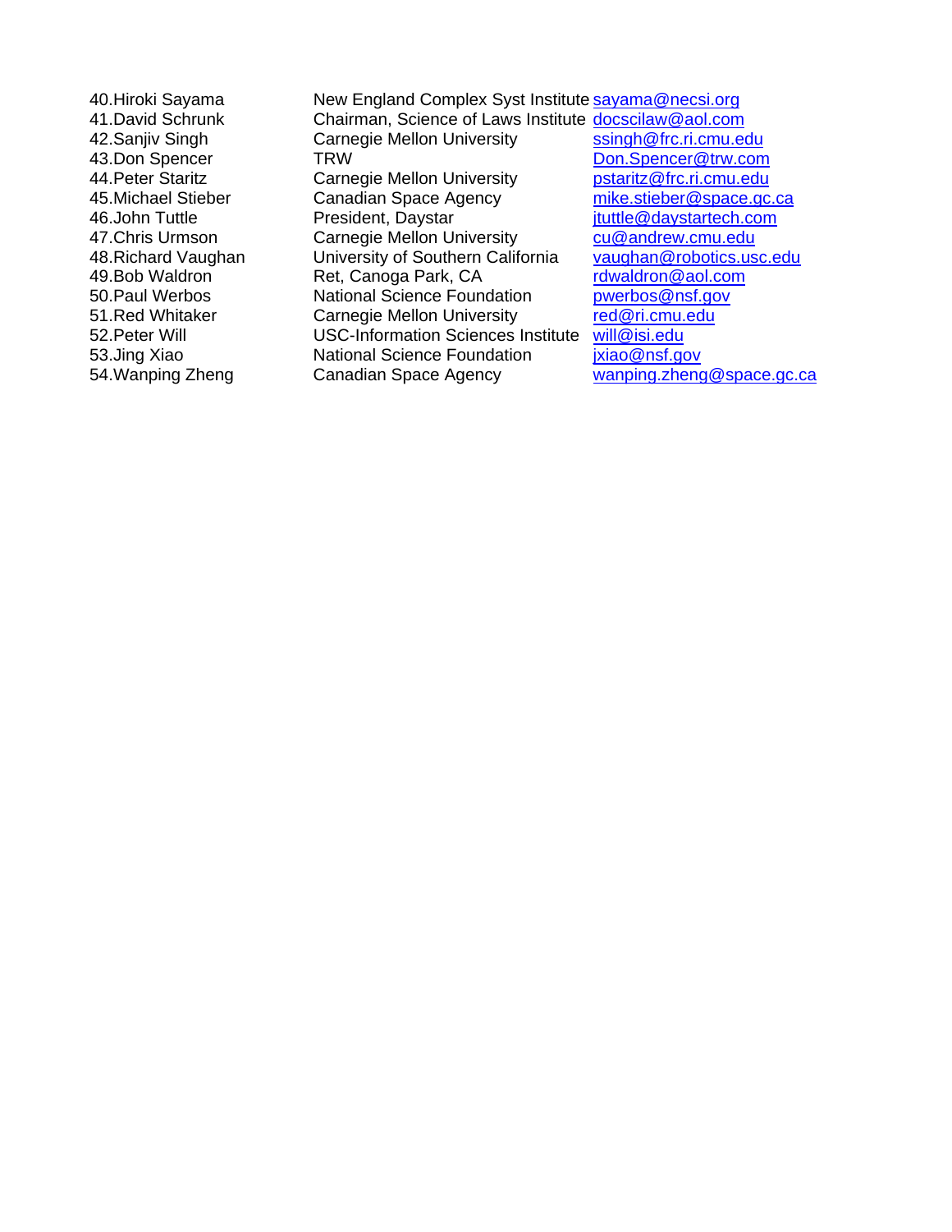| | | |
|---|---|---|
| 40.Hiroki Sayama | New England Complex Syst Institute | sayama@necsi.org |
| 41.David Schrunk | Chairman, Science of Laws Institute | docscilaw@aol.com |
| 42.Sanjiv Singh | Carnegie Mellon University | ssingh@frc.ri.cmu.edu |
| 43.Don Spencer | TRW | Don.Spencer@trw.com |
| 44.Peter Staritz | Carnegie Mellon University | pstaritz@frc.ri.cmu.edu |
| 45.Michael Stieber | Canadian Space Agency | mike.stieber@space.gc.ca |
| 46.John Tuttle | President, Daystar | jtuttle@daystartech.com |
| 47.Chris Urmson | Carnegie Mellon University | cu@andrew.cmu.edu |
| 48.Richard Vaughan | University of Southern California | vaughan@robotics.usc.edu |
| 49.Bob Waldron | Ret, Canoga Park, CA | rdwaldron@aol.com |
| 50.Paul Werbos | National Science Foundation | pwerbos@nsf.gov |
| 51.Red Whitaker | Carnegie Mellon University | red@ri.cmu.edu |
| 52.Peter Will | USC-Information Sciences Institute | will@isi.edu |
| 53.Jing Xiao | National Science Foundation | jxiao@nsf.gov |
| 54.Wanping Zheng | Canadian Space Agency | wanping.zheng@space.gc.ca |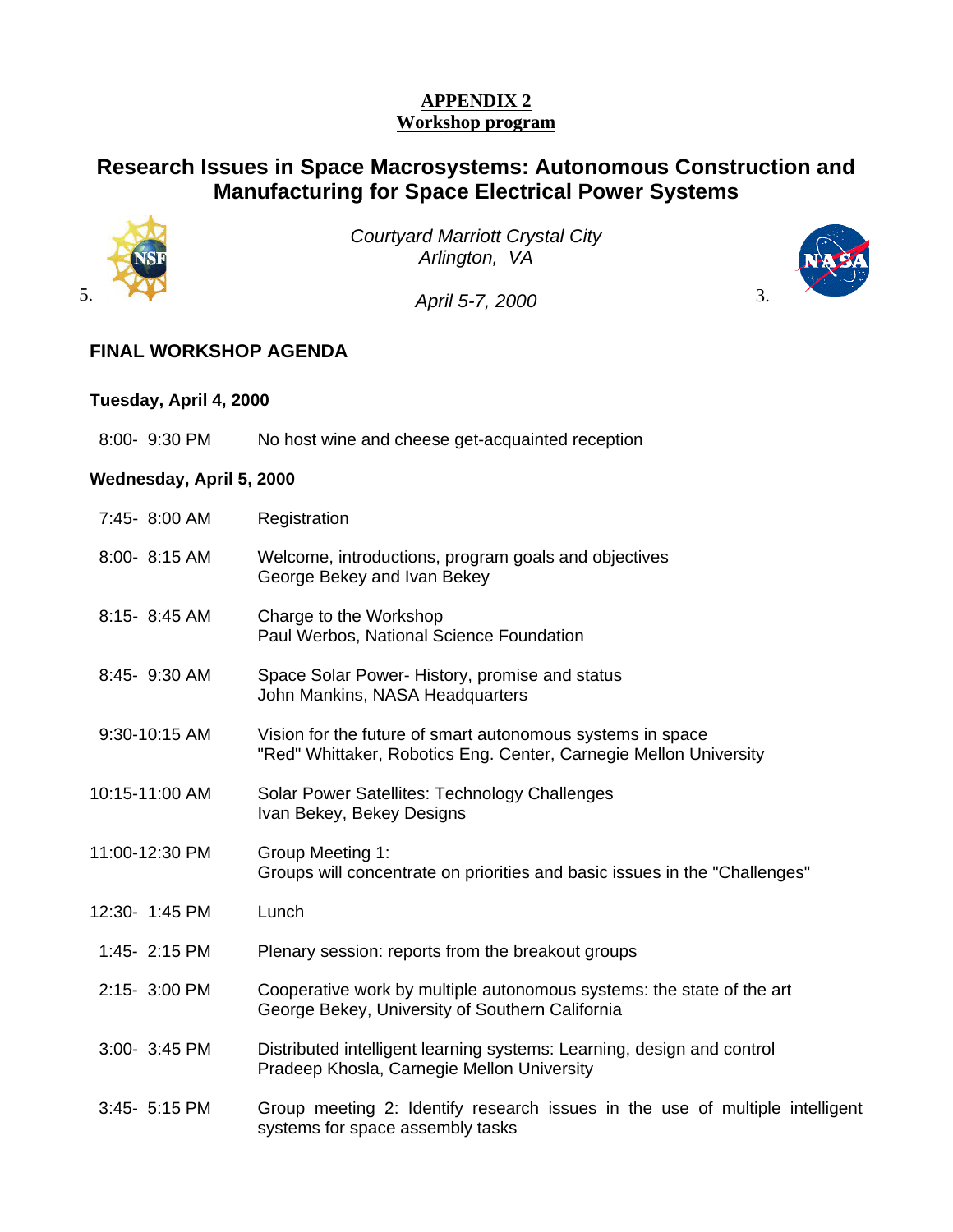**APPENDIX 2**
**Workshop program**

# Research Issues in Space Macrosystems: Autonomous Construction and Manufacturing for Space Electrical Power Systems

*Courtyard Marriott Crystal City*
*Arlington, VA*

5. *April 5-7, 2000* 3.

## FINAL WORKSHOP AGENDA

### Tuesday, April 4, 2000

| | |
|---|---|
| 8:00- 9:30 PM | No host wine and cheese get-acquainted reception |

### Wednesday, April 5, 2000

| | |
|---|---|
| 7:45- 8:00 AM | Registration |
| 8:00- 8:15 AM | Welcome, introductions, program goals and objectives<br>George Bekey and Ivan Bekey |
| 8:15- 8:45 AM | Charge to the Workshop<br>Paul Werbos, National Science Foundation |
| 8:45- 9:30 AM | Space Solar Power- History, promise and status<br>John Mankins, NASA Headquarters |
| 9:30-10:15 AM | Vision for the future of smart autonomous systems in space<br>"Red" Whittaker, Robotics Eng. Center, Carnegie Mellon University |
| 10:15-11:00 AM | Solar Power Satellites: Technology Challenges<br>Ivan Bekey, Bekey Designs |
| 11:00-12:30 PM | Group Meeting 1:<br>Groups will concentrate on priorities and basic issues in the "Challenges" |
| 12:30- 1:45 PM | Lunch |
| 1:45- 2:15 PM | Plenary session: reports from the breakout groups |
| 2:15- 3:00 PM | Cooperative work by multiple autonomous systems: the state of the art<br>George Bekey, University of Southern California |
| 3:00- 3:45 PM | Distributed intelligent learning systems: Learning, design and control<br>Pradeep Khosla, Carnegie Mellon University |
| 3:45- 5:15 PM | Group meeting 2: Identify research issues in the use of multiple intelligent systems for space assembly tasks |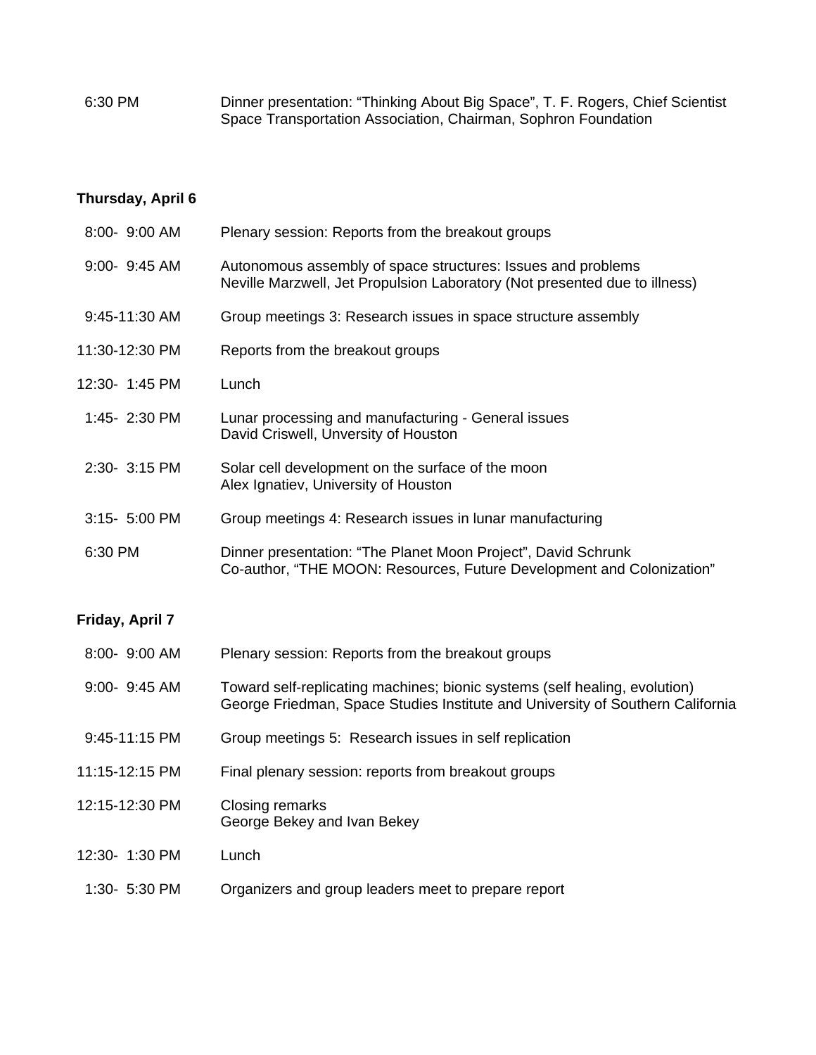| | |
|---|---|
| 6:30 PM | Dinner presentation: “Thinking About Big Space”, T. F. Rogers, Chief Scientist Space Transportation Association, Chairman, Sophron Foundation |

**Thursday, April 6**

| | |
|---|---|
| 8:00- 9:00 AM | Plenary session: Reports from the breakout groups |
| 9:00- 9:45 AM | Autonomous assembly of space structures: Issues and problems<br>Neville Marzwell, Jet Propulsion Laboratory (Not presented due to illness) |
| 9:45-11:30 AM | Group meetings 3: Research issues in space structure assembly |
| 11:30-12:30 PM | Reports from the breakout groups |
| 12:30- 1:45 PM | Lunch |
| 1:45- 2:30 PM | Lunar processing and manufacturing - General issues<br>David Criswell, Unversity of Houston |
| 2:30- 3:15 PM | Solar cell development on the surface of the moon<br>Alex Ignatiev, University of Houston |
| 3:15- 5:00 PM | Group meetings 4: Research issues in lunar manufacturing |
| 6:30 PM | Dinner presentation: “The Planet Moon Project”, David Schrunk<br>Co-author, “THE MOON: Resources, Future Development and Colonization” |

**Friday, April 7**

| | |
|---|---|
| 8:00- 9:00 AM | Plenary session: Reports from the breakout groups |
| 9:00- 9:45 AM | Toward self-replicating machines; bionic systems (self healing, evolution)<br>George Friedman, Space Studies Institute and University of Southern California |
| 9:45-11:15 PM | Group meetings 5: Research issues in self replication |
| 11:15-12:15 PM | Final plenary session: reports from breakout groups |
| 12:15-12:30 PM | Closing remarks<br>George Bekey and Ivan Bekey |
| 12:30- 1:30 PM | Lunch |
| 1:30- 5:30 PM | Organizers and group leaders meet to prepare report |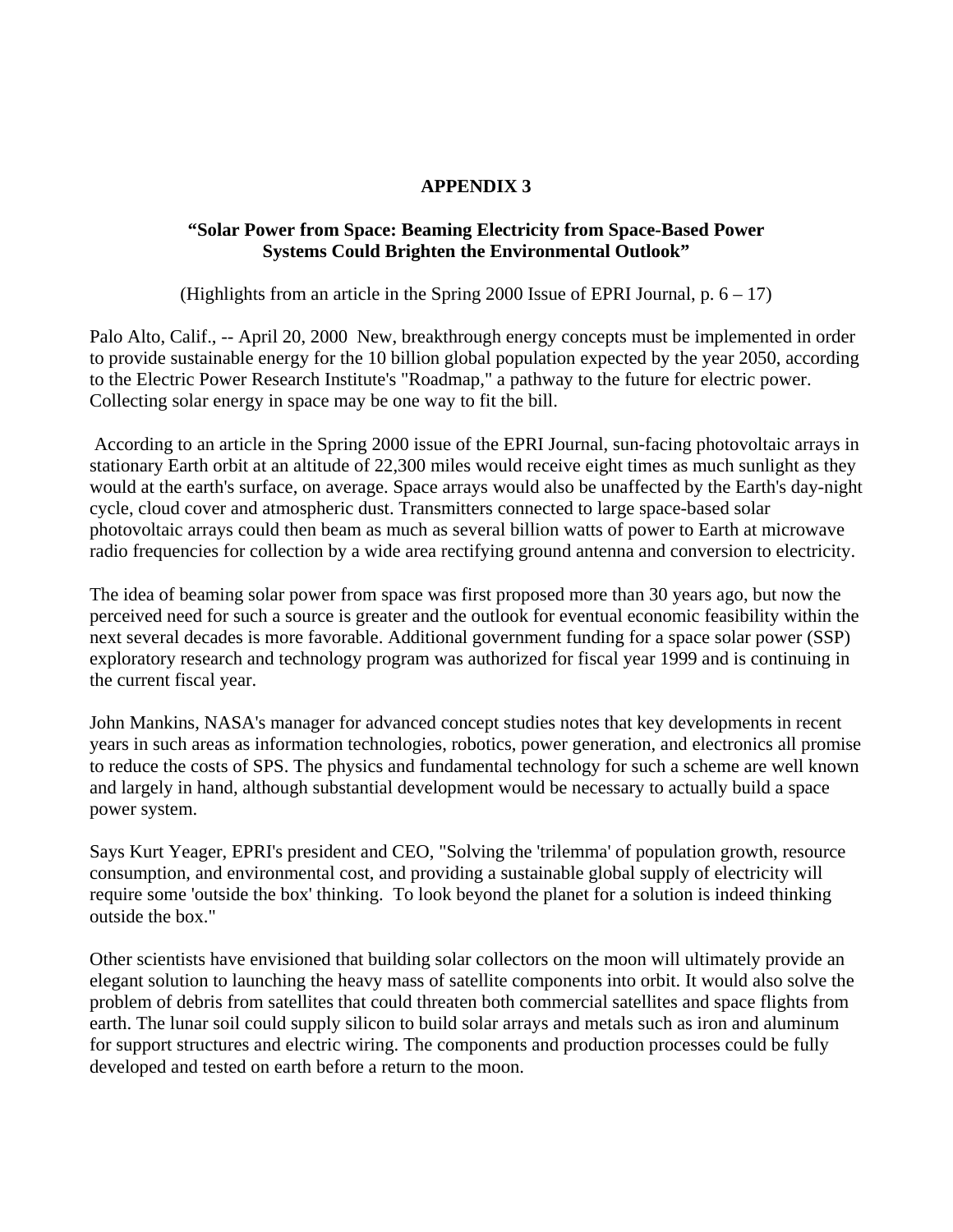## APPENDIX 3

### "Solar Power from Space: Beaming Electricity from Space-Based Power Systems Could Brighten the Environmental Outlook"

(Highlights from an article in the Spring 2000 Issue of EPRI Journal, p. 6 – 17)

Palo Alto, Calif., -- April 20, 2000 New, breakthrough energy concepts must be implemented in order to provide sustainable energy for the 10 billion global population expected by the year 2050, according to the Electric Power Research Institute's "Roadmap," a pathway to the future for electric power. Collecting solar energy in space may be one way to fit the bill.

According to an article in the Spring 2000 issue of the EPRI Journal, sun-facing photovoltaic arrays in stationary Earth orbit at an altitude of 22,300 miles would receive eight times as much sunlight as they would at the earth's surface, on average. Space arrays would also be unaffected by the Earth's day-night cycle, cloud cover and atmospheric dust. Transmitters connected to large space-based solar photovoltaic arrays could then beam as much as several billion watts of power to Earth at microwave radio frequencies for collection by a wide area rectifying ground antenna and conversion to electricity.

The idea of beaming solar power from space was first proposed more than 30 years ago, but now the perceived need for such a source is greater and the outlook for eventual economic feasibility within the next several decades is more favorable. Additional government funding for a space solar power (SSP) exploratory research and technology program was authorized for fiscal year 1999 and is continuing in the current fiscal year.

John Mankins, NASA's manager for advanced concept studies notes that key developments in recent years in such areas as information technologies, robotics, power generation, and electronics all promise to reduce the costs of SPS. The physics and fundamental technology for such a scheme are well known and largely in hand, although substantial development would be necessary to actually build a space power system.

Says Kurt Yeager, EPRI's president and CEO, "Solving the 'trilemma' of population growth, resource consumption, and environmental cost, and providing a sustainable global supply of electricity will require some 'outside the box' thinking. To look beyond the planet for a solution is indeed thinking outside the box."

Other scientists have envisioned that building solar collectors on the moon will ultimately provide an elegant solution to launching the heavy mass of satellite components into orbit. It would also solve the problem of debris from satellites that could threaten both commercial satellites and space flights from earth. The lunar soil could supply silicon to build solar arrays and metals such as iron and aluminum for support structures and electric wiring. The components and production processes could be fully developed and tested on earth before a return to the moon.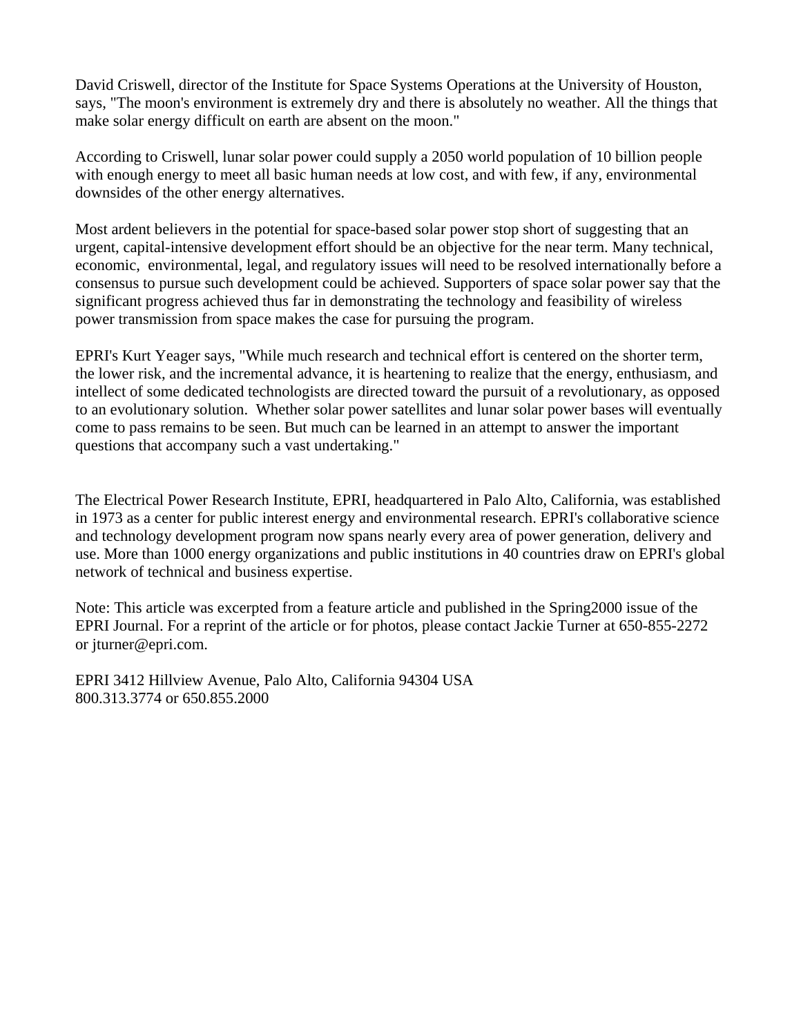David Criswell, director of the Institute for Space Systems Operations at the University of Houston, says, "The moon's environment is extremely dry and there is absolutely no weather. All the things that make solar energy difficult on earth are absent on the moon."

According to Criswell, lunar solar power could supply a 2050 world population of 10 billion people with enough energy to meet all basic human needs at low cost, and with few, if any, environmental downsides of the other energy alternatives.

Most ardent believers in the potential for space-based solar power stop short of suggesting that an urgent, capital-intensive development effort should be an objective for the near term. Many technical, economic, environmental, legal, and regulatory issues will need to be resolved internationally before a consensus to pursue such development could be achieved. Supporters of space solar power say that the significant progress achieved thus far in demonstrating the technology and feasibility of wireless power transmission from space makes the case for pursuing the program.

EPRI's Kurt Yeager says, "While much research and technical effort is centered on the shorter term, the lower risk, and the incremental advance, it is heartening to realize that the energy, enthusiasm, and intellect of some dedicated technologists are directed toward the pursuit of a revolutionary, as opposed to an evolutionary solution. Whether solar power satellites and lunar solar power bases will eventually come to pass remains to be seen. But much can be learned in an attempt to answer the important questions that accompany such a vast undertaking."

The Electrical Power Research Institute, EPRI, headquartered in Palo Alto, California, was established in 1973 as a center for public interest energy and environmental research. EPRI's collaborative science and technology development program now spans nearly every area of power generation, delivery and use. More than 1000 energy organizations and public institutions in 40 countries draw on EPRI's global network of technical and business expertise.

Note: This article was excerpted from a feature article and published in the Spring2000 issue of the EPRI Journal. For a reprint of the article or for photos, please contact Jackie Turner at 650-855-2272 or jturner@epri.com.

EPRI 3412 Hillview Avenue, Palo Alto, California 94304 USA
800.313.3774 or 650.855.2000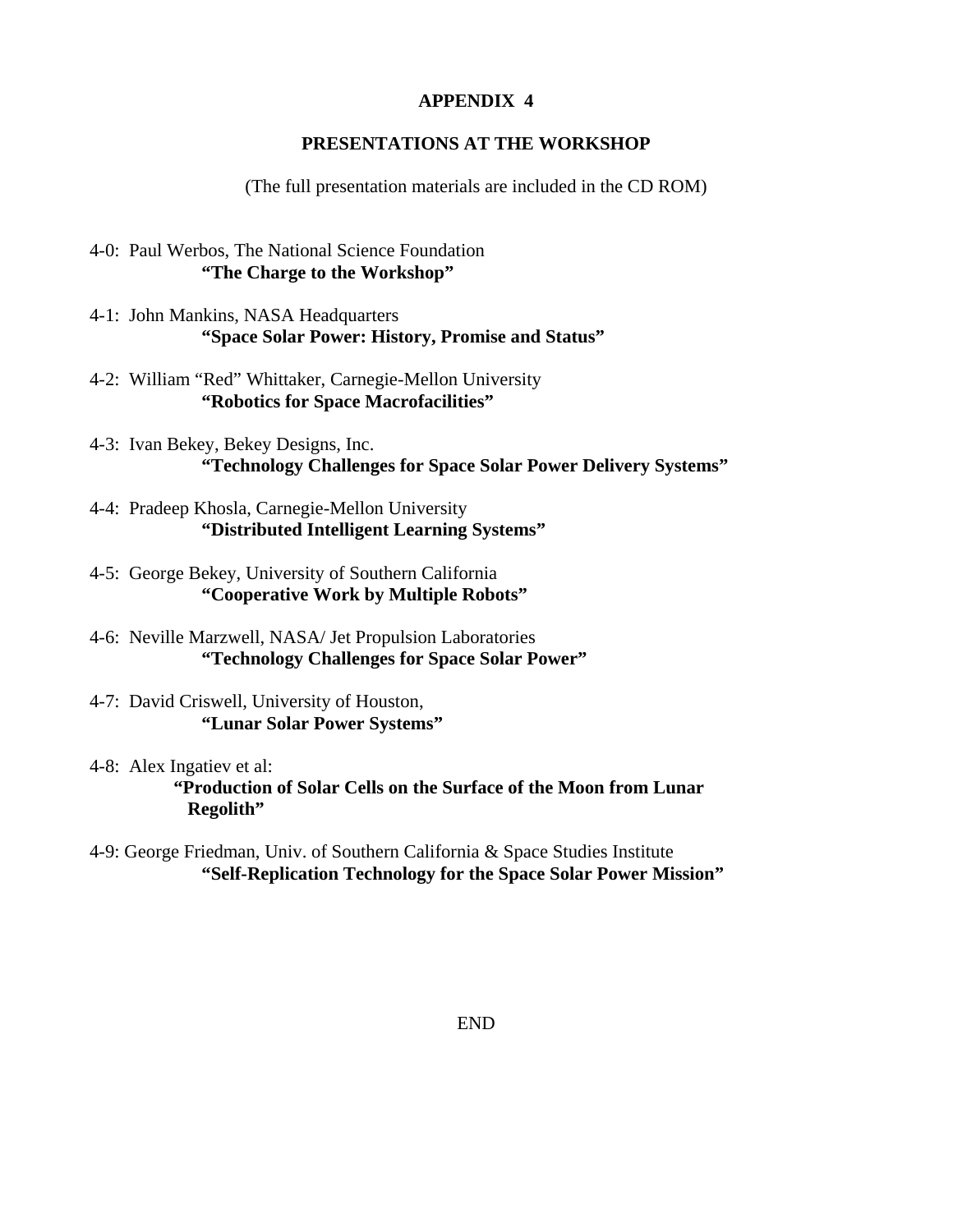# APPENDIX 4

## PRESENTATIONS AT THE WORKSHOP

(The full presentation materials are included in the CD ROM)

4-0: Paul Werbos, The National Science Foundation
**"The Charge to the Workshop"**

4-1: John Mankins, NASA Headquarters
**"Space Solar Power: History, Promise and Status"**

4-2: William "Red" Whittaker, Carnegie-Mellon University
**"Robotics for Space Macrofacilities"**

4-3: Ivan Bekey, Bekey Designs, Inc.
**"Technology Challenges for Space Solar Power Delivery Systems"**

4-4: Pradeep Khosla, Carnegie-Mellon University
**"Distributed Intelligent Learning Systems"**

4-5: George Bekey, University of Southern California
**"Cooperative Work by Multiple Robots"**

4-6: Neville Marzwell, NASA/ Jet Propulsion Laboratories
**"Technology Challenges for Space Solar Power"**

4-7: David Criswell, University of Houston,
**"Lunar Solar Power Systems"**

4-8: Alex Ingatiev et al:
**"Production of Solar Cells on the Surface of the Moon from Lunar Regolith"**

4-9: George Friedman, Univ. of Southern California & Space Studies Institute
**"Self-Replication Technology for the Space Solar Power Mission"**

END